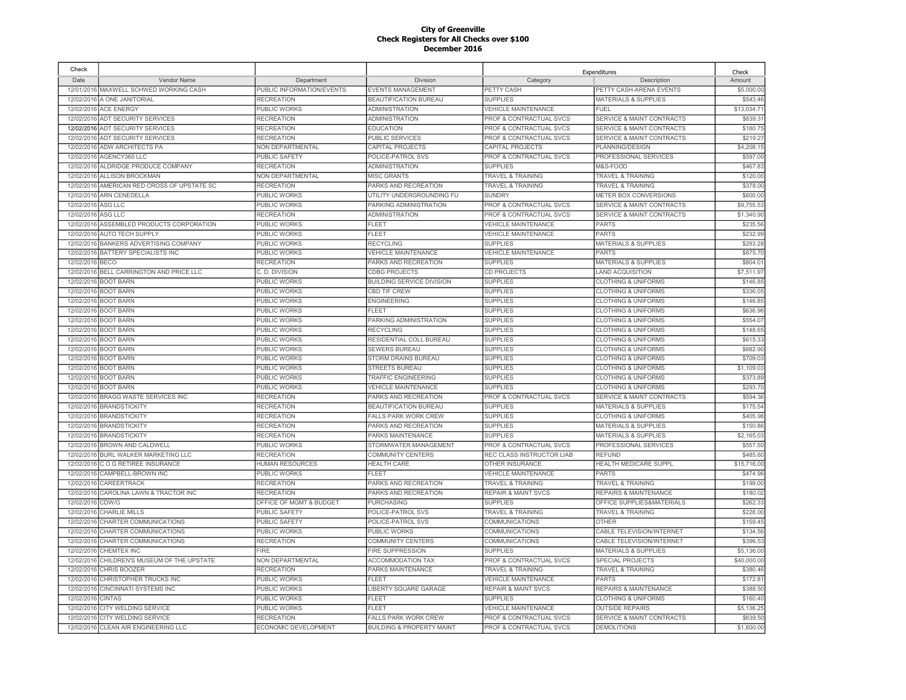# City of Greenville
## Check Registers for All Checks over $100
## December 2016

| Check Date | Vendor Name | Department | Division | Expenditures Category | Description | Check Amount |
|---|---|---|---|---|---|---|
| 12/01/2016 | MAXWELL SCHWED WORKING CASH | PUBLIC INFORMATION/EVENTS | EVENTS MANAGEMENT | PETTY CASH | PETTY CASH-ARENA EVENTS | $5,000.00 |
| 12/02/2016 | A ONE JANITORIAL | RECREATION | BEAUTIFICATION BUREAU | SUPPLIES | MATERIALS & SUPPLIES | $543.46 |
| 12/02/2016 | ACE ENERGY | PUBLIC WORKS | ADMINISTRATION | VEHICLE MAINTENANCE | FUEL | $13,034.71 |
| 12/02/2016 | ADT SECURITY SERVICES | RECREATION | ADMINISTRATION | PROF & CONTRACTUAL SVCS | SERVICE & MAINT CONTRACTS | $839.31 |
| 12/02/2016 | ADT SECURITY SERVICES | RECREATION | EDUCATION | PROF & CONTRACTUAL SVCS | SERVICE & MAINT CONTRACTS | $180.75 |
| 12/02/2016 | ADT SECURITY SERVICES | RECREATION | PUBLIC SERVICES | PROF & CONTRACTUAL SVCS | SERVICE & MAINT CONTRACTS | $219.27 |
| 12/02/2016 | ADW ARCHITECTS PA | NON DEPARTMENTAL | CAPITAL PROJECTS | CAPITAL PROJECTS | PLANNING/DESIGN | $4,208.15 |
| 12/02/2016 | AGENCY360 LLC | PUBLIC SAFETY | POLICE-PATROL SVS | PROF & CONTRACTUAL SVCS | PROFESSIONAL SERVICES | $597.00 |
| 12/02/2016 | ALDRIDGE PRODUCE COMPANY | RECREATION | ADMINISTRATION | SUPPLIES | M&S-FOOD | $467.83 |
| 12/02/2016 | ALLISON BROCKMAN | NON DEPARTMENTAL | MISC GRANTS | TRAVEL & TRAINING | TRAVEL & TRAINING | $120.00 |
| 12/02/2016 | AMERICAN RED CROSS OF UPSTATE SC | RECREATION | PARKS AND RECREATION | TRAVEL & TRAINING | TRAVEL & TRAINING | $378.00 |
| 12/02/2016 | ARN CENEDELLA | PUBLIC WORKS | UTILITY UNDERGROUNDING FU | SUNDRY | METER BOX CONVERSIONS | $600.00 |
| 12/02/2016 | ASG LLC | PUBLIC WORKS | PARKING ADMINISTRATION | PROF & CONTRACTUAL SVCS | SERVICE & MAINT CONTRACTS | $9,755.53 |
| 12/02/2016 | ASG LLC | RECREATION | ADMINISTRATION | PROF & CONTRACTUAL SVCS | SERVICE & MAINT CONTRACTS | $1,340.90 |
| 12/02/2016 | ASSEMBLED PRODUCTS CORPORATION | PUBLIC WORKS | FLEET | VEHICLE MAINTENANCE | PARTS | $235.56 |
| 12/02/2016 | AUTO TECH SUPPLY | PUBLIC WORKS | FLEET | VEHICLE MAINTENANCE | PARTS | $232.99 |
| 12/02/2016 | BANKERS ADVERTISING COMPANY | PUBLIC WORKS | RECYCLING | SUPPLIES | MATERIALS & SUPPLIES | $293.28 |
| 12/02/2016 | BATTERY SPECIALISTS INC | PUBLIC WORKS | VEHICLE MAINTENANCE | VEHICLE MAINTENANCE | PARTS | $875.70 |
| 12/02/2016 | BECO | RECREATION | PARKS AND RECREATION | SUPPLIES | MATERIALS & SUPPLIES | $804.01 |
| 12/02/2016 | BELL CARRINGTON AND PRICE LLC | C. D. DIVISION | CDBG PROJECTS | CD PROJECTS | LAND ACQUISITION | $7,511.97 |
| 12/02/2016 | BOOT BARN | PUBLIC WORKS | BUILDING SERVICE DIVISION | SUPPLIES | CLOTHING & UNIFORMS | $146.85 |
| 12/02/2016 | BOOT BARN | PUBLIC WORKS | CBD TIF CREW | SUPPLIES | CLOTHING & UNIFORMS | $336.05 |
| 12/02/2016 | BOOT BARN | PUBLIC WORKS | ENGINEERING | SUPPLIES | CLOTHING & UNIFORMS | $146.85 |
| 12/02/2016 | BOOT BARN | PUBLIC WORKS | FLEET | SUPPLIES | CLOTHING & UNIFORMS | $636.96 |
| 12/02/2016 | BOOT BARN | PUBLIC WORKS | PARKING ADMINISTRATION | SUPPLIES | CLOTHING & UNIFORMS | $554.07 |
| 12/02/2016 | BOOT BARN | PUBLIC WORKS | RECYCLING | SUPPLIES | CLOTHING & UNIFORMS | $148.65 |
| 12/02/2016 | BOOT BARN | PUBLIC WORKS | RESIDENTIAL COLL BUREAU | SUPPLIES | CLOTHING & UNIFORMS | $615.33 |
| 12/02/2016 | BOOT BARN | PUBLIC WORKS | SEWERS BUREAU | SUPPLIES | CLOTHING & UNIFORMS | $682.90 |
| 12/02/2016 | BOOT BARN | PUBLIC WORKS | STORM DRAINS BUREAU | SUPPLIES | CLOTHING & UNIFORMS | $709.03 |
| 12/02/2016 | BOOT BARN | PUBLIC WORKS | STREETS BUREAU | SUPPLIES | CLOTHING & UNIFORMS | $1,109.03 |
| 12/02/2016 | BOOT BARN | PUBLIC WORKS | TRAFFIC ENGINEERING | SUPPLIES | CLOTHING & UNIFORMS | $373.89 |
| 12/02/2016 | BOOT BARN | PUBLIC WORKS | VEHICLE MAINTENANCE | SUPPLIES | CLOTHING & UNIFORMS | $293.70 |
| 12/02/2016 | BRAGG WASTE SERVICES INC | RECREATION | PARKS AND RECREATION | PROF & CONTRACTUAL SVCS | SERVICE & MAINT CONTRACTS | $594.36 |
| 12/02/2016 | BRANDSTICKITY | RECREATION | BEAUTIFICATION BUREAU | SUPPLIES | MATERIALS & SUPPLIES | $175.54 |
| 12/02/2016 | BRANDSTICKITY | RECREATION | FALLS PARK WORK CREW | SUPPLIES | CLOTHING & UNIFORMS | $405.98 |
| 12/02/2016 | BRANDSTICKITY | RECREATION | PARKS AND RECREATION | SUPPLIES | MATERIALS & SUPPLIES | $150.86 |
| 12/02/2016 | BRANDSTICKITY | RECREATION | PARKS MAINTENANCE | SUPPLIES | MATERIALS & SUPPLIES | $2,165.03 |
| 12/02/2016 | BROWN AND CALDWELL | PUBLIC WORKS | STORMWATER MANAGEMENT | PROF & CONTRACTUAL SVCS | PROFESSIONAL SERVICES | $557.50 |
| 12/02/2016 | BURL WALKER MARKETING LLC | RECREATION | COMMUNITY CENTERS | REC CLASS INSTRUCTOR LIAB | REFUND | $485.60 |
| 12/02/2016 | C O G RETIREE INSURANCE | HUMAN RESOURCES | HEALTH CARE | OTHER INSURANCE | HEALTH MEDICARE SUPPL | $15,716.00 |
| 12/02/2016 | CAMPBELL-BROWN INC | PUBLIC WORKS | FLEET | VEHICLE MAINTENANCE | PARTS | $474.96 |
| 12/02/2016 | CAREERTRACK | RECREATION | PARKS AND RECREATION | TRAVEL & TRAINING | TRAVEL & TRAINING | $199.00 |
| 12/02/2016 | CAROLINA LAWN & TRACTOR INC | RECREATION | PARKS AND RECREATION | REPAIR & MAINT SVCS | REPAIRS & MAINTENANCE | $180.02 |
| 12/02/2016 | CDW/G | OFFICE OF MGMT & BUDGET | PURCHASING | SUPPLIES | OFFICE SUPPLIES&MATERIALS | $262.33 |
| 12/02/2016 | CHARLIE MILLS | PUBLIC SAFETY | POLICE-PATROL SVS | TRAVEL & TRAINING | TRAVEL & TRAINING | $228.00 |
| 12/02/2016 | CHARTER COMMUNICATIONS | PUBLIC SAFETY | POLICE-PATROL SVS | COMMUNICATIONS | OTHER | $159.45 |
| 12/02/2016 | CHARTER COMMUNICATIONS | PUBLIC WORKS | PUBLIC WORKS | COMMUNICATIONS | CABLE TELEVISION/INTERNET | $134.56 |
| 12/02/2016 | CHARTER COMMUNICATIONS | RECREATION | COMMUNITY CENTERS | COMMUNICATIONS | CABLE TELEVISION/INTERNET | $396.53 |
| 12/02/2016 | CHEMTEX INC | FIRE | FIRE SUPPRESSION | SUPPLIES | MATERIALS & SUPPLIES | $5,136.00 |
| 12/02/2016 | CHILDREN'S MUSEUM OF THE UPSTATE | NON DEPARTMENTAL | ACCOMMODATION TAX | PROF & CONTRACTUAL SVCS | SPECIAL PROJECTS | $40,000.00 |
| 12/02/2016 | CHRIS BOOZER | RECREATION | PARKS MAINTENANCE | TRAVEL & TRAINING | TRAVEL & TRAINING | $380.46 |
| 12/02/2016 | CHRISTOPHER TRUCKS INC | PUBLIC WORKS | FLEET | VEHICLE MAINTENANCE | PARTS | $172.81 |
| 12/02/2016 | CINCINNATI SYSTEMS INC | PUBLIC WORKS | LIBERTY SQUARE GARAGE | REPAIR & MAINT SVCS | REPAIRS & MAINTENANCE | $388.50 |
| 12/02/2016 | CINTAS | PUBLIC WORKS | FLEET | SUPPLIES | CLOTHING & UNIFORMS | $160.40 |
| 12/02/2016 | CITY WELDING SERVICE | PUBLIC WORKS | FLEET | VEHICLE MAINTENANCE | OUTSIDE REPAIRS | $5,136.25 |
| 12/02/2016 | CITY WELDING SERVICE | RECREATION | FALLS PARK WORK CREW | PROF & CONTRACTUAL SVCS | SERVICE & MAINT CONTRACTS | $639.50 |
| 12/02/2016 | CLEAN AIR ENGINEERING LLC | ECONOMIC DEVELOPMENT | BUILDING & PROPERTY MAINT | PROF & CONTRACTUAL SVCS | DEMOLITIONS | $1,600.00 |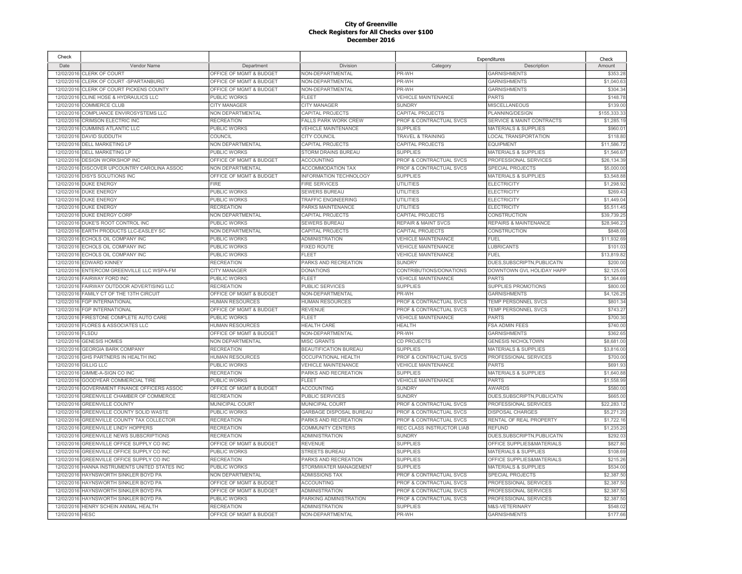# City of Greenville
## Check Registers for All Checks over $100
## December 2016

| Check Date | Vendor Name | Department | Division | Expenditures Category | Description | Check Amount |
|---|---|---|---|---|---|---|
| 12/02/2016 | CLERK OF COURT | OFFICE OF MGMT & BUDGET | NON-DEPARTMENTAL | PR-WH | GARNISHMENTS | $353.28 |
| 12/02/2016 | CLERK OF COURT -SPARTANBURG | OFFICE OF MGMT & BUDGET | NON-DEPARTMENTAL | PR-WH | GARNISHMENTS | $1,040.63 |
| 12/02/2016 | CLERK OF COURT PICKENS COUNTY | OFFICE OF MGMT & BUDGET | NON-DEPARTMENTAL | PR-WH | GARNISHMENTS | $304.34 |
| 12/02/2016 | CLINE HOSE & HYDRAULICS LLC | PUBLIC WORKS | FLEET | VEHICLE MAINTENANCE | PARTS | $148.78 |
| 12/02/2016 | COMMERCE CLUB | CITY MANAGER | CITY MANAGER | SUNDRY | MISCELLANEOUS | $139.00 |
| 12/02/2016 | COMPLIANCE ENVIROSYSTEMS LLC | NON DEPARTMENTAL | CAPITAL PROJECTS | CAPITAL PROJECTS | PLANNING/DESIGN | $155,333.33 |
| 12/02/2016 | CRIMSON ELECTRIC INC | RECREATION | FALLS PARK WORK CREW | PROF & CONTRACTUAL SVCS | SERVICE & MAINT CONTRACTS | $1,285.19 |
| 12/02/2016 | CUMMINS ATLANTIC LLC | PUBLIC WORKS | VEHICLE MAINTENANCE | SUPPLIES | MATERIALS & SUPPLIES | $960.01 |
| 12/02/2016 | DAVID SUDDUTH | COUNCIL | CITY COUNCIL | TRAVEL & TRAINING | LOCAL TRANSPORTATION | $118.80 |
| 12/02/2016 | DELL MARKETING LP | NON DEPARTMENTAL | CAPITAL PROJECTS | CAPITAL PROJECTS | EQUIPMENT | $11,586.72 |
| 12/02/2016 | DELL MARKETING LP | PUBLIC WORKS | STORM DRAINS BUREAU | SUPPLIES | MATERIALS & SUPPLIES | $1,546.67 |
| 12/02/2016 | DESIGN WORKSHOP INC | OFFICE OF MGMT & BUDGET | ACCOUNTING | PROF & CONTRACTUAL SVCS | PROFESSIONAL SERVICES | $26,134.39 |
| 12/02/2016 | DISCOVER UPCOUNTRY CAROLINA ASSOC | NON DEPARTMENTAL | ACCOMMODATION TAX | PROF & CONTRACTUAL SVCS | SPECIAL PROJECTS | $5,000.00 |
| 12/02/2016 | DISYS SOLUTIONS INC | OFFICE OF MGMT & BUDGET | INFORMATION TECHNOLOGY | SUPPLIES | MATERIALS & SUPPLIES | $3,548.88 |
| 12/02/2016 | DUKE ENERGY | FIRE | FIRE SERVICES | UTILITIES | ELECTRICITY | $1,298.92 |
| 12/02/2016 | DUKE ENERGY | PUBLIC WORKS | SEWERS BUREAU | UTILITIES | ELECTRICITY | $269.43 |
| 12/02/2016 | DUKE ENERGY | PUBLIC WORKS | TRAFFIC ENGINEERING | UTILITIES | ELECTRICITY | $1,449.04 |
| 12/02/2016 | DUKE ENERGY | RECREATION | PARKS MAINTENANCE | UTILITIES | ELECTRICITY | $5,511.45 |
| 12/02/2016 | DUKE ENERGY CORP | NON DEPARTMENTAL | CAPITAL PROJECTS | CAPITAL PROJECTS | CONSTRUCTION | $39,739.25 |
| 12/02/2016 | DUKE'S ROOT CONTROL INC | PUBLIC WORKS | SEWERS BUREAU | REPAIR & MAINT SVCS | REPAIRS & MAINTENANCE | $28,946.23 |
| 12/02/2016 | EARTH PRODUCTS LLC-EASLEY SC | NON DEPARTMENTAL | CAPITAL PROJECTS | CAPITAL PROJECTS | CONSTRUCTION | $848.00 |
| 12/02/2016 | ECHOLS OIL COMPANY INC | PUBLIC WORKS | ADMINISTRATION | VEHICLE MAINTENANCE | FUEL | $11,932.69 |
| 12/02/2016 | ECHOLS OIL COMPANY INC | PUBLIC WORKS | FIXED ROUTE | VEHICLE MAINTENANCE | LUBRICANTS | $101.03 |
| 12/02/2016 | ECHOLS OIL COMPANY INC | PUBLIC WORKS | FLEET | VEHICLE MAINTENANCE | FUEL | $13,819.82 |
| 12/02/2016 | EDWARD KINNEY | RECREATION | PARKS AND RECREATION | SUNDRY | DUES,SUBSCRIPTN,PUBLICATN | $200.00 |
| 12/02/2016 | ENTERCOM GREENVILLE LLC WSPA-FM | CITY MANAGER | DONATIONS | CONTRIBUTIONS/DONATIONS | DOWNTOWN GVL HOLIDAY HAPP | $2,125.00 |
| 12/02/2016 | FAIRWAY FORD INC | PUBLIC WORKS | FLEET | VEHICLE MAINTENANCE | PARTS | $1,364.69 |
| 12/02/2016 | FAIRWAY OUTDOOR ADVERTISING LLC | RECREATION | PUBLIC SERVICES | SUPPLIES | SUPPLIES PROMOTIONS | $800.00 |
| 12/02/2016 | FAMILY CT OF THE 13TH CIRCUIT | OFFICE OF MGMT & BUDGET | NON-DEPARTMENTAL | PR-WH | GARNISHMENTS | $4,126.25 |
| 12/02/2016 | FGP INTERNATIONAL | HUMAN RESOURCES | HUMAN RESOURCES | PROF & CONTRACTUAL SVCS | TEMP PERSONNEL SVCS | $801.34 |
| 12/02/2016 | FGP INTERNATIONAL | OFFICE OF MGMT & BUDGET | REVENUE | PROF & CONTRACTUAL SVCS | TEMP PERSONNEL SVCS | $743.27 |
| 12/02/2016 | FIRESTONE COMPLETE AUTO CARE | PUBLIC WORKS | FLEET | VEHICLE MAINTENANCE | PARTS | $700.30 |
| 12/02/2016 | FLORES & ASSOCIATES LLC | HUMAN RESOURCES | HEALTH CARE | HEALTH | FSA ADMIN FEES | $740.00 |
| 12/02/2016 | FLSDU | OFFICE OF MGMT & BUDGET | NON-DEPARTMENTAL | PR-WH | GARNISHMENTS | $362.65 |
| 12/02/2016 | GENESIS HOMES | NON DEPARTMENTAL | MISC GRANTS | CD PROJECTS | GENESIS NICHOLTOWN | $8,681.00 |
| 12/02/2016 | GEORGIA BARK COMPANY | RECREATION | BEAUTIFICATION BUREAU | SUPPLIES | MATERIALS & SUPPLIES | $3,816.00 |
| 12/02/2016 | GHS PARTNERS IN HEALTH INC | HUMAN RESOURCES | OCCUPATIONAL HEALTH | PROF & CONTRACTUAL SVCS | PROFESSIONAL SERVICES | $700.00 |
| 12/02/2016 | GILLIG LLC | PUBLIC WORKS | VEHICLE MAINTENANCE | VEHICLE MAINTENANCE | PARTS | $691.93 |
| 12/02/2016 | GIMME-A-SIGN CO INC | RECREATION | PARKS AND RECREATION | SUPPLIES | MATERIALS & SUPPLIES | $1,640.88 |
| 12/02/2016 | GOODYEAR COMMERCIAL TIRE | PUBLIC WORKS | FLEET | VEHICLE MAINTENANCE | PARTS | $1,558.99 |
| 12/02/2016 | GOVERNMENT FINANCE OFFICERS ASSOC | OFFICE OF MGMT & BUDGET | ACCOUNTING | SUNDRY | AWARDS | $580.00 |
| 12/02/2016 | GREENVILLE CHAMBER OF COMMERCE | RECREATION | PUBLIC SERVICES | SUNDRY | DUES,SUBSCRIPTN,PUBLICATN | $665.00 |
| 12/02/2016 | GREENVILLE COUNTY | MUNICIPAL COURT | MUNICIPAL COURT | PROF & CONTRACTUAL SVCS | PROFESSIONAL SERVICES | $22,283.12 |
| 12/02/2016 | GREENVILLE COUNTY SOLID WASTE | PUBLIC WORKS | GARBAGE DISPOSAL BUREAU | PROF & CONTRACTUAL SVCS | DISPOSAL CHARGES | $5,271.20 |
| 12/02/2016 | GREENVILLE COUNTY TAX COLLECTOR | RECREATION | PARKS AND RECREATION | PROF & CONTRACTUAL SVCS | RENTAL OF REAL PROPERTY | $1,722.16 |
| 12/02/2016 | GREENVILLE LINDY HOPPERS | RECREATION | COMMUNITY CENTERS | REC CLASS INSTRUCTOR LIAB | REFUND | $1,235.20 |
| 12/02/2016 | GREENVILLE NEWS SUBSCRIPTIONS | RECREATION | ADMINISTRATION | SUNDRY | DUES,SUBSCRIPTN,PUBLICATN | $292.03 |
| 12/02/2016 | GREENVILLE OFFICE SUPPLY CO INC | OFFICE OF MGMT & BUDGET | REVENUE | SUPPLIES | OFFICE SUPPLIES&MATERIALS | $827.80 |
| 12/02/2016 | GREENVILLE OFFICE SUPPLY CO INC | PUBLIC WORKS | STREETS BUREAU | SUPPLIES | MATERIALS & SUPPLIES | $108.69 |
| 12/02/2016 | GREENVILLE OFFICE SUPPLY CO INC | RECREATION | PARKS AND RECREATION | SUPPLIES | OFFICE SUPPLIES&MATERIALS | $215.26 |
| 12/02/2016 | HANNA INSTRUMENTS UNITED STATES INC | PUBLIC WORKS | STORMWATER MANAGEMENT | SUPPLIES | MATERIALS & SUPPLIES | $534.00 |
| 12/02/2016 | HAYNSWORTH SINKLER BOYD PA | NON DEPARTMENTAL | ADMISSIONS TAX | PROF & CONTRACTUAL SVCS | SPECIAL PROJECTS | $2,387.50 |
| 12/02/2016 | HAYNSWORTH SINKLER BOYD PA | OFFICE OF MGMT & BUDGET | ACCOUNTING | PROF & CONTRACTUAL SVCS | PROFESSIONAL SERVICES | $2,387.50 |
| 12/02/2016 | HAYNSWORTH SINKLER BOYD PA | OFFICE OF MGMT & BUDGET | ADMINISTRATION | PROF & CONTRACTUAL SVCS | PROFESSIONAL SERVICES | $2,387.50 |
| 12/02/2016 | HAYNSWORTH SINKLER BOYD PA | PUBLIC WORKS | PARKING ADMINISTRATION | PROF & CONTRACTUAL SVCS | PROFESSIONAL SERVICES | $2,387.50 |
| 12/02/2016 | HENRY SCHEIN ANIMAL HEALTH | RECREATION | ADMINISTRATION | SUPPLIES | M&S-VETERINARY | $548.02 |
| 12/02/2016 | HESC | OFFICE OF MGMT & BUDGET | NON-DEPARTMENTAL | PR-WH | GARNISHMENTS | $177.66 |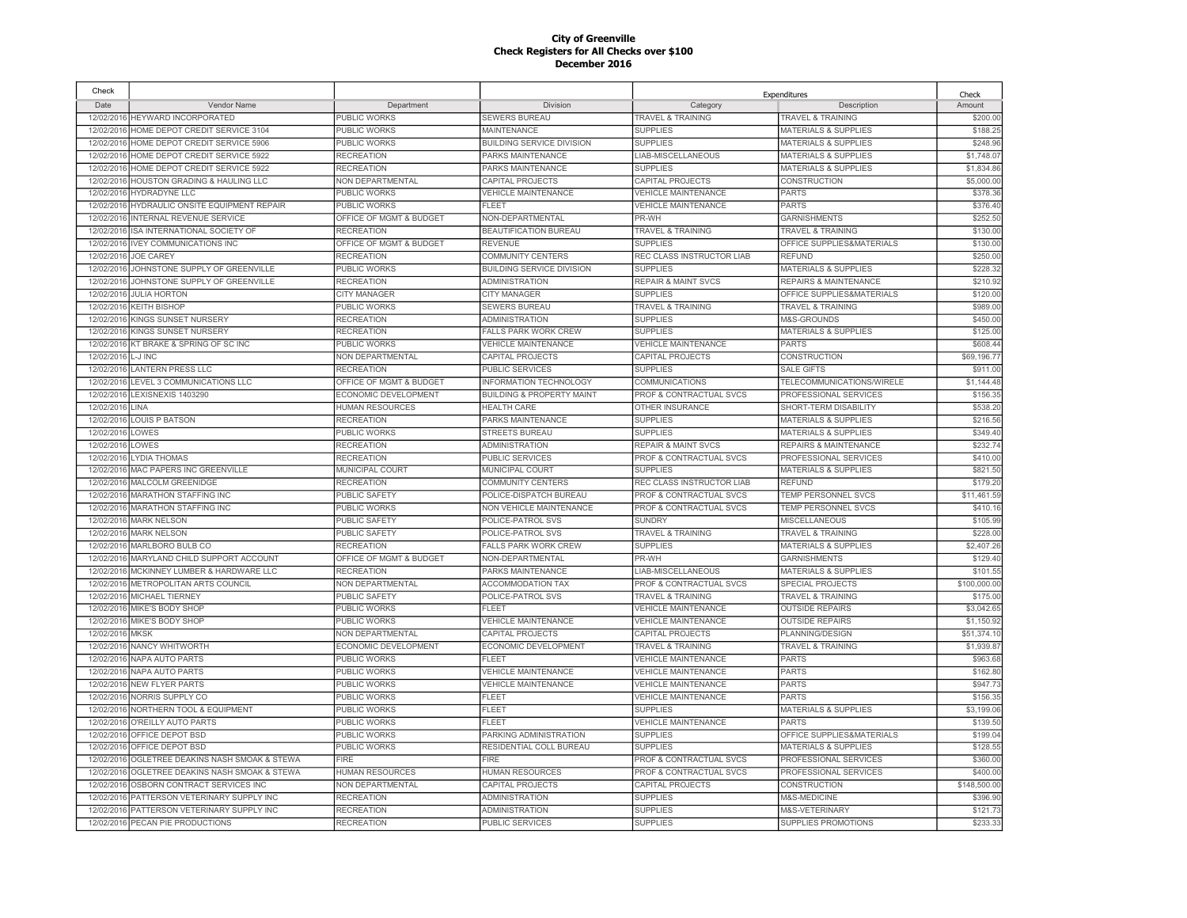**City of Greenville**
**Check Registers for All Checks over $100**
**December 2016**

| Check | | | | Expenditures | | Check |
|---|---|---|---|---|---|---|
| Date | Vendor Name | Department | Division | Category | Description | Amount |
| 12/02/2016 | HEYWARD INCORPORATED | PUBLIC WORKS | SEWERS BUREAU | TRAVEL & TRAINING | TRAVEL & TRAINING | $200.00 |
| 12/02/2016 | HOME DEPOT CREDIT SERVICE 3104 | PUBLIC WORKS | MAINTENANCE | SUPPLIES | MATERIALS & SUPPLIES | $188.25 |
| 12/02/2016 | HOME DEPOT CREDIT SERVICE 5906 | PUBLIC WORKS | BUILDING SERVICE DIVISION | SUPPLIES | MATERIALS & SUPPLIES | $248.96 |
| 12/02/2016 | HOME DEPOT CREDIT SERVICE 5922 | RECREATION | PARKS MAINTENANCE | LIAB-MISCELLANEOUS | MATERIALS & SUPPLIES | $1,748.07 |
| 12/02/2016 | HOME DEPOT CREDIT SERVICE 5922 | RECREATION | PARKS MAINTENANCE | SUPPLIES | MATERIALS & SUPPLIES | $1,834.86 |
| 12/02/2016 | HOUSTON GRADING & HAULING LLC | NON DEPARTMENTAL | CAPITAL PROJECTS | CAPITAL PROJECTS | CONSTRUCTION | $5,000.00 |
| 12/02/2016 | HYDRADYNE LLC | PUBLIC WORKS | VEHICLE MAINTENANCE | VEHICLE MAINTENANCE | PARTS | $378.36 |
| 12/02/2016 | HYDRAULIC ONSITE EQUIPMENT REPAIR | PUBLIC WORKS | FLEET | VEHICLE MAINTENANCE | PARTS | $376.40 |
| 12/02/2016 | INTERNAL REVENUE SERVICE | OFFICE OF MGMT & BUDGET | NON-DEPARTMENTAL | PR-WH | GARNISHMENTS | $252.50 |
| 12/02/2016 | ISA INTERNATIONAL SOCIETY OF | RECREATION | BEAUTIFICATION BUREAU | TRAVEL & TRAINING | TRAVEL & TRAINING | $130.00 |
| 12/02/2016 | IVEY COMMUNICATIONS INC | OFFICE OF MGMT & BUDGET | REVENUE | SUPPLIES | OFFICE SUPPLIES&MATERIALS | $130.00 |
| 12/02/2016 | JOE CAREY | RECREATION | COMMUNITY CENTERS | REC CLASS INSTRUCTOR LIAB | REFUND | $250.00 |
| 12/02/2016 | JOHNSTONE SUPPLY OF GREENVILLE | PUBLIC WORKS | BUILDING SERVICE DIVISION | SUPPLIES | MATERIALS & SUPPLIES | $228.32 |
| 12/02/2016 | JOHNSTONE SUPPLY OF GREENVILLE | RECREATION | ADMINISTRATION | REPAIR & MAINT SVCS | REPAIRS & MAINTENANCE | $210.92 |
| 12/02/2016 | JULIA HORTON | CITY MANAGER | CITY MANAGER | SUPPLIES | OFFICE SUPPLIES&MATERIALS | $120.00 |
| 12/02/2016 | KEITH BISHOP | PUBLIC WORKS | SEWERS BUREAU | TRAVEL & TRAINING | TRAVEL & TRAINING | $989.00 |
| 12/02/2016 | KINGS SUNSET NURSERY | RECREATION | ADMINISTRATION | SUPPLIES | M&S-GROUNDS | $450.00 |
| 12/02/2016 | KINGS SUNSET NURSERY | RECREATION | FALLS PARK WORK CREW | SUPPLIES | MATERIALS & SUPPLIES | $125.00 |
| 12/02/2016 | KT BRAKE & SPRING OF SC INC | PUBLIC WORKS | VEHICLE MAINTENANCE | VEHICLE MAINTENANCE | PARTS | $608.44 |
| 12/02/2016 | L-J INC | NON DEPARTMENTAL | CAPITAL PROJECTS | CAPITAL PROJECTS | CONSTRUCTION | $69,196.77 |
| 12/02/2016 | LANTERN PRESS LLC | RECREATION | PUBLIC SERVICES | SUPPLIES | SALE GIFTS | $911.00 |
| 12/02/2016 | LEVEL 3 COMMUNICATIONS LLC | OFFICE OF MGMT & BUDGET | INFORMATION TECHNOLOGY | COMMUNICATIONS | TELECOMMUNICATIONS/WIRELE | $1,144.48 |
| 12/02/2016 | LEXISNEXIS 1403290 | ECONOMIC DEVELOPMENT | BUILDING & PROPERTY MAINT | PROF & CONTRACTUAL SVCS | PROFESSIONAL SERVICES | $156.35 |
| 12/02/2016 | LINA | HUMAN RESOURCES | HEALTH CARE | OTHER INSURANCE | SHORT-TERM DISABILITY | $538.20 |
| 12/02/2016 | LOUIS P BATSON | RECREATION | PARKS MAINTENANCE | SUPPLIES | MATERIALS & SUPPLIES | $216.56 |
| 12/02/2016 | LOWES | PUBLIC WORKS | STREETS BUREAU | SUPPLIES | MATERIALS & SUPPLIES | $349.40 |
| 12/02/2016 | LOWES | RECREATION | ADMINISTRATION | REPAIR & MAINT SVCS | REPAIRS & MAINTENANCE | $232.74 |
| 12/02/2016 | LYDIA THOMAS | RECREATION | PUBLIC SERVICES | PROF & CONTRACTUAL SVCS | PROFESSIONAL SERVICES | $410.00 |
| 12/02/2016 | MAC PAPERS INC GREENVILLE | MUNICIPAL COURT | MUNICIPAL COURT | SUPPLIES | MATERIALS & SUPPLIES | $821.50 |
| 12/02/2016 | MALCOLM GREENIDGE | RECREATION | COMMUNITY CENTERS | REC CLASS INSTRUCTOR LIAB | REFUND | $179.20 |
| 12/02/2016 | MARATHON STAFFING INC | PUBLIC SAFETY | POLICE-DISPATCH BUREAU | PROF & CONTRACTUAL SVCS | TEMP PERSONNEL SVCS | $11,461.59 |
| 12/02/2016 | MARATHON STAFFING INC | PUBLIC WORKS | NON VEHICLE MAINTENANCE | PROF & CONTRACTUAL SVCS | TEMP PERSONNEL SVCS | $410.16 |
| 12/02/2016 | MARK NELSON | PUBLIC SAFETY | POLICE-PATROL SVS | SUNDRY | MISCELLANEOUS | $105.99 |
| 12/02/2016 | MARK NELSON | PUBLIC SAFETY | POLICE-PATROL SVS | TRAVEL & TRAINING | TRAVEL & TRAINING | $228.00 |
| 12/02/2016 | MARLBORO BULB CO | RECREATION | FALLS PARK WORK CREW | SUPPLIES | MATERIALS & SUPPLIES | $2,407.26 |
| 12/02/2016 | MARYLAND CHILD SUPPORT ACCOUNT | OFFICE OF MGMT & BUDGET | NON-DEPARTMENTAL | PR-WH | GARNISHMENTS | $129.40 |
| 12/02/2016 | MCKINNEY LUMBER & HARDWARE LLC | RECREATION | PARKS MAINTENANCE | LIAB-MISCELLANEOUS | MATERIALS & SUPPLIES | $101.55 |
| 12/02/2016 | METROPOLITAN ARTS COUNCIL | NON DEPARTMENTAL | ACCOMMODATION TAX | PROF & CONTRACTUAL SVCS | SPECIAL PROJECTS | $100,000.00 |
| 12/02/2016 | MICHAEL TIERNEY | PUBLIC SAFETY | POLICE-PATROL SVS | TRAVEL & TRAINING | TRAVEL & TRAINING | $175.00 |
| 12/02/2016 | MIKE'S BODY SHOP | PUBLIC WORKS | FLEET | VEHICLE MAINTENANCE | OUTSIDE REPAIRS | $3,042.65 |
| 12/02/2016 | MIKE'S BODY SHOP | PUBLIC WORKS | VEHICLE MAINTENANCE | VEHICLE MAINTENANCE | OUTSIDE REPAIRS | $1,150.92 |
| 12/02/2016 | MKSK | NON DEPARTMENTAL | CAPITAL PROJECTS | CAPITAL PROJECTS | PLANNING/DESIGN | $51,374.10 |
| 12/02/2016 | NANCY WHITWORTH | ECONOMIC DEVELOPMENT | ECONOMIC DEVELOPMENT | TRAVEL & TRAINING | TRAVEL & TRAINING | $1,939.87 |
| 12/02/2016 | NAPA AUTO PARTS | PUBLIC WORKS | FLEET | VEHICLE MAINTENANCE | PARTS | $963.68 |
| 12/02/2016 | NAPA AUTO PARTS | PUBLIC WORKS | VEHICLE MAINTENANCE | VEHICLE MAINTENANCE | PARTS | $162.80 |
| 12/02/2016 | NEW FLYER PARTS | PUBLIC WORKS | VEHICLE MAINTENANCE | VEHICLE MAINTENANCE | PARTS | $947.73 |
| 12/02/2016 | NORRIS SUPPLY CO | PUBLIC WORKS | FLEET | VEHICLE MAINTENANCE | PARTS | $156.35 |
| 12/02/2016 | NORTHERN TOOL & EQUIPMENT | PUBLIC WORKS | FLEET | SUPPLIES | MATERIALS & SUPPLIES | $3,199.06 |
| 12/02/2016 | O'REILLY AUTO PARTS | PUBLIC WORKS | FLEET | VEHICLE MAINTENANCE | PARTS | $139.50 |
| 12/02/2016 | OFFICE DEPOT BSD | PUBLIC WORKS | PARKING ADMINISTRATION | SUPPLIES | OFFICE SUPPLIES&MATERIALS | $199.04 |
| 12/02/2016 | OFFICE DEPOT BSD | PUBLIC WORKS | RESIDENTIAL COLL BUREAU | SUPPLIES | MATERIALS & SUPPLIES | $128.55 |
| 12/02/2016 | OGLETREE DEAKINS NASH SMOAK & STEWA | FIRE | FIRE | PROF & CONTRACTUAL SVCS | PROFESSIONAL SERVICES | $360.00 |
| 12/02/2016 | OGLETREE DEAKINS NASH SMOAK & STEWA | HUMAN RESOURCES | HUMAN RESOURCES | PROF & CONTRACTUAL SVCS | PROFESSIONAL SERVICES | $400.00 |
| 12/02/2016 | OSBORN CONTRACT SERVICES INC | NON DEPARTMENTAL | CAPITAL PROJECTS | CAPITAL PROJECTS | CONSTRUCTION | $148,500.00 |
| 12/02/2016 | PATTERSON VETERINARY SUPPLY INC | RECREATION | ADMINISTRATION | SUPPLIES | M&S-MEDICINE | $396.90 |
| 12/02/2016 | PATTERSON VETERINARY SUPPLY INC | RECREATION | ADMINISTRATION | SUPPLIES | M&S-VETERINARY | $121.73 |
| 12/02/2016 | PECAN PIE PRODUCTIONS | RECREATION | PUBLIC SERVICES | SUPPLIES | SUPPLIES PROMOTIONS | $233.33 |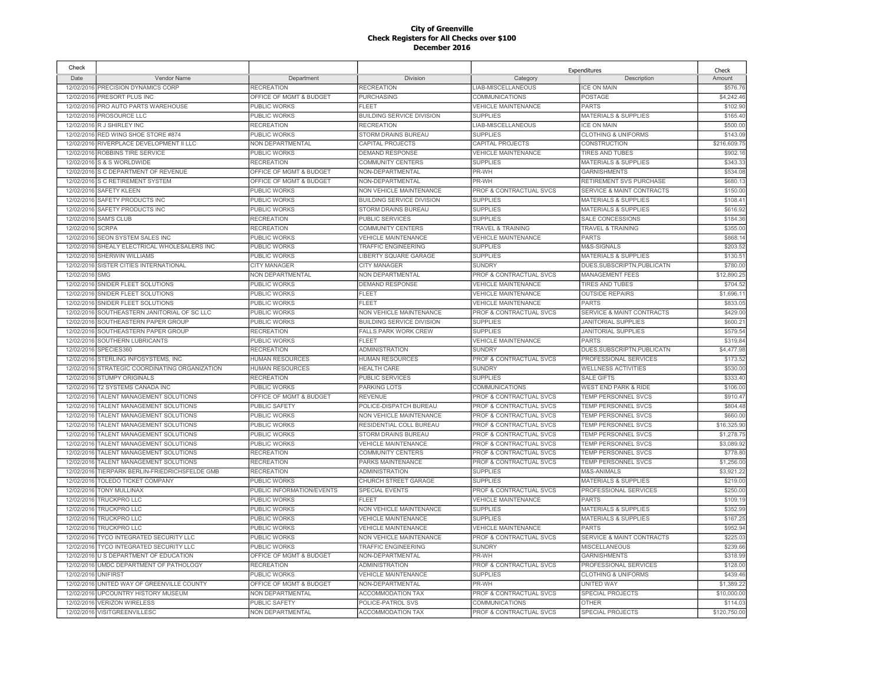# City of Greenville
## Check Registers for All Checks over $100
## December 2016

| Check Date | Vendor Name | Department | Division | Expenditures Category | Description | Check Amount |
|---|---|---|---|---|---|---|
| 12/02/2016 | PRECISION DYNAMICS CORP | RECREATION | RECREATION | LIAB-MISCELLANEOUS | ICE ON MAIN | $576.76 |
| 12/02/2016 | PRESORT PLUS INC | OFFICE OF MGMT & BUDGET | PURCHASING | COMMUNICATIONS | POSTAGE | $4,242.46 |
| 12/02/2016 | PRO AUTO PARTS WAREHOUSE | PUBLIC WORKS | FLEET | VEHICLE MAINTENANCE | PARTS | $102.90 |
| 12/02/2016 | PROSOURCE LLC | PUBLIC WORKS | BUILDING SERVICE DIVISION | SUPPLIES | MATERIALS & SUPPLIES | $165.40 |
| 12/02/2016 | R J SHIRLEY INC | RECREATION | RECREATION | LIAB-MISCELLANEOUS | ICE ON MAIN | $500.00 |
| 12/02/2016 | RED WING SHOE STORE #874 | PUBLIC WORKS | STORM DRAINS BUREAU | SUPPLIES | CLOTHING & UNIFORMS | $143.09 |
| 12/02/2016 | RIVERPLACE DEVELOPMENT II LLC | NON DEPARTMENTAL | CAPITAL PROJECTS | CAPITAL PROJECTS | CONSTRUCTION | $216,609.75 |
| 12/02/2016 | ROBBINS TIRE SERVICE | PUBLIC WORKS | DEMAND RESPONSE | VEHICLE MAINTENANCE | TIRES AND TUBES | $902.16 |
| 12/02/2016 | S & S WORLDWIDE | RECREATION | COMMUNITY CENTERS | SUPPLIES | MATERIALS & SUPPLIES | $343.33 |
| 12/02/2016 | S C DEPARTMENT OF REVENUE | OFFICE OF MGMT & BUDGET | NON-DEPARTMENTAL | PR-WH | GARNISHMENTS | $534.08 |
| 12/02/2016 | S C RETIREMENT SYSTEM | OFFICE OF MGMT & BUDGET | NON-DEPARTMENTAL | PR-WH | RETIREMENT SVS PURCHASE | $680.13 |
| 12/02/2016 | SAFETY KLEEN | PUBLIC WORKS | NON VEHICLE MAINTENANCE | PROF & CONTRACTUAL SVCS | SERVICE & MAINT CONTRACTS | $150.00 |
| 12/02/2016 | SAFETY PRODUCTS INC | PUBLIC WORKS | BUILDING SERVICE DIVISION | SUPPLIES | MATERIALS & SUPPLIES | $108.41 |
| 12/02/2016 | SAFETY PRODUCTS INC | PUBLIC WORKS | STORM DRAINS BUREAU | SUPPLIES | MATERIALS & SUPPLIES | $616.92 |
| 12/02/2016 | SAM'S CLUB | RECREATION | PUBLIC SERVICES | SUPPLIES | SALE CONCESSIONS | $184.36 |
| 12/02/2016 | SCRPA | RECREATION | COMMUNITY CENTERS | TRAVEL & TRAINING | TRAVEL & TRAINING | $355.00 |
| 12/02/2016 | SEON SYSTEM SALES INC | PUBLIC WORKS | VEHICLE MAINTENANCE | VEHICLE MAINTENANCE | PARTS | $868.14 |
| 12/02/2016 | SHEALY ELECTRICAL WHOLESALERS INC | PUBLIC WORKS | TRAFFIC ENGINEERING | SUPPLIES | M&S-SIGNALS | $203.52 |
| 12/02/2016 | SHERWIN WILLIAMS | PUBLIC WORKS | LIBERTY SQUARE GARAGE | SUPPLIES | MATERIALS & SUPPLIES | $130.51 |
| 12/02/2016 | SISTER CITIES INTERNATIONAL | CITY MANAGER | CITY MANAGER | SUNDRY | DUES,SUBSCRIPTN,PUBLICATN | $780.00 |
| 12/02/2016 | SMG | NON DEPARTMENTAL | NON DEPARTMENTAL | PROF & CONTRACTUAL SVCS | MANAGEMENT FEES | $12,890.25 |
| 12/02/2016 | SNIDER FLEET SOLUTIONS | PUBLIC WORKS | DEMAND RESPONSE | VEHICLE MAINTENANCE | TIRES AND TUBES | $704.52 |
| 12/02/2016 | SNIDER FLEET SOLUTIONS | PUBLIC WORKS | FLEET | VEHICLE MAINTENANCE | OUTSIDE REPAIRS | $1,696.11 |
| 12/02/2016 | SNIDER FLEET SOLUTIONS | PUBLIC WORKS | FLEET | VEHICLE MAINTENANCE | PARTS | $833.05 |
| 12/02/2016 | SOUTHEASTERN JANITORIAL OF SC LLC | PUBLIC WORKS | NON VEHICLE MAINTENANCE | PROF & CONTRACTUAL SVCS | SERVICE & MAINT CONTRACTS | $429.00 |
| 12/02/2016 | SOUTHEASTERN PAPER GROUP | PUBLIC WORKS | BUILDING SERVICE DIVISION | SUPPLIES | JANITORIAL SUPPLIES | $600.21 |
| 12/02/2016 | SOUTHEASTERN PAPER GROUP | RECREATION | FALLS PARK WORK CREW | SUPPLIES | JANITORIAL SUPPLIES | $579.54 |
| 12/02/2016 | SOUTHERN LUBRICANTS | PUBLIC WORKS | FLEET | VEHICLE MAINTENANCE | PARTS | $319.84 |
| 12/02/2016 | SPECIES360 | RECREATION | ADMINISTRATION | SUNDRY | DUES,SUBSCRIPTN,PUBLICATN | $4,477.98 |
| 12/02/2016 | STERLING INFOSYSTEMS, INC | HUMAN RESOURCES | HUMAN RESOURCES | PROF & CONTRACTUAL SVCS | PROFESSIONAL SERVICES | $173.52 |
| 12/02/2016 | STRATEGIC COORDINATING ORGANIZATION | HUMAN RESOURCES | HEALTH CARE | SUNDRY | WELLNESS ACTIVITIES | $530.00 |
| 12/02/2016 | STUMPY ORIGINALS | RECREATION | PUBLIC SERVICES | SUPPLIES | SALE GIFTS | $333.40 |
| 12/02/2016 | T2 SYSTEMS CANADA INC | PUBLIC WORKS | PARKING LOTS | COMMUNICATIONS | WEST END PARK & RIDE | $106.00 |
| 12/02/2016 | TALENT MANAGEMENT SOLUTIONS | OFFICE OF MGMT & BUDGET | REVENUE | PROF & CONTRACTUAL SVCS | TEMP PERSONNEL SVCS | $910.47 |
| 12/02/2016 | TALENT MANAGEMENT SOLUTIONS | PUBLIC SAFETY | POLICE-DISPATCH BUREAU | PROF & CONTRACTUAL SVCS | TEMP PERSONNEL SVCS | $804.48 |
| 12/02/2016 | TALENT MANAGEMENT SOLUTIONS | PUBLIC WORKS | NON VEHICLE MAINTENANCE | PROF & CONTRACTUAL SVCS | TEMP PERSONNEL SVCS | $660.00 |
| 12/02/2016 | TALENT MANAGEMENT SOLUTIONS | PUBLIC WORKS | RESIDENTIAL COLL BUREAU | PROF & CONTRACTUAL SVCS | TEMP PERSONNEL SVCS | $16,325.90 |
| 12/02/2016 | TALENT MANAGEMENT SOLUTIONS | PUBLIC WORKS | STORM DRAINS BUREAU | PROF & CONTRACTUAL SVCS | TEMP PERSONNEL SVCS | $1,278.75 |
| 12/02/2016 | TALENT MANAGEMENT SOLUTIONS | PUBLIC WORKS | VEHICLE MAINTENANCE | PROF & CONTRACTUAL SVCS | TEMP PERSONNEL SVCS | $3,089.92 |
| 12/02/2016 | TALENT MANAGEMENT SOLUTIONS | RECREATION | COMMUNITY CENTERS | PROF & CONTRACTUAL SVCS | TEMP PERSONNEL SVCS | $778.80 |
| 12/02/2016 | TALENT MANAGEMENT SOLUTIONS | RECREATION | PARKS MAINTENANCE | PROF & CONTRACTUAL SVCS | TEMP PERSONNEL SVCS | $1,256.00 |
| 12/02/2016 | TIERPARK BERLIN-FRIEDRICHSFELDE GMB | RECREATION | ADMINISTRATION | SUPPLIES | M&S-ANIMALS | $3,921.22 |
| 12/02/2016 | TOLEDO TICKET COMPANY | PUBLIC WORKS | CHURCH STREET GARAGE | SUPPLIES | MATERIALS & SUPPLIES | $219.00 |
| 12/02/2016 | TONY MULLINAX | PUBLIC INFORMATION/EVENTS | SPECIAL EVENTS | PROF & CONTRACTUAL SVCS | PROFESSIONAL SERVICES | $250.00 |
| 12/02/2016 | TRUCKPRO LLC | PUBLIC WORKS | FLEET | VEHICLE MAINTENANCE | PARTS | $109.19 |
| 12/02/2016 | TRUCKPRO LLC | PUBLIC WORKS | NON VEHICLE MAINTENANCE | SUPPLIES | MATERIALS & SUPPLIES | $352.99 |
| 12/02/2016 | TRUCKPRO LLC | PUBLIC WORKS | VEHICLE MAINTENANCE | SUPPLIES | MATERIALS & SUPPLIES | $167.25 |
| 12/02/2016 | TRUCKPRO LLC | PUBLIC WORKS | VEHICLE MAINTENANCE | VEHICLE MAINTENANCE | PARTS | $952.94 |
| 12/02/2016 | TYCO INTEGRATED SECURITY LLC | PUBLIC WORKS | NON VEHICLE MAINTENANCE | PROF & CONTRACTUAL SVCS | SERVICE & MAINT CONTRACTS | $225.03 |
| 12/02/2016 | TYCO INTEGRATED SECURITY LLC | PUBLIC WORKS | TRAFFIC ENGINEERING | SUNDRY | MISCELLANEOUS | $239.66 |
| 12/02/2016 | U S DEPARTMENT OF EDUCATION | OFFICE OF MGMT & BUDGET | NON-DEPARTMENTAL | PR-WH | GARNISHMENTS | $318.99 |
| 12/02/2016 | UMDC DEPARTMENT OF PATHOLOGY | RECREATION | ADMINISTRATION | PROF & CONTRACTUAL SVCS | PROFESSIONAL SERVICES | $128.00 |
| 12/02/2016 | UNIFIRST | PUBLIC WORKS | VEHICLE MAINTENANCE | SUPPLIES | CLOTHING & UNIFORMS | $439.46 |
| 12/02/2016 | UNITED WAY OF GREENVILLE COUNTY | OFFICE OF MGMT & BUDGET | NON-DEPARTMENTAL | PR-WH | UNITED WAY | $1,389.22 |
| 12/02/2016 | UPCOUNTRY HISTORY MUSEUM | NON DEPARTMENTAL | ACCOMMODATION TAX | PROF & CONTRACTUAL SVCS | SPECIAL PROJECTS | $10,000.00 |
| 12/02/2016 | VERIZON WIRELESS | PUBLIC SAFETY | POLICE-PATROL SVS | COMMUNICATIONS | OTHER | $114.03 |
| 12/02/2016 | VISITGREENVILLESC | NON DEPARTMENTAL | ACCOMMODATION TAX | PROF & CONTRACTUAL SVCS | SPECIAL PROJECTS | $120,750.00 |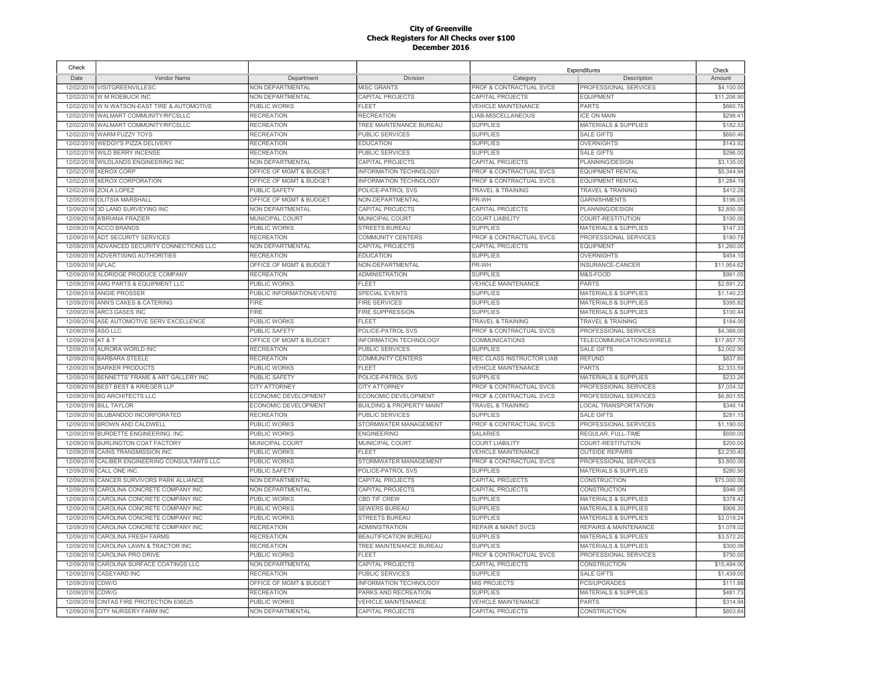**City of Greenville**
**Check Registers for All Checks over $100**
**December 2016**

| Check | | | | Expenditures | | Check |
|---|---|---|---|---|---|---|
| Date | Vendor Name | Department | Division | Category | Description | Amount |
| 12/02/2016 | VISITGREENVILLESC | NON DEPARTMENTAL | MISC GRANTS | PROF & CONTRACTUAL SVCS | PROFESSIONAL SERVICES | $4,100.00 |
| 12/02/2016 | W M ROEBUCK INC | NON DEPARTMENTAL | CAPITAL PROJECTS | CAPITAL PROJECTS | EQUIPMENT | $11,206.90 |
| 12/02/2016 | W N WATSON-EAST TIRE & AUTOMOTIVE | PUBLIC WORKS | FLEET | VEHICLE MAINTENANCE | PARTS | $660.76 |
| 12/02/2016 | WALMART COMMUNITY/RFCSLLC | RECREATION | RECREATION | LIAB-MISCELLANEOUS | ICE ON MAIN | $298.41 |
| 12/02/2016 | WALMART COMMUNITY/RFCSLLC | RECREATION | TREE MAINTENANCE BUREAU | SUPPLIES | MATERIALS & SUPPLIES | $182.53 |
| 12/02/2016 | WARM FUZZY TOYS | RECREATION | PUBLIC SERVICES | SUPPLIES | SALE GIFTS | $660.46 |
| 12/02/2016 | WEDGY'S PIZZA DELIVERY | RECREATION | EDUCATION | SUPPLIES | OVERNIGHTS | $143.92 |
| 12/02/2016 | WILD BERRY INCENSE | RECREATION | PUBLIC SERVICES | SUPPLIES | SALE GIFTS | $296.00 |
| 12/02/2016 | WILDLANDS ENGINEERING INC | NON DEPARTMENTAL | CAPITAL PROJECTS | CAPITAL PROJECTS | PLANNING/DESIGN | $3,135.00 |
| 12/02/2016 | XEROX CORP | OFFICE OF MGMT & BUDGET | INFORMATION TECHNOLOGY | PROF & CONTRACTUAL SVCS | EQUIPMENT RENTAL | $5,344.94 |
| 12/02/2016 | XEROX CORPORATION | OFFICE OF MGMT & BUDGET | INFORMATION TECHNOLOGY | PROF & CONTRACTUAL SVCS | EQUIPMENT RENTAL | $1,284.19 |
| 12/02/2016 | ZOILA LOPEZ | PUBLIC SAFETY | POLICE-PATROL SVS | TRAVEL & TRAINING | TRAVEL & TRAINING | $412.28 |
| 12/05/2016 | OLITSIA MARSHALL | OFFICE OF MGMT & BUDGET | NON-DEPARTMENTAL | PR-WH | GARNISHMENTS | $196.05 |
| 12/09/2016 | 3D LAND SURVEYING INC | NON DEPARTMENTAL | CAPITAL PROJECTS | CAPITAL PROJECTS | PLANNING/DESIGN | $2,850.00 |
| 12/09/2016 | A'BRIANA FRAZIER | MUNICIPAL COURT | MUNICIPAL COURT | COURT LIABILITY | COURT-RESTITUTION | $100.00 |
| 12/09/2016 | ACCO BRANDS | PUBLIC WORKS | STREETS BUREAU | SUPPLIES | MATERIALS & SUPPLIES | $147.33 |
| 12/09/2016 | ADT SECURITY SERVICES | RECREATION | COMMUNITY CENTERS | PROF & CONTRACTUAL SVCS | PROFESSIONAL SERVICES | $180.78 |
| 12/09/2016 | ADVANCED SECURITY CONNECTIONS LLC | NON DEPARTMENTAL | CAPITAL PROJECTS | CAPITAL PROJECTS | EQUIPMENT | $1,260.00 |
| 12/09/2016 | ADVERTISING AUTHORITIES | RECREATION | EDUCATION | SUPPLIES | OVERNIGHTS | $454.10 |
| 12/09/2016 | AFLAC | OFFICE OF MGMT & BUDGET | NON-DEPARTMENTAL | PR-WH | INSURANCE-CANCER | $11,954.62 |
| 12/09/2016 | ALDRIDGE PRODUCE COMPANY | RECREATION | ADMINISTRATION | SUPPLIES | M&S-FOOD | $991.05 |
| 12/09/2016 | AMG PARTS & EQUIPMENT LLC | PUBLIC WORKS | FLEET | VEHICLE MAINTENANCE | PARTS | $2,691.22 |
| 12/09/2016 | ANGIE PROSSER | PUBLIC INFORMATION/EVENTS | SPECIAL EVENTS | SUPPLIES | MATERIALS & SUPPLIES | $1,140.23 |
| 12/09/2016 | ANN'S CAKES & CATERING | FIRE | FIRE SERVICES | SUPPLIES | MATERIALS & SUPPLIES | $395.82 |
| 12/09/2016 | ARC3 GASES INC | FIRE | FIRE SUPPRESSION | SUPPLIES | MATERIALS & SUPPLIES | $100.44 |
| 12/09/2016 | ASE AUTOMOTIVE SERV EXCELLENCE | PUBLIC WORKS | FLEET | TRAVEL & TRAINING | TRAVEL & TRAINING | $184.00 |
| 12/09/2016 | ASG LLC | PUBLIC SAFETY | POLICE-PATROL SVS | PROF & CONTRACTUAL SVCS | PROFESSIONAL SERVICES | $4,386.00 |
| 12/09/2016 | AT & T | OFFICE OF MGMT & BUDGET | INFORMATION TECHNOLOGY | COMMUNICATIONS | TELECOMMUNICATIONS/WIRELE | $17,857.70 |
| 12/09/2016 | AURORA WORLD INC | RECREATION | PUBLIC SERVICES | SUPPLIES | SALE GIFTS | $2,002.90 |
| 12/09/2016 | BARBARA STEELE | RECREATION | COMMUNITY CENTERS | REC CLASS INSTRUCTOR LIAB | REFUND | $837.60 |
| 12/09/2016 | BARKER PRODUCTS | PUBLIC WORKS | FLEET | VEHICLE MAINTENANCE | PARTS | $2,333.59 |
| 12/09/2016 | BENNETTS' FRAME & ART GALLERY INC | PUBLIC SAFETY | POLICE-PATROL SVS | SUPPLIES | MATERIALS & SUPPLIES | $233.26 |
| 12/09/2016 | BEST BEST & KRIEGER LLP | CITY ATTORNEY | CITY ATTORNEY | PROF & CONTRACTUAL SVCS | PROFESSIONAL SERVICES | $7,034.32 |
| 12/09/2016 | BG ARCHITECTS LLC | ECONOMIC DEVELOPMENT | ECONOMIC DEVELOPMENT | PROF & CONTRACTUAL SVCS | PROFESSIONAL SERVICES | $6,801.55 |
| 12/09/2016 | BILL TAYLOR | ECONOMIC DEVELOPMENT | BUILDING & PROPERTY MAINT | TRAVEL & TRAINING | LOCAL TRANSPORTATION | $346.14 |
| 12/09/2016 | BLUBANDOO INCORPORATED | RECREATION | PUBLIC SERVICES | SUPPLIES | SALE GIFTS | $281.15 |
| 12/09/2016 | BROWN AND CALDWELL | PUBLIC WORKS | STORMWATER MANAGEMENT | PROF & CONTRACTUAL SVCS | PROFESSIONAL SERVICES | $1,190.00 |
| 12/09/2016 | BURDETTE ENGINEERING, INC. | PUBLIC WORKS | ENGINEERING | SALARIES | REGULAR, FULL-TIME | $600.00 |
| 12/09/2016 | BURLINGTON COAT FACTORY | MUNICIPAL COURT | MUNICIPAL COURT | COURT LIABILITY | COURT-RESTITUTION | $200.00 |
| 12/09/2016 | CAINS TRANSMISSION INC | PUBLIC WORKS | FLEET | VEHICLE MAINTENANCE | OUTSIDE REPAIRS | $2,230.40 |
| 12/09/2016 | CALIBER ENGINEERING CONSULTANTS LLC | PUBLIC WORKS | STORMWATER MANAGEMENT | PROF & CONTRACTUAL SVCS | PROFESSIONAL SERVICES | $3,800.00 |
| 12/09/2016 | CALL ONE INC. | PUBLIC SAFETY | POLICE-PATROL SVS | SUPPLIES | MATERIALS & SUPPLIES | $280.90 |
| 12/09/2016 | CANCER SURVIVORS PARK ALLIANCE | NON DEPARTMENTAL | CAPITAL PROJECTS | CAPITAL PROJECTS | CONSTRUCTION | $75,000.00 |
| 12/09/2016 | CAROLINA CONCRETE COMPANY INC | NON DEPARTMENTAL | CAPITAL PROJECTS | CAPITAL PROJECTS | CONSTRUCTION | $946.05 |
| 12/09/2016 | CAROLINA CONCRETE COMPANY INC | PUBLIC WORKS | CBD TIF CREW | SUPPLIES | MATERIALS & SUPPLIES | $378.42 |
| 12/09/2016 | CAROLINA CONCRETE COMPANY INC | PUBLIC WORKS | SEWERS BUREAU | SUPPLIES | MATERIALS & SUPPLIES | $906.30 |
| 12/09/2016 | CAROLINA CONCRETE COMPANY INC | PUBLIC WORKS | STREETS BUREAU | SUPPLIES | MATERIALS & SUPPLIES | $2,018.24 |
| 12/09/2016 | CAROLINA CONCRETE COMPANY INC | RECREATION | ADMINISTRATION | REPAIR & MAINT SVCS | REPAIRS & MAINTENANCE | $1,078.02 |
| 12/09/2016 | CAROLINA FRESH FARMS | RECREATION | BEAUTIFICATION BUREAU | SUPPLIES | MATERIALS & SUPPLIES | $3,572.20 |
| 12/09/2016 | CAROLINA LAWN & TRACTOR INC | RECREATION | TREE MAINTENANCE BUREAU | SUPPLIES | MATERIALS & SUPPLIES | $300.09 |
| 12/09/2016 | CAROLINA PRO DRIVE | PUBLIC WORKS | FLEET | PROF & CONTRACTUAL SVCS | PROFESSIONAL SERVICES | $750.00 |
| 12/09/2016 | CAROLINA SURFACE COATINGS LLC | NON DEPARTMENTAL | CAPITAL PROJECTS | CAPITAL PROJECTS | CONSTRUCTION | $15,494.00 |
| 12/09/2016 | CASEYARD.INC | RECREATION | PUBLIC SERVICES | SUPPLIES | SALE GIFTS | $1,439.00 |
| 12/09/2016 | CDW/G | OFFICE OF MGMT & BUDGET | INFORMATION TECHNOLOGY | MIS PROJECTS | PCS/UPGRADES | $111.88 |
| 12/09/2016 | CDW/G | RECREATION | PARKS AND RECREATION | SUPPLIES | MATERIALS & SUPPLIES | $481.73 |
| 12/09/2016 | CINTAS FIRE PROTECTION 636525 | PUBLIC WORKS | VEHICLE MAINTENANCE | VEHICLE MAINTENANCE | PARTS | $314.94 |
| 12/09/2016 | CITY NURSERY FARM INC | NON DEPARTMENTAL | CAPITAL PROJECTS | CAPITAL PROJECTS | CONSTRUCTION | $803.84 |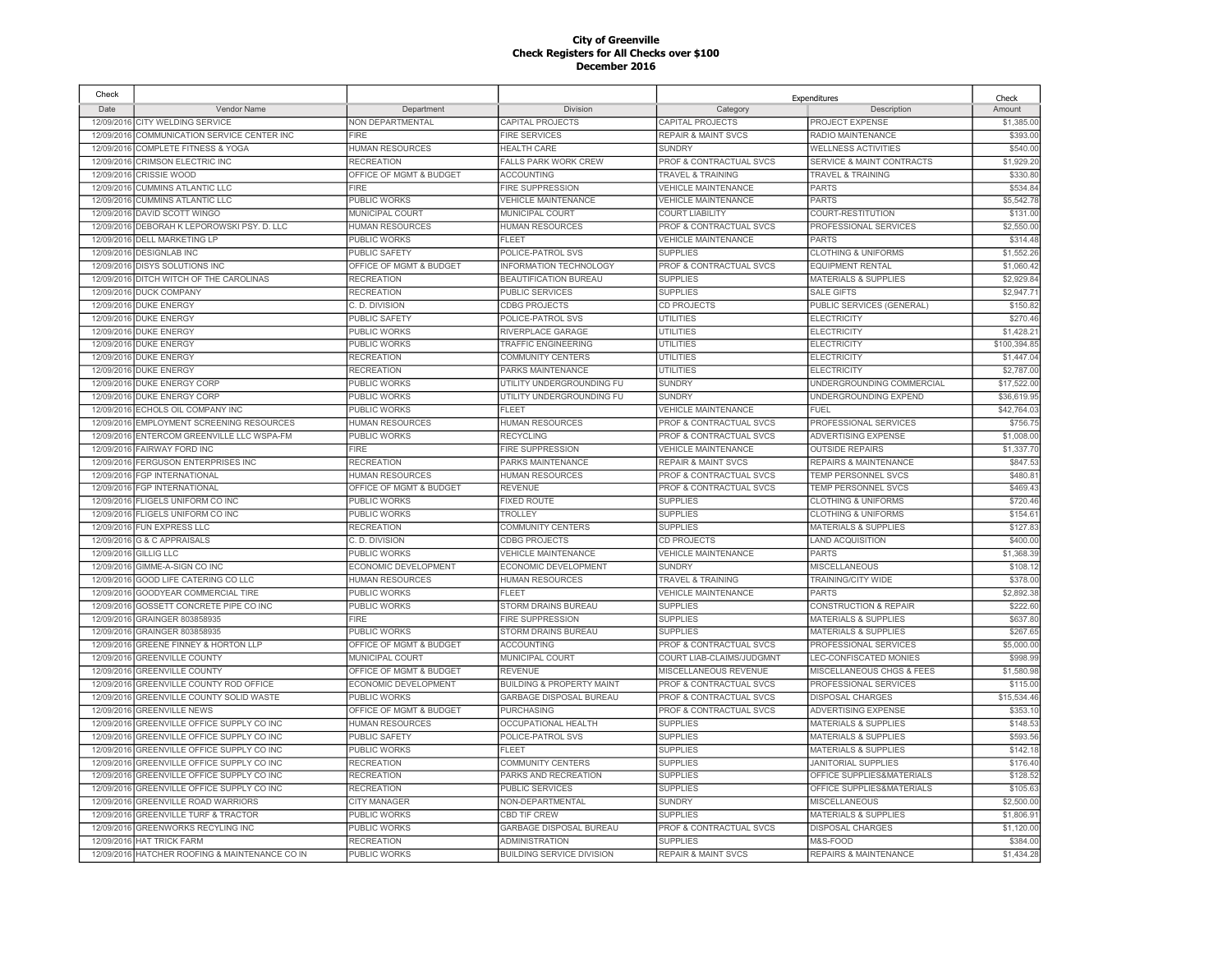# City of Greenville
## Check Registers for All Checks over $100
## December 2016

| Check Date | Vendor Name | Department | Division | Expenditures Category | Description | Check Amount |
|---|---|---|---|---|---|---|
| 12/09/2016 | CITY WELDING SERVICE | NON DEPARTMENTAL | CAPITAL PROJECTS | CAPITAL PROJECTS | PROJECT EXPENSE | $1,385.00 |
| 12/09/2016 | COMMUNICATION SERVICE CENTER INC | FIRE | FIRE SERVICES | REPAIR & MAINT SVCS | RADIO MAINTENANCE | $393.00 |
| 12/09/2016 | COMPLETE FITNESS & YOGA | HUMAN RESOURCES | HEALTH CARE | SUNDRY | WELLNESS ACTIVITIES | $540.00 |
| 12/09/2016 | CRIMSON ELECTRIC INC | RECREATION | FALLS PARK WORK CREW | PROF & CONTRACTUAL SVCS | SERVICE & MAINT CONTRACTS | $1,929.20 |
| 12/09/2016 | CRISSIE WOOD | OFFICE OF MGMT & BUDGET | ACCOUNTING | TRAVEL & TRAINING | TRAVEL & TRAINING | $330.80 |
| 12/09/2016 | CUMMINS ATLANTIC LLC | FIRE | FIRE SUPPRESSION | VEHICLE MAINTENANCE | PARTS | $534.84 |
| 12/09/2016 | CUMMINS ATLANTIC LLC | PUBLIC WORKS | VEHICLE MAINTENANCE | VEHICLE MAINTENANCE | PARTS | $5,542.78 |
| 12/09/2016 | DAVID SCOTT WINGO | MUNICIPAL COURT | MUNICIPAL COURT | COURT LIABILITY | COURT-RESTITUTION | $131.00 |
| 12/09/2016 | DEBORAH K LEPOROWSKI PSY. D. LLC | HUMAN RESOURCES | HUMAN RESOURCES | PROF & CONTRACTUAL SVCS | PROFESSIONAL SERVICES | $2,550.00 |
| 12/09/2016 | DELL MARKETING LP | PUBLIC WORKS | FLEET | VEHICLE MAINTENANCE | PARTS | $314.48 |
| 12/09/2016 | DESIGNLAB INC | PUBLIC SAFETY | POLICE-PATROL SVS | SUPPLIES | CLOTHING & UNIFORMS | $1,552.26 |
| 12/09/2016 | DISYS SOLUTIONS INC | OFFICE OF MGMT & BUDGET | INFORMATION TECHNOLOGY | PROF & CONTRACTUAL SVCS | EQUIPMENT RENTAL | $1,060.42 |
| 12/09/2016 | DITCH WITCH OF THE CAROLINAS | RECREATION | BEAUTIFICATION BUREAU | SUPPLIES | MATERIALS & SUPPLIES | $2,929.84 |
| 12/09/2016 | DUCK COMPANY | RECREATION | PUBLIC SERVICES | SUPPLIES | SALE GIFTS | $2,947.71 |
| 12/09/2016 | DUKE ENERGY | C. D. DIVISION | CDBG PROJECTS | CD PROJECTS | PUBLIC SERVICES (GENERAL) | $150.82 |
| 12/09/2016 | DUKE ENERGY | PUBLIC SAFETY | POLICE-PATROL SVS | UTILITIES | ELECTRICITY | $270.46 |
| 12/09/2016 | DUKE ENERGY | PUBLIC WORKS | RIVERPLACE GARAGE | UTILITIES | ELECTRICITY | $1,428.21 |
| 12/09/2016 | DUKE ENERGY | PUBLIC WORKS | TRAFFIC ENGINEERING | UTILITIES | ELECTRICITY | $100,394.85 |
| 12/09/2016 | DUKE ENERGY | RECREATION | COMMUNITY CENTERS | UTILITIES | ELECTRICITY | $1,447.04 |
| 12/09/2016 | DUKE ENERGY | RECREATION | PARKS MAINTENANCE | UTILITIES | ELECTRICITY | $2,787.00 |
| 12/09/2016 | DUKE ENERGY CORP | PUBLIC WORKS | UTILITY UNDERGROUNDING FU | SUNDRY | UNDERGROUNDING COMMERCIAL | $17,522.00 |
| 12/09/2016 | DUKE ENERGY CORP | PUBLIC WORKS | UTILITY UNDERGROUNDING FU | SUNDRY | UNDERGROUNDING EXPEND | $36,619.95 |
| 12/09/2016 | ECHOLS OIL COMPANY INC | PUBLIC WORKS | FLEET | VEHICLE MAINTENANCE | FUEL | $42,764.03 |
| 12/09/2016 | EMPLOYMENT SCREENING RESOURCES | HUMAN RESOURCES | HUMAN RESOURCES | PROF & CONTRACTUAL SVCS | PROFESSIONAL SERVICES | $756.75 |
| 12/09/2016 | ENTERCOM GREENVILLE LLC WSPA-FM | PUBLIC WORKS | RECYCLING | PROF & CONTRACTUAL SVCS | ADVERTISING EXPENSE | $1,008.00 |
| 12/09/2016 | FAIRWAY FORD INC | FIRE | FIRE SUPPRESSION | VEHICLE MAINTENANCE | OUTSIDE REPAIRS | $1,337.70 |
| 12/09/2016 | FERGUSON ENTERPRISES INC | RECREATION | PARKS MAINTENANCE | REPAIR & MAINT SVCS | REPAIRS & MAINTENANCE | $847.53 |
| 12/09/2016 | FGP INTERNATIONAL | HUMAN RESOURCES | HUMAN RESOURCES | PROF & CONTRACTUAL SVCS | TEMP PERSONNEL SVCS | $480.81 |
| 12/09/2016 | FGP INTERNATIONAL | OFFICE OF MGMT & BUDGET | REVENUE | PROF & CONTRACTUAL SVCS | TEMP PERSONNEL SVCS | $469.43 |
| 12/09/2016 | FLIGELS UNIFORM CO INC | PUBLIC WORKS | FIXED ROUTE | SUPPLIES | CLOTHING & UNIFORMS | $720.46 |
| 12/09/2016 | FLIGELS UNIFORM CO INC | PUBLIC WORKS | TROLLEY | SUPPLIES | CLOTHING & UNIFORMS | $154.61 |
| 12/09/2016 | FUN EXPRESS LLC | RECREATION | COMMUNITY CENTERS | SUPPLIES | MATERIALS & SUPPLIES | $127.83 |
| 12/09/2016 | G & C APPRAISALS | C. D. DIVISION | CDBG PROJECTS | CD PROJECTS | LAND ACQUISITION | $400.00 |
| 12/09/2016 | GILLIG LLC | PUBLIC WORKS | VEHICLE MAINTENANCE | VEHICLE MAINTENANCE | PARTS | $1,368.39 |
| 12/09/2016 | GIMME-A-SIGN CO INC | ECONOMIC DEVELOPMENT | ECONOMIC DEVELOPMENT | SUNDRY | MISCELLANEOUS | $108.12 |
| 12/09/2016 | GOOD LIFE CATERING CO LLC | HUMAN RESOURCES | HUMAN RESOURCES | TRAVEL & TRAINING | TRAINING/CITY WIDE | $378.00 |
| 12/09/2016 | GOODYEAR COMMERCIAL TIRE | PUBLIC WORKS | FLEET | VEHICLE MAINTENANCE | PARTS | $2,892.38 |
| 12/09/2016 | GOSSETT CONCRETE PIPE CO INC | PUBLIC WORKS | STORM DRAINS BUREAU | SUPPLIES | CONSTRUCTION & REPAIR | $222.60 |
| 12/09/2016 | GRAINGER 803858935 | FIRE | FIRE SUPPRESSION | SUPPLIES | MATERIALS & SUPPLIES | $637.80 |
| 12/09/2016 | GRAINGER 803858935 | PUBLIC WORKS | STORM DRAINS BUREAU | SUPPLIES | MATERIALS & SUPPLIES | $267.65 |
| 12/09/2016 | GREENE FINNEY & HORTON LLP | OFFICE OF MGMT & BUDGET | ACCOUNTING | PROF & CONTRACTUAL SVCS | PROFESSIONAL SERVICES | $5,000.00 |
| 12/09/2016 | GREENVILLE COUNTY | MUNICIPAL COURT | MUNICIPAL COURT | COURT LIAB-CLAIMS/JUDGMNT | LEC-CONFISCATED MONIES | $998.99 |
| 12/09/2016 | GREENVILLE COUNTY | OFFICE OF MGMT & BUDGET | REVENUE | MISCELLANEOUS REVENUE | MISCELLANEOUS CHGS & FEES | $1,580.98 |
| 12/09/2016 | GREENVILLE COUNTY ROD OFFICE | ECONOMIC DEVELOPMENT | BUILDING & PROPERTY MAINT | PROF & CONTRACTUAL SVCS | PROFESSIONAL SERVICES | $115.00 |
| 12/09/2016 | GREENVILLE COUNTY SOLID WASTE | PUBLIC WORKS | GARBAGE DISPOSAL BUREAU | PROF & CONTRACTUAL SVCS | DISPOSAL CHARGES | $15,534.46 |
| 12/09/2016 | GREENVILLE NEWS | OFFICE OF MGMT & BUDGET | PURCHASING | PROF & CONTRACTUAL SVCS | ADVERTISING EXPENSE | $353.10 |
| 12/09/2016 | GREENVILLE OFFICE SUPPLY CO INC | HUMAN RESOURCES | OCCUPATIONAL HEALTH | SUPPLIES | MATERIALS & SUPPLIES | $148.53 |
| 12/09/2016 | GREENVILLE OFFICE SUPPLY CO INC | PUBLIC SAFETY | POLICE-PATROL SVS | SUPPLIES | MATERIALS & SUPPLIES | $593.56 |
| 12/09/2016 | GREENVILLE OFFICE SUPPLY CO INC | PUBLIC WORKS | FLEET | SUPPLIES | MATERIALS & SUPPLIES | $142.18 |
| 12/09/2016 | GREENVILLE OFFICE SUPPLY CO INC | RECREATION | COMMUNITY CENTERS | SUPPLIES | JANITORIAL SUPPLIES | $176.40 |
| 12/09/2016 | GREENVILLE OFFICE SUPPLY CO INC | RECREATION | PARKS AND RECREATION | SUPPLIES | OFFICE SUPPLIES&MATERIALS | $128.52 |
| 12/09/2016 | GREENVILLE OFFICE SUPPLY CO INC | RECREATION | PUBLIC SERVICES | SUPPLIES | OFFICE SUPPLIES&MATERIALS | $105.63 |
| 12/09/2016 | GREENVILLE ROAD WARRIORS | CITY MANAGER | NON-DEPARTMENTAL | SUNDRY | MISCELLANEOUS | $2,500.00 |
| 12/09/2016 | GREENVILLE TURF & TRACTOR | PUBLIC WORKS | CBD TIF CREW | SUPPLIES | MATERIALS & SUPPLIES | $1,806.91 |
| 12/09/2016 | GREENWORKS RECYLING INC | PUBLIC WORKS | GARBAGE DISPOSAL BUREAU | PROF & CONTRACTUAL SVCS | DISPOSAL CHARGES | $1,120.00 |
| 12/09/2016 | HAT TRICK FARM | RECREATION | ADMINISTRATION | SUPPLIES | M&S-FOOD | $384.00 |
| 12/09/2016 | HATCHER ROOFING & MAINTENANCE CO IN | PUBLIC WORKS | BUILDING SERVICE DIVISION | REPAIR & MAINT SVCS | REPAIRS & MAINTENANCE | $1,434.28 |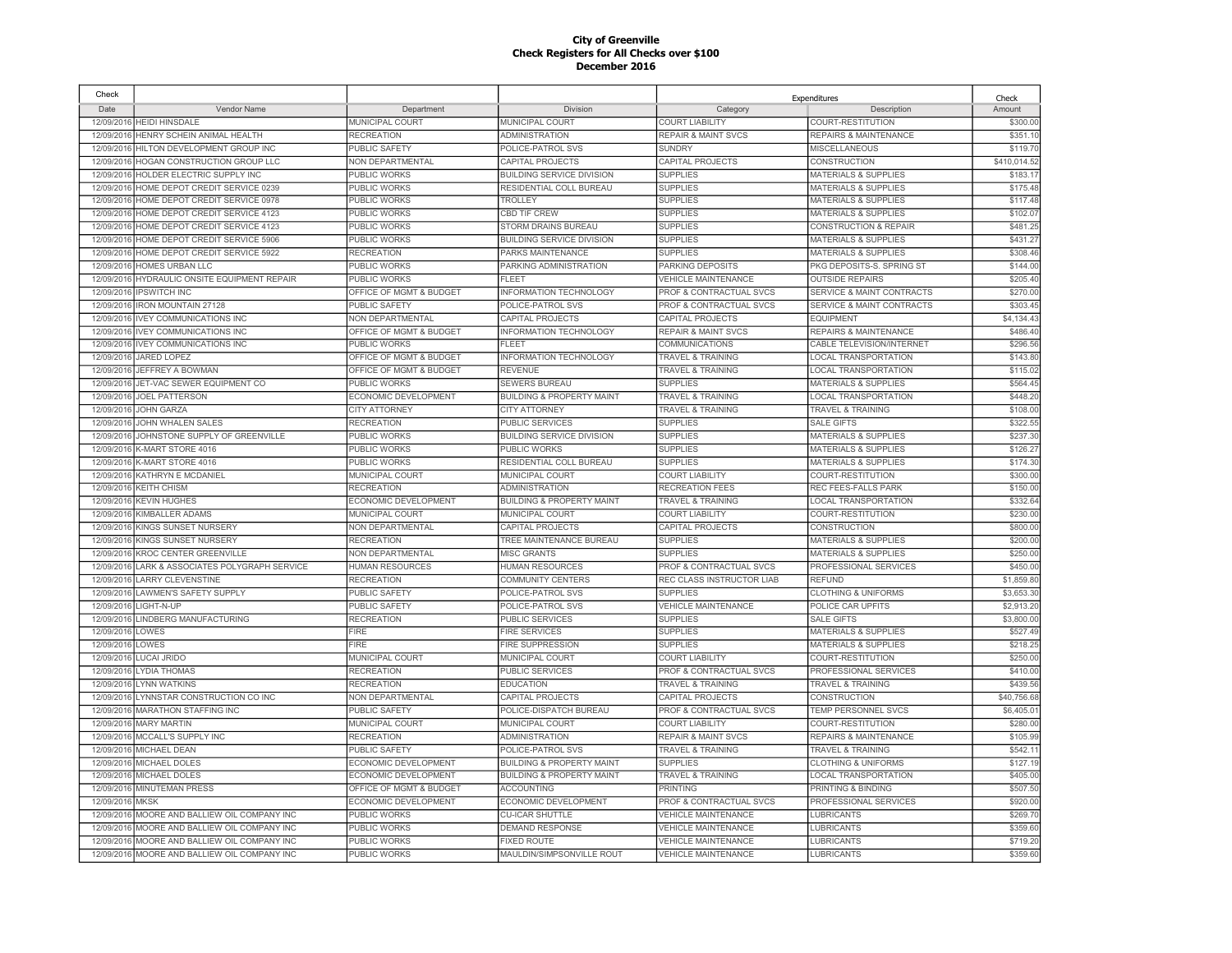**City of Greenville**
**Check Registers for All Checks over $100**
**December 2016**

| Check | | | | Expenditures | | Check |
|---|---|---|---|---|---|---|
| Date | Vendor Name | Department | Division | Category | Description | Amount |
| 12/09/2016 | HEIDI HINSDALE | MUNICIPAL COURT | MUNICIPAL COURT | COURT LIABILITY | COURT-RESTITUTION | $300.00 |
| 12/09/2016 | HENRY SCHEIN ANIMAL HEALTH | RECREATION | ADMINISTRATION | REPAIR & MAINT SVCS | REPAIRS & MAINTENANCE | $351.10 |
| 12/09/2016 | HILTON DEVELOPMENT GROUP INC | PUBLIC SAFETY | POLICE-PATROL SVS | SUNDRY | MISCELLANEOUS | $119.70 |
| 12/09/2016 | HOGAN CONSTRUCTION GROUP LLC | NON DEPARTMENTAL | CAPITAL PROJECTS | CAPITAL PROJECTS | CONSTRUCTION | $410,014.52 |
| 12/09/2016 | HOLDER ELECTRIC SUPPLY INC | PUBLIC WORKS | BUILDING SERVICE DIVISION | SUPPLIES | MATERIALS & SUPPLIES | $183.17 |
| 12/09/2016 | HOME DEPOT CREDIT SERVICE 0239 | PUBLIC WORKS | RESIDENTIAL COLL BUREAU | SUPPLIES | MATERIALS & SUPPLIES | $175.48 |
| 12/09/2016 | HOME DEPOT CREDIT SERVICE 0978 | PUBLIC WORKS | TROLLEY | SUPPLIES | MATERIALS & SUPPLIES | $117.48 |
| 12/09/2016 | HOME DEPOT CREDIT SERVICE 4123 | PUBLIC WORKS | CBD TIF CREW | SUPPLIES | MATERIALS & SUPPLIES | $102.07 |
| 12/09/2016 | HOME DEPOT CREDIT SERVICE 4123 | PUBLIC WORKS | STORM DRAINS BUREAU | SUPPLIES | CONSTRUCTION & REPAIR | $481.25 |
| 12/09/2016 | HOME DEPOT CREDIT SERVICE 5906 | PUBLIC WORKS | BUILDING SERVICE DIVISION | SUPPLIES | MATERIALS & SUPPLIES | $431.27 |
| 12/09/2016 | HOME DEPOT CREDIT SERVICE 5922 | RECREATION | PARKS MAINTENANCE | SUPPLIES | MATERIALS & SUPPLIES | $308.46 |
| 12/09/2016 | HOMES URBAN LLC | PUBLIC WORKS | PARKING ADMINISTRATION | PARKING DEPOSITS | PKG DEPOSITS-S. SPRING ST | $144.00 |
| 12/09/2016 | HYDRAULIC ONSITE EQUIPMENT REPAIR | PUBLIC WORKS | FLEET | VEHICLE MAINTENANCE | OUTSIDE REPAIRS | $205.40 |
| 12/09/2016 | IPSWITCH INC | OFFICE OF MGMT & BUDGET | INFORMATION TECHNOLOGY | PROF & CONTRACTUAL SVCS | SERVICE & MAINT CONTRACTS | $270.00 |
| 12/09/2016 | IRON MOUNTAIN 27128 | PUBLIC SAFETY | POLICE-PATROL SVS | PROF & CONTRACTUAL SVCS | SERVICE & MAINT CONTRACTS | $303.45 |
| 12/09/2016 | IVEY COMMUNICATIONS INC | NON DEPARTMENTAL | CAPITAL PROJECTS | CAPITAL PROJECTS | EQUIPMENT | $4,134.43 |
| 12/09/2016 | IVEY COMMUNICATIONS INC | OFFICE OF MGMT & BUDGET | INFORMATION TECHNOLOGY | REPAIR & MAINT SVCS | REPAIRS & MAINTENANCE | $486.40 |
| 12/09/2016 | IVEY COMMUNICATIONS INC | PUBLIC WORKS | FLEET | COMMUNICATIONS | CABLE TELEVISION/INTERNET | $296.56 |
| 12/09/2016 | JARED LOPEZ | OFFICE OF MGMT & BUDGET | INFORMATION TECHNOLOGY | TRAVEL & TRAINING | LOCAL TRANSPORTATION | $143.80 |
| 12/09/2016 | JEFFREY A BOWMAN | OFFICE OF MGMT & BUDGET | REVENUE | TRAVEL & TRAINING | LOCAL TRANSPORTATION | $115.02 |
| 12/09/2016 | JET-VAC SEWER EQUIPMENT CO | PUBLIC WORKS | SEWERS BUREAU | SUPPLIES | MATERIALS & SUPPLIES | $564.45 |
| 12/09/2016 | JOEL PATTERSON | ECONOMIC DEVELOPMENT | BUILDING & PROPERTY MAINT | TRAVEL & TRAINING | LOCAL TRANSPORTATION | $448.20 |
| 12/09/2016 | JOHN GARZA | CITY ATTORNEY | CITY ATTORNEY | TRAVEL & TRAINING | TRAVEL & TRAINING | $108.00 |
| 12/09/2016 | JOHN WHALEN SALES | RECREATION | PUBLIC SERVICES | SUPPLIES | SALE GIFTS | $322.55 |
| 12/09/2016 | JOHNSTONE SUPPLY OF GREENVILLE | PUBLIC WORKS | BUILDING SERVICE DIVISION | SUPPLIES | MATERIALS & SUPPLIES | $237.30 |
| 12/09/2016 | K-MART STORE 4016 | PUBLIC WORKS | PUBLIC WORKS | SUPPLIES | MATERIALS & SUPPLIES | $126.27 |
| 12/09/2016 | K-MART STORE 4016 | PUBLIC WORKS | RESIDENTIAL COLL BUREAU | SUPPLIES | MATERIALS & SUPPLIES | $174.30 |
| 12/09/2016 | KATHRYN E MCDANIEL | MUNICIPAL COURT | MUNICIPAL COURT | COURT LIABILITY | COURT-RESTITUTION | $300.00 |
| 12/09/2016 | KEITH CHISM | RECREATION | ADMINISTRATION | RECREATION FEES | REC FEES-FALLS PARK | $150.00 |
| 12/09/2016 | KEVIN HUGHES | ECONOMIC DEVELOPMENT | BUILDING & PROPERTY MAINT | TRAVEL & TRAINING | LOCAL TRANSPORTATION | $332.64 |
| 12/09/2016 | KIMBALLER ADAMS | MUNICIPAL COURT | MUNICIPAL COURT | COURT LIABILITY | COURT-RESTITUTION | $230.00 |
| 12/09/2016 | KINGS SUNSET NURSERY | NON DEPARTMENTAL | CAPITAL PROJECTS | CAPITAL PROJECTS | CONSTRUCTION | $800.00 |
| 12/09/2016 | KINGS SUNSET NURSERY | RECREATION | TREE MAINTENANCE BUREAU | SUPPLIES | MATERIALS & SUPPLIES | $200.00 |
| 12/09/2016 | KROC CENTER GREENVILLE | NON DEPARTMENTAL | MISC GRANTS | SUPPLIES | MATERIALS & SUPPLIES | $250.00 |
| 12/09/2016 | LARK & ASSOCIATES POLYGRAPH SERVICE | HUMAN RESOURCES | HUMAN RESOURCES | PROF & CONTRACTUAL SVCS | PROFESSIONAL SERVICES | $450.00 |
| 12/09/2016 | LARRY CLEVENSTINE | RECREATION | COMMUNITY CENTERS | REC CLASS INSTRUCTOR LIAB | REFUND | $1,859.80 |
| 12/09/2016 | LAWMEN'S SAFETY SUPPLY | PUBLIC SAFETY | POLICE-PATROL SVS | SUPPLIES | CLOTHING & UNIFORMS | $3,653.30 |
| 12/09/2016 | LIGHT-N-UP | PUBLIC SAFETY | POLICE-PATROL SVS | VEHICLE MAINTENANCE | POLICE CAR UPFITS | $2,913.20 |
| 12/09/2016 | LINDBERG MANUFACTURING | RECREATION | PUBLIC SERVICES | SUPPLIES | SALE GIFTS | $3,800.00 |
| 12/09/2016 | LOWES | FIRE | FIRE SERVICES | SUPPLIES | MATERIALS & SUPPLIES | $527.49 |
| 12/09/2016 | LOWES | FIRE | FIRE SUPPRESSION | SUPPLIES | MATERIALS & SUPPLIES | $218.25 |
| 12/09/2016 | LUCAI JRIDO | MUNICIPAL COURT | MUNICIPAL COURT | COURT LIABILITY | COURT-RESTITUTION | $250.00 |
| 12/09/2016 | LYDIA THOMAS | RECREATION | PUBLIC SERVICES | PROF & CONTRACTUAL SVCS | PROFESSIONAL SERVICES | $410.00 |
| 12/09/2016 | LYNN WATKINS | RECREATION | EDUCATION | TRAVEL & TRAINING | TRAVEL & TRAINING | $439.56 |
| 12/09/2016 | LYNNSTAR CONSTRUCTION CO INC | NON DEPARTMENTAL | CAPITAL PROJECTS | CAPITAL PROJECTS | CONSTRUCTION | $40,756.68 |
| 12/09/2016 | MARATHON STAFFING INC | PUBLIC SAFETY | POLICE-DISPATCH BUREAU | PROF & CONTRACTUAL SVCS | TEMP PERSONNEL SVCS | $6,405.01 |
| 12/09/2016 | MARY MARTIN | MUNICIPAL COURT | MUNICIPAL COURT | COURT LIABILITY | COURT-RESTITUTION | $280.00 |
| 12/09/2016 | MCCALL'S SUPPLY INC | RECREATION | ADMINISTRATION | REPAIR & MAINT SVCS | REPAIRS & MAINTENANCE | $105.99 |
| 12/09/2016 | MICHAEL DEAN | PUBLIC SAFETY | POLICE-PATROL SVS | TRAVEL & TRAINING | TRAVEL & TRAINING | $542.11 |
| 12/09/2016 | MICHAEL DOLES | ECONOMIC DEVELOPMENT | BUILDING & PROPERTY MAINT | SUPPLIES | CLOTHING & UNIFORMS | $127.19 |
| 12/09/2016 | MICHAEL DOLES | ECONOMIC DEVELOPMENT | BUILDING & PROPERTY MAINT | TRAVEL & TRAINING | LOCAL TRANSPORTATION | $405.00 |
| 12/09/2016 | MINUTEMAN PRESS | OFFICE OF MGMT & BUDGET | ACCOUNTING | PRINTING | PRINTING & BINDING | $507.50 |
| 12/09/2016 | MKSK | ECONOMIC DEVELOPMENT | ECONOMIC DEVELOPMENT | PROF & CONTRACTUAL SVCS | PROFESSIONAL SERVICES | $920.00 |
| 12/09/2016 | MOORE AND BALLIEW OIL COMPANY INC | PUBLIC WORKS | CU-ICAR SHUTTLE | VEHICLE MAINTENANCE | LUBRICANTS | $269.70 |
| 12/09/2016 | MOORE AND BALLIEW OIL COMPANY INC | PUBLIC WORKS | DEMAND RESPONSE | VEHICLE MAINTENANCE | LUBRICANTS | $359.60 |
| 12/09/2016 | MOORE AND BALLIEW OIL COMPANY INC | PUBLIC WORKS | FIXED ROUTE | VEHICLE MAINTENANCE | LUBRICANTS | $719.20 |
| 12/09/2016 | MOORE AND BALLIEW OIL COMPANY INC | PUBLIC WORKS | MAULDIN/SIMPSONVILLE ROUT | VEHICLE MAINTENANCE | LUBRICANTS | $359.60 |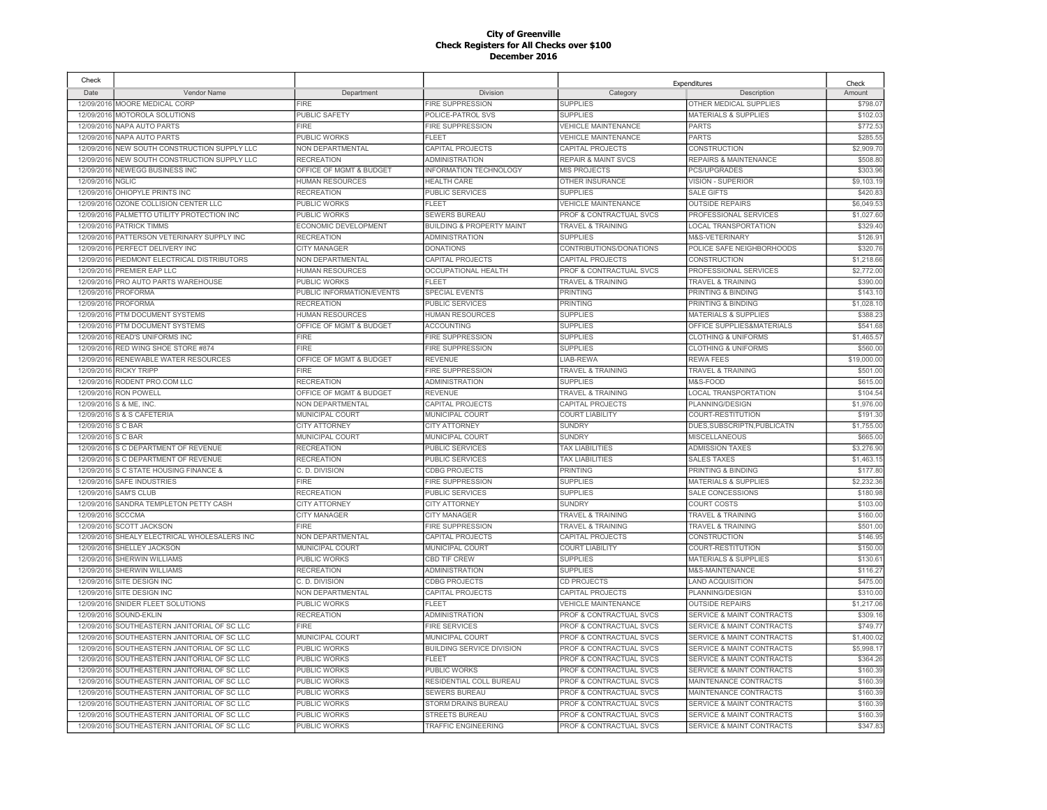**City of Greenville**
**Check Registers for All Checks over $100**
**December 2016**

| Check | | | | Expenditures | | Check |
|---|---|---|---|---|---|---|
| Date | Vendor Name | Department | Division | Category | Description | Amount |
| 12/09/2016 | MOORE MEDICAL CORP | FIRE | FIRE SUPPRESSION | SUPPLIES | OTHER MEDICAL SUPPLIES | $798.07 |
| 12/09/2016 | MOTOROLA SOLUTIONS | PUBLIC SAFETY | POLICE-PATROL SVS | SUPPLIES | MATERIALS & SUPPLIES | $102.03 |
| 12/09/2016 | NAPA AUTO PARTS | FIRE | FIRE SUPPRESSION | VEHICLE MAINTENANCE | PARTS | $772.53 |
| 12/09/2016 | NAPA AUTO PARTS | PUBLIC WORKS | FLEET | VEHICLE MAINTENANCE | PARTS | $285.55 |
| 12/09/2016 | NEW SOUTH CONSTRUCTION SUPPLY LLC | NON DEPARTMENTAL | CAPITAL PROJECTS | CAPITAL PROJECTS | CONSTRUCTION | $2,909.70 |
| 12/09/2016 | NEW SOUTH CONSTRUCTION SUPPLY LLC | RECREATION | ADMINISTRATION | REPAIR & MAINT SVCS | REPAIRS & MAINTENANCE | $508.80 |
| 12/09/2016 | NEWEGG BUSINESS INC | OFFICE OF MGMT & BUDGET | INFORMATION TECHNOLOGY | MIS PROJECTS | PCS/UPGRADES | $303.96 |
| 12/09/2016 | NGLIC | HUMAN RESOURCES | HEALTH CARE | OTHER INSURANCE | VISION - SUPERIOR | $9,103.19 |
| 12/09/2016 | OHIOPYLE PRINTS INC | RECREATION | PUBLIC SERVICES | SUPPLIES | SALE GIFTS | $420.83 |
| 12/09/2016 | OZONE COLLISION CENTER LLC | PUBLIC WORKS | FLEET | VEHICLE MAINTENANCE | OUTSIDE REPAIRS | $6,049.53 |
| 12/09/2016 | PALMETTO UTILITY PROTECTION INC | PUBLIC WORKS | SEWERS BUREAU | PROF & CONTRACTUAL SVCS | PROFESSIONAL SERVICES | $1,027.60 |
| 12/09/2016 | PATRICK TIMMS | ECONOMIC DEVELOPMENT | BUILDING & PROPERTY MAINT | TRAVEL & TRAINING | LOCAL TRANSPORTATION | $329.40 |
| 12/09/2016 | PATTERSON VETERINARY SUPPLY INC | RECREATION | ADMINISTRATION | SUPPLIES | M&S-VETERINARY | $126.91 |
| 12/09/2016 | PERFECT DELIVERY INC | CITY MANAGER | DONATIONS | CONTRIBUTIONS/DONATIONS | POLICE SAFE NEIGHBORHOODS | $320.76 |
| 12/09/2016 | PIEDMONT ELECTRICAL DISTRIBUTORS | NON DEPARTMENTAL | CAPITAL PROJECTS | CAPITAL PROJECTS | CONSTRUCTION | $1,218.66 |
| 12/09/2016 | PREMIER EAP LLC | HUMAN RESOURCES | OCCUPATIONAL HEALTH | PROF & CONTRACTUAL SVCS | PROFESSIONAL SERVICES | $2,772.00 |
| 12/09/2016 | PRO AUTO PARTS WAREHOUSE | PUBLIC WORKS | FLEET | TRAVEL & TRAINING | TRAVEL & TRAINING | $390.00 |
| 12/09/2016 | PROFORMA | PUBLIC INFORMATION/EVENTS | SPECIAL EVENTS | PRINTING | PRINTING & BINDING | $143.10 |
| 12/09/2016 | PROFORMA | RECREATION | PUBLIC SERVICES | PRINTING | PRINTING & BINDING | $1,028.10 |
| 12/09/2016 | PTM DOCUMENT SYSTEMS | HUMAN RESOURCES | HUMAN RESOURCES | SUPPLIES | MATERIALS & SUPPLIES | $388.23 |
| 12/09/2016 | PTM DOCUMENT SYSTEMS | OFFICE OF MGMT & BUDGET | ACCOUNTING | SUPPLIES | OFFICE SUPPLIES&MATERIALS | $541.68 |
| 12/09/2016 | READ'S UNIFORMS INC | FIRE | FIRE SUPPRESSION | SUPPLIES | CLOTHING & UNIFORMS | $1,465.57 |
| 12/09/2016 | RED WING SHOE STORE #874 | FIRE | FIRE SUPPRESSION | SUPPLIES | CLOTHING & UNIFORMS | $560.00 |
| 12/09/2016 | RENEWABLE WATER RESOURCES | OFFICE OF MGMT & BUDGET | REVENUE | LIAB-REWA | REWA FEES | $19,000.00 |
| 12/09/2016 | RICKY TRIPP | FIRE | FIRE SUPPRESSION | TRAVEL & TRAINING | TRAVEL & TRAINING | $501.00 |
| 12/09/2016 | RODENT PRO.COM LLC | RECREATION | ADMINISTRATION | SUPPLIES | M&S-FOOD | $615.00 |
| 12/09/2016 | RON POWELL | OFFICE OF MGMT & BUDGET | REVENUE | TRAVEL & TRAINING | LOCAL TRANSPORTATION | $104.54 |
| 12/09/2016 | S & ME, INC. | NON DEPARTMENTAL | CAPITAL PROJECTS | CAPITAL PROJECTS | PLANNING/DESIGN | $1,976.00 |
| 12/09/2016 | S & S CAFETERIA | MUNICIPAL COURT | MUNICIPAL COURT | COURT LIABILITY | COURT-RESTITUTION | $191.30 |
| 12/09/2016 | S C BAR | CITY ATTORNEY | CITY ATTORNEY | SUNDRY | DUES,SUBSCRIPTN,PUBLICATN | $1,755.00 |
| 12/09/2016 | S C BAR | MUNICIPAL COURT | MUNICIPAL COURT | SUNDRY | MISCELLANEOUS | $665.00 |
| 12/09/2016 | S C DEPARTMENT OF REVENUE | RECREATION | PUBLIC SERVICES | TAX LIABILITIES | ADMISSION TAXES | $3,276.90 |
| 12/09/2016 | S C DEPARTMENT OF REVENUE | RECREATION | PUBLIC SERVICES | TAX LIABILITIES | SALES TAXES | $1,463.15 |
| 12/09/2016 | S C STATE HOUSING FINANCE & | C. D. DIVISION | CDBG PROJECTS | PRINTING | PRINTING & BINDING | $177.80 |
| 12/09/2016 | SAFE INDUSTRIES | FIRE | FIRE SUPPRESSION | SUPPLIES | MATERIALS & SUPPLIES | $2,232.36 |
| 12/09/2016 | SAM'S CLUB | RECREATION | PUBLIC SERVICES | SUPPLIES | SALE CONCESSIONS | $180.98 |
| 12/09/2016 | SANDRA TEMPLETON PETTY CASH | CITY ATTORNEY | CITY ATTORNEY | SUNDRY | COURT COSTS | $103.00 |
| 12/09/2016 | SCCCMA | CITY MANAGER | CITY MANAGER | TRAVEL & TRAINING | TRAVEL & TRAINING | $160.00 |
| 12/09/2016 | SCOTT JACKSON | FIRE | FIRE SUPPRESSION | TRAVEL & TRAINING | TRAVEL & TRAINING | $501.00 |
| 12/09/2016 | SHEALY ELECTRICAL WHOLESALERS INC | NON DEPARTMENTAL | CAPITAL PROJECTS | CAPITAL PROJECTS | CONSTRUCTION | $146.95 |
| 12/09/2016 | SHELLEY JACKSON | MUNICIPAL COURT | MUNICIPAL COURT | COURT LIABILITY | COURT-RESTITUTION | $150.00 |
| 12/09/2016 | SHERWIN WILLIAMS | PUBLIC WORKS | CBD TIF CREW | SUPPLIES | MATERIALS & SUPPLIES | $130.61 |
| 12/09/2016 | SHERWIN WILLIAMS | RECREATION | ADMINISTRATION | SUPPLIES | M&S-MAINTENANCE | $116.27 |
| 12/09/2016 | SITE DESIGN INC | C. D. DIVISION | CDBG PROJECTS | CD PROJECTS | LAND ACQUISITION | $475.00 |
| 12/09/2016 | SITE DESIGN INC | NON DEPARTMENTAL | CAPITAL PROJECTS | CAPITAL PROJECTS | PLANNING/DESIGN | $310.00 |
| 12/09/2016 | SNIDER FLEET SOLUTIONS | PUBLIC WORKS | FLEET | VEHICLE MAINTENANCE | OUTSIDE REPAIRS | $1,217.06 |
| 12/09/2016 | SOUND-EKLIN | RECREATION | ADMINISTRATION | PROF & CONTRACTUAL SVCS | SERVICE & MAINT CONTRACTS | $309.16 |
| 12/09/2016 | SOUTHEASTERN JANITORIAL OF SC LLC | FIRE | FIRE SERVICES | PROF & CONTRACTUAL SVCS | SERVICE & MAINT CONTRACTS | $749.77 |
| 12/09/2016 | SOUTHEASTERN JANITORIAL OF SC LLC | MUNICIPAL COURT | MUNICIPAL COURT | PROF & CONTRACTUAL SVCS | SERVICE & MAINT CONTRACTS | $1,400.02 |
| 12/09/2016 | SOUTHEASTERN JANITORIAL OF SC LLC | PUBLIC WORKS | BUILDING SERVICE DIVISION | PROF & CONTRACTUAL SVCS | SERVICE & MAINT CONTRACTS | $5,998.17 |
| 12/09/2016 | SOUTHEASTERN JANITORIAL OF SC LLC | PUBLIC WORKS | FLEET | PROF & CONTRACTUAL SVCS | SERVICE & MAINT CONTRACTS | $364.26 |
| 12/09/2016 | SOUTHEASTERN JANITORIAL OF SC LLC | PUBLIC WORKS | PUBLIC WORKS | PROF & CONTRACTUAL SVCS | SERVICE & MAINT CONTRACTS | $160.39 |
| 12/09/2016 | SOUTHEASTERN JANITORIAL OF SC LLC | PUBLIC WORKS | RESIDENTIAL COLL BUREAU | PROF & CONTRACTUAL SVCS | MAINTENANCE CONTRACTS | $160.39 |
| 12/09/2016 | SOUTHEASTERN JANITORIAL OF SC LLC | PUBLIC WORKS | SEWERS BUREAU | PROF & CONTRACTUAL SVCS | MAINTENANCE CONTRACTS | $160.39 |
| 12/09/2016 | SOUTHEASTERN JANITORIAL OF SC LLC | PUBLIC WORKS | STORM DRAINS BUREAU | PROF & CONTRACTUAL SVCS | SERVICE & MAINT CONTRACTS | $160.39 |
| 12/09/2016 | SOUTHEASTERN JANITORIAL OF SC LLC | PUBLIC WORKS | STREETS BUREAU | PROF & CONTRACTUAL SVCS | SERVICE & MAINT CONTRACTS | $160.39 |
| 12/09/2016 | SOUTHEASTERN JANITORIAL OF SC LLC | PUBLIC WORKS | TRAFFIC ENGINEERING | PROF & CONTRACTUAL SVCS | SERVICE & MAINT CONTRACTS | $347.83 |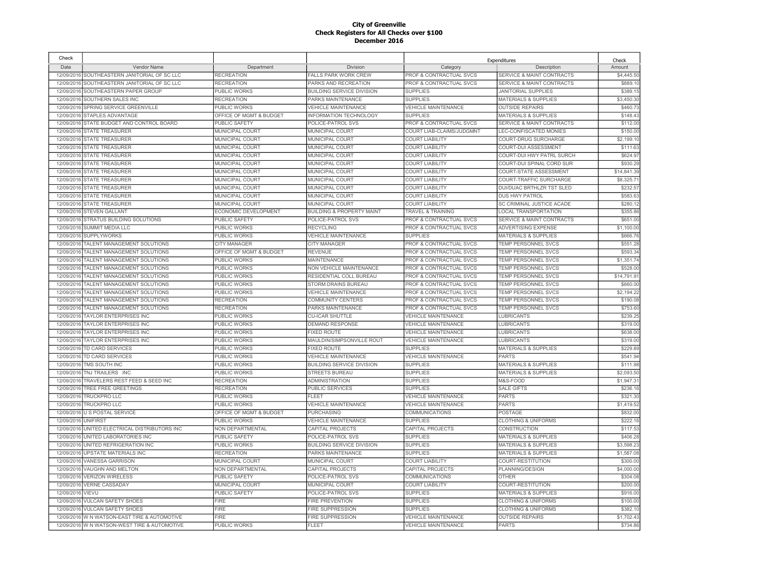# City of Greenville
## Check Registers for All Checks over $100
## December 2016

| Check Date | Vendor Name | Department | Division | Expenditures Category | Description | Check Amount |
|---|---|---|---|---|---|---|
| 12/09/2016 | SOUTHEASTERN JANITORIAL OF SC LLC | RECREATION | FALLS PARK WORK CREW | PROF & CONTRACTUAL SVCS | SERVICE & MAINT CONTRACTS | $4,445.50 |
| 12/09/2016 | SOUTHEASTERN JANITORIAL OF SC LLC | RECREATION | PARKS AND RECREATION | PROF & CONTRACTUAL SVCS | SERVICE & MAINT CONTRACTS | $889.10 |
| 12/09/2016 | SOUTHEASTERN PAPER GROUP | PUBLIC WORKS | BUILDING SERVICE DIVISION | SUPPLIES | JANITORIAL SUPPLIES | $389.15 |
| 12/09/2016 | SOUTHERN SALES INC | RECREATION | PARKS MAINTENANCE | SUPPLIES | MATERIALS & SUPPLIES | $3,450.30 |
| 12/09/2016 | SPRING SERVICE GREENVILLE | PUBLIC WORKS | VEHICLE MAINTENANCE | VEHICLE MAINTENANCE | OUTSIDE REPAIRS | $460.73 |
| 12/09/2016 | STAPLES ADVANTAGE | OFFICE OF MGMT & BUDGET | INFORMATION TECHNOLOGY | SUPPLIES | MATERIALS & SUPPLIES | $148.43 |
| 12/09/2016 | STATE BUDGET AND CONTROL BOARD | PUBLIC SAFETY | POLICE-PATROL SVS | PROF & CONTRACTUAL SVCS | SERVICE & MAINT CONTRACTS | $112.00 |
| 12/09/2016 | STATE TREASURER | MUNICIPAL COURT | MUNICIPAL COURT | COURT LIAB-CLAIMS/JUDGMNT | LEC-CONFISCATED MONIES | $150.00 |
| 12/09/2016 | STATE TREASURER | MUNICIPAL COURT | MUNICIPAL COURT | COURT LIABILITY | COURT-DRUG SURCHARGE | $2,199.10 |
| 12/09/2016 | STATE TREASURER | MUNICIPAL COURT | MUNICIPAL COURT | COURT LIABILITY | COURT-DUI ASSESSMENT | $111.63 |
| 12/09/2016 | STATE TREASURER | MUNICIPAL COURT | MUNICIPAL COURT | COURT LIABILITY | COURT-DUI HWY PATRL SURCH | $624.97 |
| 12/09/2016 | STATE TREASURER | MUNICIPAL COURT | MUNICIPAL COURT | COURT LIABILITY | COURT-DUI SPINAL CORD SUR | $930.29 |
| 12/09/2016 | STATE TREASURER | MUNICIPAL COURT | MUNICIPAL COURT | COURT LIABILITY | COURT-STATE ASSESSMENT | $14,841.39 |
| 12/09/2016 | STATE TREASURER | MUNICIPAL COURT | MUNICIPAL COURT | COURT LIABILITY | COURT-TRAFFIC SURCHARGE | $8,325.71 |
| 12/09/2016 | STATE TREASURER | MUNICIPAL COURT | MUNICIPAL COURT | COURT LIABILITY | DUI/DUAC BRTHLZR TST SLED | $232.57 |
| 12/09/2016 | STATE TREASURER | MUNICIPAL COURT | MUNICIPAL COURT | COURT LIABILITY | DUS HWY PATROL | $583.63 |
| 12/09/2016 | STATE TREASURER | MUNICIPAL COURT | MUNICIPAL COURT | COURT LIABILITY | SC CRIMINAL JUSTICE ACADE | $280.12 |
| 12/09/2016 | STEVEN GALLANT | ECONOMIC DEVELOPMENT | BUILDING & PROPERTY MAINT | TRAVEL & TRAINING | LOCAL TRANSPORTATION | $355.86 |
| 12/09/2016 | STRATUS BUILDING SOLUTIONS | PUBLIC SAFETY | POLICE-PATROL SVS | PROF & CONTRACTUAL SVCS | SERVICE & MAINT CONTRACTS | $651.00 |
| 12/09/2016 | SUMMIT MEDIA LLC | PUBLIC WORKS | RECYCLING | PROF & CONTRACTUAL SVCS | ADVERTISING EXPENSE | $1,100.00 |
| 12/09/2016 | SUPPLYWORKS | PUBLIC WORKS | VEHICLE MAINTENANCE | SUPPLIES | MATERIALS & SUPPLIES | $666.76 |
| 12/09/2016 | TALENT MANAGEMENT SOLUTIONS | CITY MANAGER | CITY MANAGER | PROF & CONTRACTUAL SVCS | TEMP PERSONNEL SVCS | $551.28 |
| 12/09/2016 | TALENT MANAGEMENT SOLUTIONS | OFFICE OF MGMT & BUDGET | REVENUE | PROF & CONTRACTUAL SVCS | TEMP PERSONNEL SVCS | $593.34 |
| 12/09/2016 | TALENT MANAGEMENT SOLUTIONS | PUBLIC WORKS | MAINTENANCE | PROF & CONTRACTUAL SVCS | TEMP PERSONNEL SVCS | $1,351.74 |
| 12/09/2016 | TALENT MANAGEMENT SOLUTIONS | PUBLIC WORKS | NON VEHICLE MAINTENANCE | PROF & CONTRACTUAL SVCS | TEMP PERSONNEL SVCS | $528.00 |
| 12/09/2016 | TALENT MANAGEMENT SOLUTIONS | PUBLIC WORKS | RESIDENTIAL COLL BUREAU | PROF & CONTRACTUAL SVCS | TEMP PERSONNEL SVCS | $14,791.91 |
| 12/09/2016 | TALENT MANAGEMENT SOLUTIONS | PUBLIC WORKS | STORM DRAINS BUREAU | PROF & CONTRACTUAL SVCS | TEMP PERSONNEL SVCS | $660.00 |
| 12/09/2016 | TALENT MANAGEMENT SOLUTIONS | PUBLIC WORKS | VEHICLE MAINTENANCE | PROF & CONTRACTUAL SVCS | TEMP PERSONNEL SVCS | $2,194.22 |
| 12/09/2016 | TALENT MANAGEMENT SOLUTIONS | RECREATION | COMMUNITY CENTERS | PROF & CONTRACTUAL SVCS | TEMP PERSONNEL SVCS | $190.08 |
| 12/09/2016 | TALENT MANAGEMENT SOLUTIONS | RECREATION | PARKS MAINTENANCE | PROF & CONTRACTUAL SVCS | TEMP PERSONNEL SVCS | $753.60 |
| 12/09/2016 | TAYLOR ENTERPRISES INC | PUBLIC WORKS | CU-ICAR SHUTTLE | VEHICLE MAINTENANCE | LUBRICANTS | $239.25 |
| 12/09/2016 | TAYLOR ENTERPRISES INC | PUBLIC WORKS | DEMAND RESPONSE | VEHICLE MAINTENANCE | LUBRICANTS | $319.00 |
| 12/09/2016 | TAYLOR ENTERPRISES INC | PUBLIC WORKS | FIXED ROUTE | VEHICLE MAINTENANCE | LUBRICANTS | $638.00 |
| 12/09/2016 | TAYLOR ENTERPRISES INC | PUBLIC WORKS | MAULDIN/SIMPSONVILLE ROUT | VEHICLE MAINTENANCE | LUBRICANTS | $319.00 |
| 12/09/2016 | TD CARD SERVICES | PUBLIC WORKS | FIXED ROUTE | SUPPLIES | MATERIALS & SUPPLIES | $229.89 |
| 12/09/2016 | TD CARD SERVICES | PUBLIC WORKS | VEHICLE MAINTENANCE | VEHICLE MAINTENANCE | PARTS | $541.94 |
| 12/09/2016 | TMS SOUTH INC | PUBLIC WORKS | BUILDING SERVICE DIVISION | SUPPLIES | MATERIALS & SUPPLIES | $111.98 |
| 12/09/2016 | TNJ TRAILERS INC | PUBLIC WORKS | STREETS BUREAU | SUPPLIES | MATERIALS & SUPPLIES | $2,093.50 |
| 12/09/2016 | TRAVELERS REST FEED & SEED INC | RECREATION | ADMINISTRATION | SUPPLIES | M&S-FOOD | $1,947.31 |
| 12/09/2016 | TREE FREE GREETINGS | RECREATION | PUBLIC SERVICES | SUPPLIES | SALE GIFTS | $236.16 |
| 12/09/2016 | TRUCKPRO LLC | PUBLIC WORKS | FLEET | VEHICLE MAINTENANCE | PARTS | $321.30 |
| 12/09/2016 | TRUCKPRO LLC | PUBLIC WORKS | VEHICLE MAINTENANCE | VEHICLE MAINTENANCE | PARTS | $1,419.52 |
| 12/09/2016 | U S POSTAL SERVICE | OFFICE OF MGMT & BUDGET | PURCHASING | COMMUNICATIONS | POSTAGE | $832.00 |
| 12/09/2016 | UNIFIRST | PUBLIC WORKS | VEHICLE MAINTENANCE | SUPPLIES | CLOTHING & UNIFORMS | $222.16 |
| 12/09/2016 | UNITED ELECTRICAL DISTRIBUTORS INC | NON DEPARTMENTAL | CAPITAL PROJECTS | CAPITAL PROJECTS | CONSTRUCTION | $117.53 |
| 12/09/2016 | UNITED LABORATORIES INC | PUBLIC SAFETY | POLICE-PATROL SVS | SUPPLIES | MATERIALS & SUPPLIES | $406.28 |
| 12/09/2016 | UNITED REFRIGERATION INC | PUBLIC WORKS | BUILDING SERVICE DIVISION | SUPPLIES | MATERIALS & SUPPLIES | $3,598.23 |
| 12/09/2016 | UPSTATE MATERIALS INC | RECREATION | PARKS MAINTENANCE | SUPPLIES | MATERIALS & SUPPLIES | $1,587.08 |
| 12/09/2016 | VANESSA GARRISON | MUNICIPAL COURT | MUNICIPAL COURT | COURT LIABILITY | COURT-RESTITUTION | $300.00 |
| 12/09/2016 | VAUGHN AND MELTON | NON DEPARTMENTAL | CAPITAL PROJECTS | CAPITAL PROJECTS | PLANNING/DESIGN | $4,000.00 |
| 12/09/2016 | VERIZON WIRELESS | PUBLIC SAFETY | POLICE-PATROL SVS | COMMUNICATIONS | OTHER | $304.08 |
| 12/09/2016 | VERNE CASSADAY | MUNICIPAL COURT | MUNICIPAL COURT | COURT LIABILITY | COURT-RESTITUTION | $200.00 |
| 12/09/2016 | VIEVU | PUBLIC SAFETY | POLICE-PATROL SVS | SUPPLIES | MATERIALS & SUPPLIES | $916.00 |
| 12/09/2016 | VULCAN SAFETY SHOES | FIRE | FIRE PREVENTION | SUPPLIES | CLOTHING & UNIFORMS | $100.00 |
| 12/09/2016 | VULCAN SAFETY SHOES | FIRE | FIRE SUPPRESSION | SUPPLIES | CLOTHING & UNIFORMS | $382.10 |
| 12/09/2016 | W N WATSON-EAST TIRE & AUTOMOTIVE | FIRE | FIRE SUPPRESSION | VEHICLE MAINTENANCE | OUTSIDE REPAIRS | $1,702.43 |
| 12/09/2016 | W N WATSON-WEST TIRE & AUTOMOTIVE | PUBLIC WORKS | FLEET | VEHICLE MAINTENANCE | PARTS | $734.86 |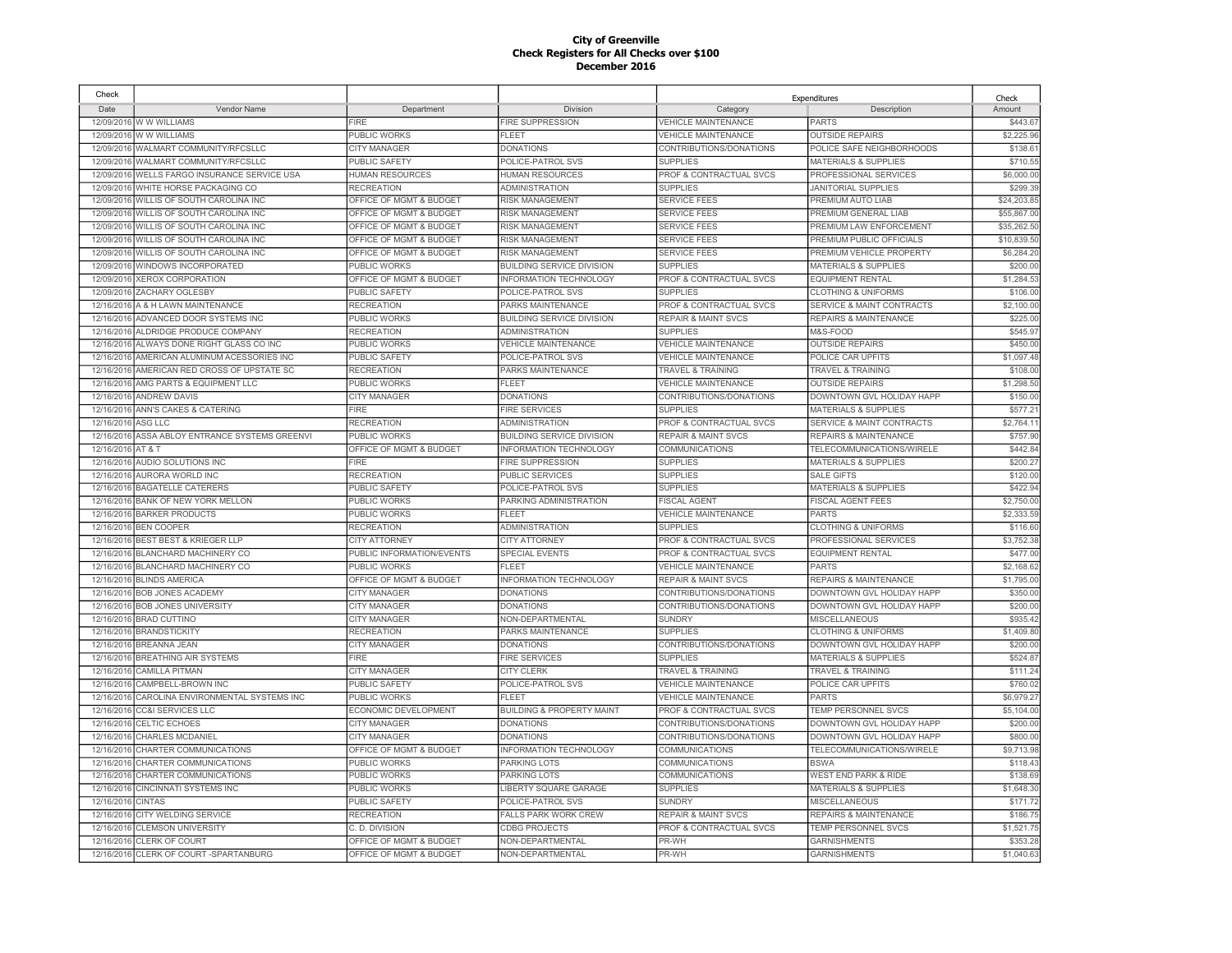**City of Greenville**
**Check Registers for All Checks over $100**
**December 2016**

| Check | | | | Expenditures | | Check |
|---|---|---|---|---|---|---|
| Date | Vendor Name | Department | Division | Category | Description | Amount |
| 12/09/2016 | W W WILLIAMS | FIRE | FIRE SUPPRESSION | VEHICLE MAINTENANCE | PARTS | $443.67 |
| 12/09/2016 | W W WILLIAMS | PUBLIC WORKS | FLEET | VEHICLE MAINTENANCE | OUTSIDE REPAIRS | $2,225.96 |
| 12/09/2016 | WALMART COMMUNITY/RFCSLLC | CITY MANAGER | DONATIONS | CONTRIBUTIONS/DONATIONS | POLICE SAFE NEIGHBORHOODS | $138.61 |
| 12/09/2016 | WALMART COMMUNITY/RFCSLLC | PUBLIC SAFETY | POLICE-PATROL SVS | SUPPLIES | MATERIALS & SUPPLIES | $710.55 |
| 12/09/2016 | WELLS FARGO INSURANCE SERVICE USA | HUMAN RESOURCES | HUMAN RESOURCES | PROF & CONTRACTUAL SVCS | PROFESSIONAL SERVICES | $6,000.00 |
| 12/09/2016 | WHITE HORSE PACKAGING CO | RECREATION | ADMINISTRATION | SUPPLIES | JANITORIAL SUPPLIES | $299.39 |
| 12/09/2016 | WILLIS OF SOUTH CAROLINA INC | OFFICE OF MGMT & BUDGET | RISK MANAGEMENT | SERVICE FEES | PREMIUM AUTO LIAB | $24,203.85 |
| 12/09/2016 | WILLIS OF SOUTH CAROLINA INC | OFFICE OF MGMT & BUDGET | RISK MANAGEMENT | SERVICE FEES | PREMIUM GENERAL LIAB | $55,867.00 |
| 12/09/2016 | WILLIS OF SOUTH CAROLINA INC | OFFICE OF MGMT & BUDGET | RISK MANAGEMENT | SERVICE FEES | PREMIUM LAW ENFORCEMENT | $35,262.50 |
| 12/09/2016 | WILLIS OF SOUTH CAROLINA INC | OFFICE OF MGMT & BUDGET | RISK MANAGEMENT | SERVICE FEES | PREMIUM PUBLIC OFFICIALS | $10,839.50 |
| 12/09/2016 | WILLIS OF SOUTH CAROLINA INC | OFFICE OF MGMT & BUDGET | RISK MANAGEMENT | SERVICE FEES | PREMIUM VEHICLE PROPERTY | $6,284.20 |
| 12/09/2016 | WINDOWS INCORPORATED | PUBLIC WORKS | BUILDING SERVICE DIVISION | SUPPLIES | MATERIALS & SUPPLIES | $200.00 |
| 12/09/2016 | XEROX CORPORATION | OFFICE OF MGMT & BUDGET | INFORMATION TECHNOLOGY | PROF & CONTRACTUAL SVCS | EQUIPMENT RENTAL | $1,284.53 |
| 12/09/2016 | ZACHARY OGLESBY | PUBLIC SAFETY | POLICE-PATROL SVS | SUPPLIES | CLOTHING & UNIFORMS | $106.00 |
| 12/16/2016 | A & H LAWN MAINTENANCE | RECREATION | PARKS MAINTENANCE | PROF & CONTRACTUAL SVCS | SERVICE & MAINT CONTRACTS | $2,100.00 |
| 12/16/2016 | ADVANCED DOOR SYSTEMS INC | PUBLIC WORKS | BUILDING SERVICE DIVISION | REPAIR & MAINT SVCS | REPAIRS & MAINTENANCE | $225.00 |
| 12/16/2016 | ALDRIDGE PRODUCE COMPANY | RECREATION | ADMINISTRATION | SUPPLIES | M&S-FOOD | $545.97 |
| 12/16/2016 | ALWAYS DONE RIGHT GLASS CO INC | PUBLIC WORKS | VEHICLE MAINTENANCE | VEHICLE MAINTENANCE | OUTSIDE REPAIRS | $450.00 |
| 12/16/2016 | AMERICAN ALUMINUM ACESSORIES INC | PUBLIC SAFETY | POLICE-PATROL SVS | VEHICLE MAINTENANCE | POLICE CAR UPFITS | $1,097.48 |
| 12/16/2016 | AMERICAN RED CROSS OF UPSTATE SC | RECREATION | PARKS MAINTENANCE | TRAVEL & TRAINING | TRAVEL & TRAINING | $108.00 |
| 12/16/2016 | AMG PARTS & EQUIPMENT LLC | PUBLIC WORKS | FLEET | VEHICLE MAINTENANCE | OUTSIDE REPAIRS | $1,298.50 |
| 12/16/2016 | ANDREW DAVIS | CITY MANAGER | DONATIONS | CONTRIBUTIONS/DONATIONS | DOWNTOWN GVL HOLIDAY HAPP | $150.00 |
| 12/16/2016 | ANN'S CAKES & CATERING | FIRE | FIRE SERVICES | SUPPLIES | MATERIALS & SUPPLIES | $577.21 |
| 12/16/2016 | ASG LLC | RECREATION | ADMINISTRATION | PROF & CONTRACTUAL SVCS | SERVICE & MAINT CONTRACTS | $2,764.11 |
| 12/16/2016 | ASSA ABLOY ENTRANCE SYSTEMS GREENVI | PUBLIC WORKS | BUILDING SERVICE DIVISION | REPAIR & MAINT SVCS | REPAIRS & MAINTENANCE | $757.90 |
| 12/16/2016 | AT & T | OFFICE OF MGMT & BUDGET | INFORMATION TECHNOLOGY | COMMUNICATIONS | TELECOMMUNICATIONS/WIRELE | $442.84 |
| 12/16/2016 | AUDIO SOLUTIONS INC | FIRE | FIRE SUPPRESSION | SUPPLIES | MATERIALS & SUPPLIES | $200.27 |
| 12/16/2016 | AURORA WORLD INC | RECREATION | PUBLIC SERVICES | SUPPLIES | SALE GIFTS | $120.00 |
| 12/16/2016 | BAGATELLE CATERERS | PUBLIC SAFETY | POLICE-PATROL SVS | SUPPLIES | MATERIALS & SUPPLIES | $422.94 |
| 12/16/2016 | BANK OF NEW YORK MELLON | PUBLIC WORKS | PARKING ADMINISTRATION | FISCAL AGENT | FISCAL AGENT FEES | $2,750.00 |
| 12/16/2016 | BARKER PRODUCTS | PUBLIC WORKS | FLEET | VEHICLE MAINTENANCE | PARTS | $2,333.59 |
| 12/16/2016 | BEN COOPER | RECREATION | ADMINISTRATION | SUPPLIES | CLOTHING & UNIFORMS | $116.60 |
| 12/16/2016 | BEST BEST & KRIEGER LLP | CITY ATTORNEY | CITY ATTORNEY | PROF & CONTRACTUAL SVCS | PROFESSIONAL SERVICES | $3,752.38 |
| 12/16/2016 | BLANCHARD MACHINERY CO | PUBLIC INFORMATION/EVENTS | SPECIAL EVENTS | PROF & CONTRACTUAL SVCS | EQUIPMENT RENTAL | $477.00 |
| 12/16/2016 | BLANCHARD MACHINERY CO | PUBLIC WORKS | FLEET | VEHICLE MAINTENANCE | PARTS | $2,168.62 |
| 12/16/2016 | BLINDS AMERICA | OFFICE OF MGMT & BUDGET | INFORMATION TECHNOLOGY | REPAIR & MAINT SVCS | REPAIRS & MAINTENANCE | $1,795.00 |
| 12/16/2016 | BOB JONES ACADEMY | CITY MANAGER | DONATIONS | CONTRIBUTIONS/DONATIONS | DOWNTOWN GVL HOLIDAY HAPP | $350.00 |
| 12/16/2016 | BOB JONES UNIVERSITY | CITY MANAGER | DONATIONS | CONTRIBUTIONS/DONATIONS | DOWNTOWN GVL HOLIDAY HAPP | $200.00 |
| 12/16/2016 | BRAD CUTTINO | CITY MANAGER | NON-DEPARTMENTAL | SUNDRY | MISCELLANEOUS | $935.42 |
| 12/16/2016 | BRANDSTICKITY | RECREATION | PARKS MAINTENANCE | SUPPLIES | CLOTHING & UNIFORMS | $1,409.80 |
| 12/16/2016 | BREANNA JEAN | CITY MANAGER | DONATIONS | CONTRIBUTIONS/DONATIONS | DOWNTOWN GVL HOLIDAY HAPP | $200.00 |
| 12/16/2016 | BREATHING AIR SYSTEMS | FIRE | FIRE SERVICES | SUPPLIES | MATERIALS & SUPPLIES | $524.87 |
| 12/16/2016 | CAMILLA PITMAN | CITY MANAGER | CITY CLERK | TRAVEL & TRAINING | TRAVEL & TRAINING | $111.24 |
| 12/16/2016 | CAMPBELL-BROWN INC | PUBLIC SAFETY | POLICE-PATROL SVS | VEHICLE MAINTENANCE | POLICE CAR UPFITS | $760.02 |
| 12/16/2016 | CAROLINA ENVIRONMENTAL SYSTEMS INC | PUBLIC WORKS | FLEET | VEHICLE MAINTENANCE | PARTS | $6,979.27 |
| 12/16/2016 | CC&I SERVICES LLC | ECONOMIC DEVELOPMENT | BUILDING & PROPERTY MAINT | PROF & CONTRACTUAL SVCS | TEMP PERSONNEL SVCS | $5,104.00 |
| 12/16/2016 | CELTIC ECHOES | CITY MANAGER | DONATIONS | CONTRIBUTIONS/DONATIONS | DOWNTOWN GVL HOLIDAY HAPP | $200.00 |
| 12/16/2016 | CHARLES MCDANIEL | CITY MANAGER | DONATIONS | CONTRIBUTIONS/DONATIONS | DOWNTOWN GVL HOLIDAY HAPP | $800.00 |
| 12/16/2016 | CHARTER COMMUNICATIONS | OFFICE OF MGMT & BUDGET | INFORMATION TECHNOLOGY | COMMUNICATIONS | TELECOMMUNICATIONS/WIRELE | $9,713.98 |
| 12/16/2016 | CHARTER COMMUNICATIONS | PUBLIC WORKS | PARKING LOTS | COMMUNICATIONS | BSWA | $118.43 |
| 12/16/2016 | CHARTER COMMUNICATIONS | PUBLIC WORKS | PARKING LOTS | COMMUNICATIONS | WEST END PARK & RIDE | $138.69 |
| 12/16/2016 | CINCINNATI SYSTEMS INC | PUBLIC WORKS | LIBERTY SQUARE GARAGE | SUPPLIES | MATERIALS & SUPPLIES | $1,648.30 |
| 12/16/2016 | CINTAS | PUBLIC SAFETY | POLICE-PATROL SVS | SUNDRY | MISCELLANEOUS | $171.72 |
| 12/16/2016 | CITY WELDING SERVICE | RECREATION | FALLS PARK WORK CREW | REPAIR & MAINT SVCS | REPAIRS & MAINTENANCE | $186.75 |
| 12/16/2016 | CLEMSON UNIVERSITY | C. D. DIVISION | CDBG PROJECTS | PROF & CONTRACTUAL SVCS | TEMP PERSONNEL SVCS | $1,521.75 |
| 12/16/2016 | CLERK OF COURT | OFFICE OF MGMT & BUDGET | NON-DEPARTMENTAL | PR-WH | GARNISHMENTS | $353.28 |
| 12/16/2016 | CLERK OF COURT -SPARTANBURG | OFFICE OF MGMT & BUDGET | NON-DEPARTMENTAL | PR-WH | GARNISHMENTS | $1,040.63 |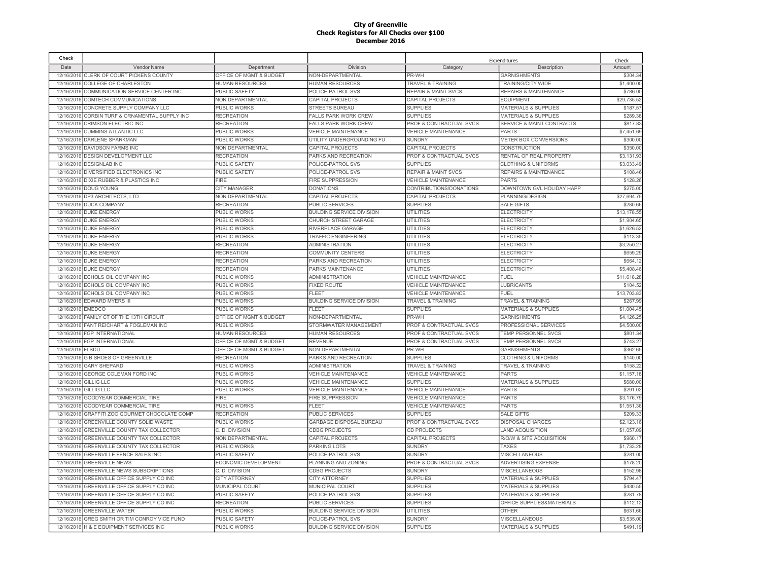# City of Greenville
## Check Registers for All Checks over $100
## December 2016

| Check Date | Vendor Name | Department | Division | Expenditures Category | Description | Check Amount |
|---|---|---|---|---|---|---|
| 12/16/2016 | CLERK OF COURT PICKENS COUNTY | OFFICE OF MGMT & BUDGET | NON-DEPARTMENTAL | PR-WH | GARNISHMENTS | $304.34 |
| 12/16/2016 | COLLEGE OF CHARLESTON | HUMAN RESOURCES | HUMAN RESOURCES | TRAVEL & TRAINING | TRAINING/CITY WIDE | $1,400.00 |
| 12/16/2016 | COMMUNICATION SERVICE CENTER INC | PUBLIC SAFETY | POLICE-PATROL SVS | REPAIR & MAINT SVCS | REPAIRS & MAINTENANCE | $786.00 |
| 12/16/2016 | COMTECH COMMUNICATIONS | NON DEPARTMENTAL | CAPITAL PROJECTS | CAPITAL PROJECTS | EQUIPMENT | $29,735.52 |
| 12/16/2016 | CONCRETE SUPPLY COMPANY LLC | PUBLIC WORKS | STREETS BUREAU | SUPPLIES | MATERIALS & SUPPLIES | $187.57 |
| 12/16/2016 | CORBIN TURF & ORNAMENTAL SUPPLY INC | RECREATION | FALLS PARK WORK CREW | SUPPLIES | MATERIALS & SUPPLIES | $289.38 |
| 12/16/2016 | CRIMSON ELECTRIC INC | RECREATION | FALLS PARK WORK CREW | PROF & CONTRACTUAL SVCS | SERVICE & MAINT CONTRACTS | $817.83 |
| 12/16/2016 | CUMMINS ATLANTIC LLC | PUBLIC WORKS | VEHICLE MAINTENANCE | VEHICLE MAINTENANCE | PARTS | $7,451.69 |
| 12/16/2016 | DARLENE SPARKMAN | PUBLIC WORKS | UTILITY UNDERGROUNDING FU | SUNDRY | METER BOX CONVERSIONS | $300.00 |
| 12/16/2016 | DAVIDSON FARMS INC | NON DEPARTMENTAL | CAPITAL PROJECTS | CAPITAL PROJECTS | CONSTRUCTION | $350.00 |
| 12/16/2016 | DESIGN DEVELOPMENT LLC | RECREATION | PARKS AND RECREATION | PROF & CONTRACTUAL SVCS | RENTAL OF REAL PROPERTY | $3,131.93 |
| 12/16/2016 | DESIGNLAB INC | PUBLIC SAFETY | POLICE-PATROL SVS | SUPPLIES | CLOTHING & UNIFORMS | $3,033.49 |
| 12/16/2016 | DIVERSIFIED ELECTRONICS INC | PUBLIC SAFETY | POLICE-PATROL SVS | REPAIR & MAINT SVCS | REPAIRS & MAINTENANCE | $108.46 |
| 12/16/2016 | DIXIE RUBBER & PLASTICS INC | FIRE | FIRE SUPPRESSION | VEHICLE MAINTENANCE | PARTS | $128.26 |
| 12/16/2016 | DOUG YOUNG | CITY MANAGER | DONATIONS | CONTRIBUTIONS/DONATIONS | DOWNTOWN GVL HOLIDAY HAPP | $275.00 |
| 12/16/2016 | DP3 ARCHITECTS, LTD | NON DEPARTMENTAL | CAPITAL PROJECTS | CAPITAL PROJECTS | PLANNING/DESIGN | $27,694.75 |
| 12/16/2016 | DUCK COMPANY | RECREATION | PUBLIC SERVICES | SUPPLIES | SALE GIFTS | $280.66 |
| 12/16/2016 | DUKE ENERGY | PUBLIC WORKS | BUILDING SERVICE DIVISION | UTILITIES | ELECTRICITY | $13,178.55 |
| 12/16/2016 | DUKE ENERGY | PUBLIC WORKS | CHURCH STREET GARAGE | UTILITIES | ELECTRICITY | $1,904.65 |
| 12/16/2016 | DUKE ENERGY | PUBLIC WORKS | RIVERPLACE GARAGE | UTILITIES | ELECTRICITY | $1,626.52 |
| 12/16/2016 | DUKE ENERGY | PUBLIC WORKS | TRAFFIC ENGINEERING | UTILITIES | ELECTRICITY | $113.35 |
| 12/16/2016 | DUKE ENERGY | RECREATION | ADMINISTRATION | UTILITIES | ELECTRICITY | $3,250.27 |
| 12/16/2016 | DUKE ENERGY | RECREATION | COMMUNITY CENTERS | UTILITIES | ELECTRICITY | $659.29 |
| 12/16/2016 | DUKE ENERGY | RECREATION | PARKS AND RECREATION | UTILITIES | ELECTRICITY | $664.12 |
| 12/16/2016 | DUKE ENERGY | RECREATION | PARKS MAINTENANCE | UTILITIES | ELECTRICITY | $5,408.46 |
| 12/16/2016 | ECHOLS OIL COMPANY INC | PUBLIC WORKS | ADMINISTRATION | VEHICLE MAINTENANCE | FUEL | $11,618.28 |
| 12/16/2016 | ECHOLS OIL COMPANY INC | PUBLIC WORKS | FIXED ROUTE | VEHICLE MAINTENANCE | LUBRICANTS | $104.52 |
| 12/16/2016 | ECHOLS OIL COMPANY INC | PUBLIC WORKS | FLEET | VEHICLE MAINTENANCE | FUEL | $13,703.83 |
| 12/16/2016 | EDWARD MYERS III | PUBLIC WORKS | BUILDING SERVICE DIVISION | TRAVEL & TRAINING | TRAVEL & TRAINING | $267.99 |
| 12/16/2016 | EMEDCO | PUBLIC WORKS | FLEET | SUPPLIES | MATERIALS & SUPPLIES | $1,004.45 |
| 12/16/2016 | FAMILY CT OF THE 13TH CIRCUIT | OFFICE OF MGMT & BUDGET | NON-DEPARTMENTAL | PR-WH | GARNISHMENTS | $4,126.25 |
| 12/16/2016 | FANT REICHART & FOGLEMAN INC | PUBLIC WORKS | STORMWATER MANAGEMENT | PROF & CONTRACTUAL SVCS | PROFESSIONAL SERVICES | $4,500.00 |
| 12/16/2016 | FGP INTERNATIONAL | HUMAN RESOURCES | HUMAN RESOURCES | PROF & CONTRACTUAL SVCS | TEMP PERSONNEL SVCS | $801.34 |
| 12/16/2016 | FGP INTERNATIONAL | OFFICE OF MGMT & BUDGET | REVENUE | PROF & CONTRACTUAL SVCS | TEMP PERSONNEL SVCS | $743.27 |
| 12/16/2016 | FLSDU | OFFICE OF MGMT & BUDGET | NON-DEPARTMENTAL | PR-WH | GARNISHMENTS | $362.65 |
| 12/16/2016 | G B SHOES OF GREENVILLE | RECREATION | PARKS AND RECREATION | SUPPLIES | CLOTHING & UNIFORMS | $140.00 |
| 12/16/2016 | GARY SHEPARD | PUBLIC WORKS | ADMINISTRATION | TRAVEL & TRAINING | TRAVEL & TRAINING | $158.22 |
| 12/16/2016 | GEORGE COLEMAN FORD INC | PUBLIC WORKS | VEHICLE MAINTENANCE | VEHICLE MAINTENANCE | PARTS | $1,157.18 |
| 12/16/2016 | GILLIG LLC | PUBLIC WORKS | VEHICLE MAINTENANCE | SUPPLIES | MATERIALS & SUPPLIES | $680.00 |
| 12/16/2016 | GILLIG LLC | PUBLIC WORKS | VEHICLE MAINTENANCE | VEHICLE MAINTENANCE | PARTS | $291.02 |
| 12/16/2016 | GOODYEAR COMMERCIAL TIRE | FIRE | FIRE SUPPRESSION | VEHICLE MAINTENANCE | PARTS | $3,176.79 |
| 12/16/2016 | GOODYEAR COMMERCIAL TIRE | PUBLIC WORKS | FLEET | VEHICLE MAINTENANCE | PARTS | $1,551.36 |
| 12/16/2016 | GRAFFITI ZOO GOURMET CHOCOLATE COMP | RECREATION | PUBLIC SERVICES | SUPPLIES | SALE GIFTS | $209.33 |
| 12/16/2016 | GREENVILLE COUNTY SOLID WASTE | PUBLIC WORKS | GARBAGE DISPOSAL BUREAU | PROF & CONTRACTUAL SVCS | DISPOSAL CHARGES | $2,123.16 |
| 12/16/2016 | GREENVILLE COUNTY TAX COLLECTOR | C. D. DIVISION | CDBG PROJECTS | CD PROJECTS | LAND ACQUISITION | $1,057.09 |
| 12/16/2016 | GREENVILLE COUNTY TAX COLLECTOR | NON DEPARTMENTAL | CAPITAL PROJECTS | CAPITAL PROJECTS | R/O/W & SITE ACQUISITION | $960.17 |
| 12/16/2016 | GREENVILLE COUNTY TAX COLLECTOR | PUBLIC WORKS | PARKING LOTS | SUNDRY | TAXES | $1,733.28 |
| 12/16/2016 | GREENVILLE FENCE SALES INC | PUBLIC SAFETY | POLICE-PATROL SVS | SUNDRY | MISCELLANEOUS | $281.00 |
| 12/16/2016 | GREENVILLE NEWS | ECONOMIC DEVELOPMENT | PLANNING AND ZONING | PROF & CONTRACTUAL SVCS | ADVERTISING EXPENSE | $178.20 |
| 12/16/2016 | GREENVILLE NEWS SUBSCRIPTIONS | C. D. DIVISION | CDBG PROJECTS | SUNDRY | MISCELLANEOUS | $152.98 |
| 12/16/2016 | GREENVILLE OFFICE SUPPLY CO INC | CITY ATTORNEY | CITY ATTORNEY | SUPPLIES | MATERIALS & SUPPLIES | $794.47 |
| 12/16/2016 | GREENVILLE OFFICE SUPPLY CO INC | MUNICIPAL COURT | MUNICIPAL COURT | SUPPLIES | MATERIALS & SUPPLIES | $430.55 |
| 12/16/2016 | GREENVILLE OFFICE SUPPLY CO INC | PUBLIC SAFETY | POLICE-PATROL SVS | SUPPLIES | MATERIALS & SUPPLIES | $281.78 |
| 12/16/2016 | GREENVILLE OFFICE SUPPLY CO INC | RECREATION | PUBLIC SERVICES | SUPPLIES | OFFICE SUPPLIES&MATERIALS | $112.12 |
| 12/16/2016 | GREENVILLE WATER | PUBLIC WORKS | BUILDING SERVICE DIVISION | UTILITIES | OTHER | $631.66 |
| 12/16/2016 | GREG SMITH OR TIM CONROY VICE FUND | PUBLIC SAFETY | POLICE-PATROL SVS | SUNDRY | MISCELLANEOUS | $3,535.00 |
| 12/16/2016 | H & E EQUIPMENT SERVICES INC | PUBLIC WORKS | BUILDING SERVICE DIVISION | SUPPLIES | MATERIALS & SUPPLIES | $491.19 |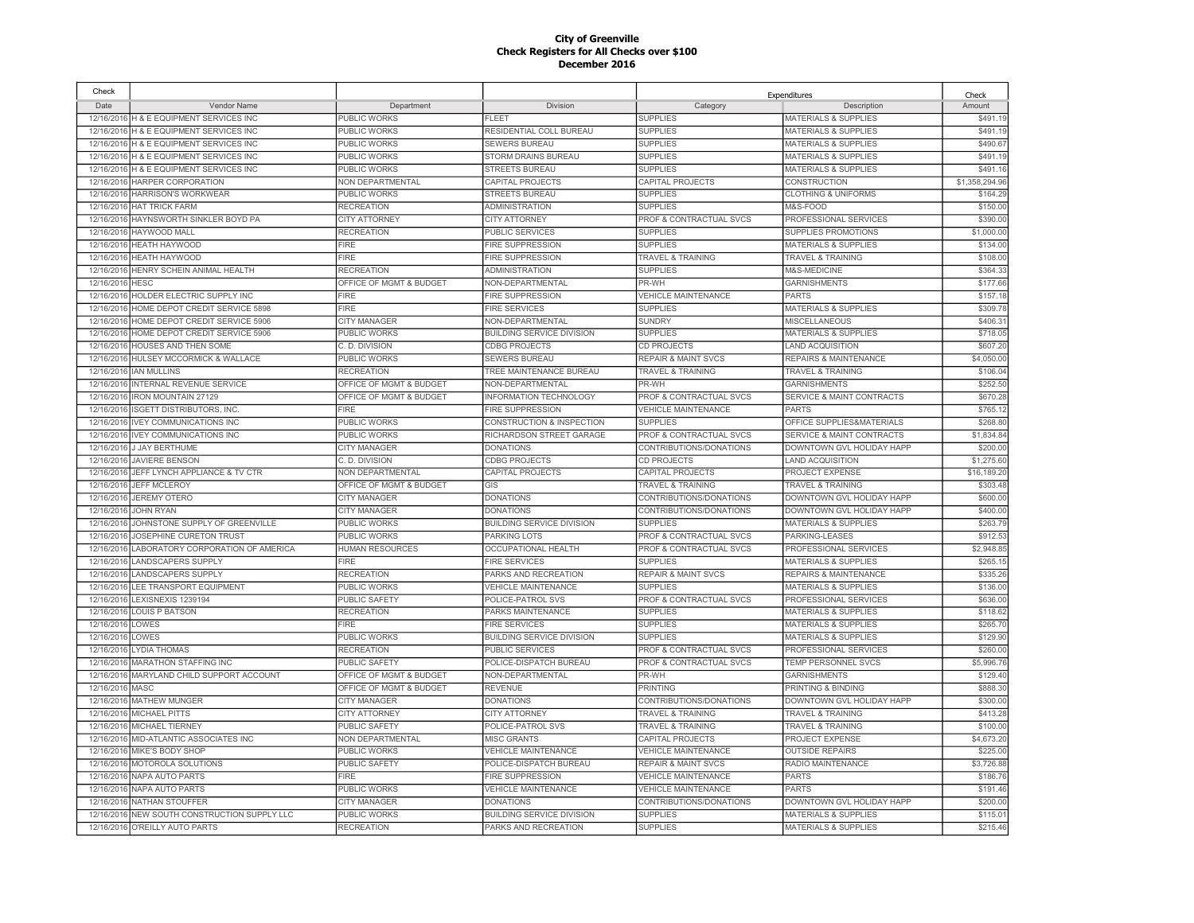# City of Greenville
## Check Registers for All Checks over $100
### December 2016

| Check Date | Vendor Name | Department | Division | Expenditures Category | Expenditures Description | Check Amount |
|---|---|---|---|---|---|---|
| 12/16/2016 | H & E EQUIPMENT SERVICES INC | PUBLIC WORKS | FLEET | SUPPLIES | MATERIALS & SUPPLIES | $491.19 |
| 12/16/2016 | H & E EQUIPMENT SERVICES INC | PUBLIC WORKS | RESIDENTIAL COLL BUREAU | SUPPLIES | MATERIALS & SUPPLIES | $491.19 |
| 12/16/2016 | H & E EQUIPMENT SERVICES INC | PUBLIC WORKS | SEWERS BUREAU | SUPPLIES | MATERIALS & SUPPLIES | $490.67 |
| 12/16/2016 | H & E EQUIPMENT SERVICES INC | PUBLIC WORKS | STORM DRAINS BUREAU | SUPPLIES | MATERIALS & SUPPLIES | $491.19 |
| 12/16/2016 | H & E EQUIPMENT SERVICES INC | PUBLIC WORKS | STREETS BUREAU | SUPPLIES | MATERIALS & SUPPLIES | $491.16 |
| 12/16/2016 | HARPER CORPORATION | NON DEPARTMENTAL | CAPITAL PROJECTS | CAPITAL PROJECTS | CONSTRUCTION | $1,358,294.96 |
| 12/16/2016 | HARRISON'S WORKWEAR | PUBLIC WORKS | STREETS BUREAU | SUPPLIES | CLOTHING & UNIFORMS | $164.29 |
| 12/16/2016 | HAT TRICK FARM | RECREATION | ADMINISTRATION | SUPPLIES | M&S-FOOD | $150.00 |
| 12/16/2016 | HAYNSWORTH SINKLER BOYD PA | CITY ATTORNEY | CITY ATTORNEY | PROF & CONTRACTUAL SVCS | PROFESSIONAL SERVICES | $390.00 |
| 12/16/2016 | HAYWOOD MALL | RECREATION | PUBLIC SERVICES | SUPPLIES | SUPPLIES PROMOTIONS | $1,000.00 |
| 12/16/2016 | HEATH HAYWOOD | FIRE | FIRE SUPPRESSION | SUPPLIES | MATERIALS & SUPPLIES | $134.00 |
| 12/16/2016 | HEATH HAYWOOD | FIRE | FIRE SUPPRESSION | TRAVEL & TRAINING | TRAVEL & TRAINING | $108.00 |
| 12/16/2016 | HENRY SCHEIN ANIMAL HEALTH | RECREATION | ADMINISTRATION | SUPPLIES | M&S-MEDICINE | $364.33 |
| 12/16/2016 | HESC | OFFICE OF MGMT & BUDGET | NON-DEPARTMENTAL | PR-WH | GARNISHMENTS | $177.66 |
| 12/16/2016 | HOLDER ELECTRIC SUPPLY INC | FIRE | FIRE SUPPRESSION | VEHICLE MAINTENANCE | PARTS | $157.18 |
| 12/16/2016 | HOME DEPOT CREDIT SERVICE 5898 | FIRE | FIRE SERVICES | SUPPLIES | MATERIALS & SUPPLIES | $309.78 |
| 12/16/2016 | HOME DEPOT CREDIT SERVICE 5906 | CITY MANAGER | NON-DEPARTMENTAL | SUNDRY | MISCELLANEOUS | $406.31 |
| 12/16/2016 | HOME DEPOT CREDIT SERVICE 5906 | PUBLIC WORKS | BUILDING SERVICE DIVISION | SUPPLIES | MATERIALS & SUPPLIES | $718.05 |
| 12/16/2016 | HOUSES AND THEN SOME | C. D. DIVISION | CDBG PROJECTS | CD PROJECTS | LAND ACQUISITION | $607.20 |
| 12/16/2016 | HULSEY MCCORMICK & WALLACE | PUBLIC WORKS | SEWERS BUREAU | REPAIR & MAINT SVCS | REPAIRS & MAINTENANCE | $4,050.00 |
| 12/16/2016 | IAN MULLINS | RECREATION | TREE MAINTENANCE BUREAU | TRAVEL & TRAINING | TRAVEL & TRAINING | $106.04 |
| 12/16/2016 | INTERNAL REVENUE SERVICE | OFFICE OF MGMT & BUDGET | NON-DEPARTMENTAL | PR-WH | GARNISHMENTS | $252.50 |
| 12/16/2016 | IRON MOUNTAIN 27129 | OFFICE OF MGMT & BUDGET | INFORMATION TECHNOLOGY | PROF & CONTRACTUAL SVCS | SERVICE & MAINT CONTRACTS | $670.28 |
| 12/16/2016 | ISGETT DISTRIBUTORS, INC. | FIRE | FIRE SUPPRESSION | VEHICLE MAINTENANCE | PARTS | $765.12 |
| 12/16/2016 | IVEY COMMUNICATIONS INC | PUBLIC WORKS | CONSTRUCTION & INSPECTION | SUPPLIES | OFFICE SUPPLIES&MATERIALS | $268.80 |
| 12/16/2016 | IVEY COMMUNICATIONS INC | PUBLIC WORKS | RICHARDSON STREET GARAGE | PROF & CONTRACTUAL SVCS | SERVICE & MAINT CONTRACTS | $1,834.84 |
| 12/16/2016 | J JAY BERTHUME | CITY MANAGER | DONATIONS | CONTRIBUTIONS/DONATIONS | DOWNTOWN GVL HOLIDAY HAPP | $200.00 |
| 12/16/2016 | JAVIERE BENSON | C. D. DIVISION | CDBG PROJECTS | CD PROJECTS | LAND ACQUISITION | $1,275.60 |
| 12/16/2016 | JEFF LYNCH APPLIANCE & TV CTR | NON DEPARTMENTAL | CAPITAL PROJECTS | CAPITAL PROJECTS | PROJECT EXPENSE | $16,189.20 |
| 12/16/2016 | JEFF MCLEROY | OFFICE OF MGMT & BUDGET | GIS | TRAVEL & TRAINING | TRAVEL & TRAINING | $303.48 |
| 12/16/2016 | JEREMY OTERO | CITY MANAGER | DONATIONS | CONTRIBUTIONS/DONATIONS | DOWNTOWN GVL HOLIDAY HAPP | $600.00 |
| 12/16/2016 | JOHN RYAN | CITY MANAGER | DONATIONS | CONTRIBUTIONS/DONATIONS | DOWNTOWN GVL HOLIDAY HAPP | $400.00 |
| 12/16/2016 | JOHNSTONE SUPPLY OF GREENVILLE | PUBLIC WORKS | BUILDING SERVICE DIVISION | SUPPLIES | MATERIALS & SUPPLIES | $263.79 |
| 12/16/2016 | JOSEPHINE CURETON TRUST | PUBLIC WORKS | PARKING LOTS | PROF & CONTRACTUAL SVCS | PARKING-LEASES | $912.53 |
| 12/16/2016 | LABORATORY CORPORATION OF AMERICA | HUMAN RESOURCES | OCCUPATIONAL HEALTH | PROF & CONTRACTUAL SVCS | PROFESSIONAL SERVICES | $2,948.85 |
| 12/16/2016 | LANDSCAPERS SUPPLY | FIRE | FIRE SERVICES | SUPPLIES | MATERIALS & SUPPLIES | $265.15 |
| 12/16/2016 | LANDSCAPERS SUPPLY | RECREATION | PARKS AND RECREATION | REPAIR & MAINT SVCS | REPAIRS & MAINTENANCE | $335.26 |
| 12/16/2016 | LEE TRANSPORT EQUIPMENT | PUBLIC WORKS | VEHICLE MAINTENANCE | SUPPLIES | MATERIALS & SUPPLIES | $136.00 |
| 12/16/2016 | LEXISNEXIS 1239194 | PUBLIC SAFETY | POLICE-PATROL SVS | PROF & CONTRACTUAL SVCS | PROFESSIONAL SERVICES | $636.00 |
| 12/16/2016 | LOUIS P BATSON | RECREATION | PARKS MAINTENANCE | SUPPLIES | MATERIALS & SUPPLIES | $118.62 |
| 12/16/2016 | LOWES | FIRE | FIRE SERVICES | SUPPLIES | MATERIALS & SUPPLIES | $265.70 |
| 12/16/2016 | LOWES | PUBLIC WORKS | BUILDING SERVICE DIVISION | SUPPLIES | MATERIALS & SUPPLIES | $129.90 |
| 12/16/2016 | LYDIA THOMAS | RECREATION | PUBLIC SERVICES | PROF & CONTRACTUAL SVCS | PROFESSIONAL SERVICES | $260.00 |
| 12/16/2016 | MARATHON STAFFING INC | PUBLIC SAFETY | POLICE-DISPATCH BUREAU | PROF & CONTRACTUAL SVCS | TEMP PERSONNEL SVCS | $5,996.76 |
| 12/16/2016 | MARYLAND CHILD SUPPORT ACCOUNT | OFFICE OF MGMT & BUDGET | NON-DEPARTMENTAL | PR-WH | GARNISHMENTS | $129.40 |
| 12/16/2016 | MASC | OFFICE OF MGMT & BUDGET | REVENUE | PRINTING | PRINTING & BINDING | $888.30 |
| 12/16/2016 | MATHEW MUNGER | CITY MANAGER | DONATIONS | CONTRIBUTIONS/DONATIONS | DOWNTOWN GVL HOLIDAY HAPP | $300.00 |
| 12/16/2016 | MICHAEL PITTS | CITY ATTORNEY | CITY ATTORNEY | TRAVEL & TRAINING | TRAVEL & TRAINING | $413.28 |
| 12/16/2016 | MICHAEL TIERNEY | PUBLIC SAFETY | POLICE-PATROL SVS | TRAVEL & TRAINING | TRAVEL & TRAINING | $100.00 |
| 12/16/2016 | MID-ATLANTIC ASSOCIATES INC | NON DEPARTMENTAL | MISC GRANTS | CAPITAL PROJECTS | PROJECT EXPENSE | $4,673.20 |
| 12/16/2016 | MIKE'S BODY SHOP | PUBLIC WORKS | VEHICLE MAINTENANCE | VEHICLE MAINTENANCE | OUTSIDE REPAIRS | $225.00 |
| 12/16/2016 | MOTOROLA SOLUTIONS | PUBLIC SAFETY | POLICE-DISPATCH BUREAU | REPAIR & MAINT SVCS | RADIO MAINTENANCE | $3,726.88 |
| 12/16/2016 | NAPA AUTO PARTS | FIRE | FIRE SUPPRESSION | VEHICLE MAINTENANCE | PARTS | $186.76 |
| 12/16/2016 | NAPA AUTO PARTS | PUBLIC WORKS | VEHICLE MAINTENANCE | VEHICLE MAINTENANCE | PARTS | $191.46 |
| 12/16/2016 | NATHAN STOUFFER | CITY MANAGER | DONATIONS | CONTRIBUTIONS/DONATIONS | DOWNTOWN GVL HOLIDAY HAPP | $200.00 |
| 12/16/2016 | NEW SOUTH CONSTRUCTION SUPPLY LLC | PUBLIC WORKS | BUILDING SERVICE DIVISION | SUPPLIES | MATERIALS & SUPPLIES | $115.01 |
| 12/16/2016 | O'REILLY AUTO PARTS | RECREATION | PARKS AND RECREATION | SUPPLIES | MATERIALS & SUPPLIES | $215.46 |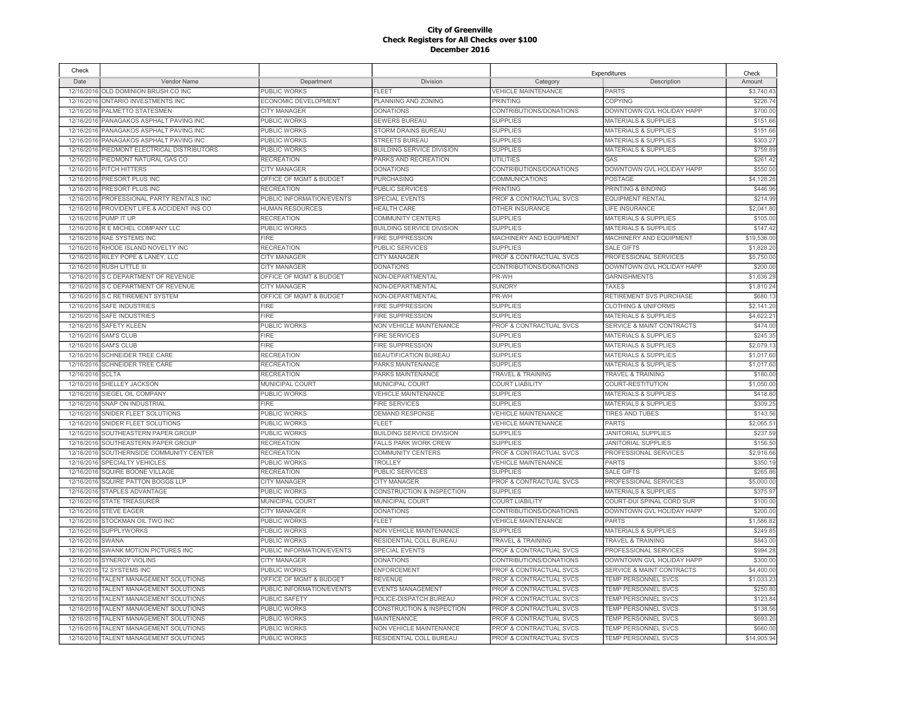**City of Greenville**
**Check Registers for All Checks over $100**
**December 2016**

| Check | | | | Expenditures | | Check |
|---|---|---|---|---|---|---|
| Date | Vendor Name | Department | Division | Category | Description | Amount |
| 12/16/2016 | OLD DOMINION BRUSH CO INC | PUBLIC WORKS | FLEET | VEHICLE MAINTENANCE | PARTS | $3,740.43 |
| 12/16/2016 | ONTARIO INVESTMENTS INC | ECONOMIC DEVELOPMENT | PLANNING AND ZONING | PRINTING | COPYING | $226.74 |
| 12/16/2016 | PALMETTO STATESMEN | CITY MANAGER | DONATIONS | CONTRIBUTIONS/DONATIONS | DOWNTOWN GVL HOLIDAY HAPP | $700.00 |
| 12/16/2016 | PANAGAKOS ASPHALT PAVING INC | PUBLIC WORKS | SEWERS BUREAU | SUPPLIES | MATERIALS & SUPPLIES | $151.66 |
| 12/16/2016 | PANAGAKOS ASPHALT PAVING INC | PUBLIC WORKS | STORM DRAINS BUREAU | SUPPLIES | MATERIALS & SUPPLIES | $151.66 |
| 12/16/2016 | PANAGAKOS ASPHALT PAVING INC | PUBLIC WORKS | STREETS BUREAU | SUPPLIES | MATERIALS & SUPPLIES | $303.27 |
| 12/16/2016 | PIEDMONT ELECTRICAL DISTRIBUTORS | PUBLIC WORKS | BUILDING SERVICE DIVISION | SUPPLIES | MATERIALS & SUPPLIES | $759.89 |
| 12/16/2016 | PIEDMONT NATURAL GAS CO | RECREATION | PARKS AND RECREATION | UTILITIES | GAS | $261.42 |
| 12/16/2016 | PITCH HITTERS | CITY MANAGER | DONATIONS | CONTRIBUTIONS/DONATIONS | DOWNTOWN GVL HOLIDAY HAPP | $550.00 |
| 12/16/2016 | PRESORT PLUS INC | OFFICE OF MGMT & BUDGET | PURCHASING | COMMUNICATIONS | POSTAGE | $4,128.26 |
| 12/16/2016 | PRESORT PLUS INC | RECREATION | PUBLIC SERVICES | PRINTING | PRINTING & BINDING | $446.96 |
| 12/16/2016 | PROFESSIONAL PARTY RENTALS INC | PUBLIC INFORMATION/EVENTS | SPECIAL EVENTS | PROF & CONTRACTUAL SVCS | EQUIPMENT RENTAL | $214.99 |
| 12/16/2016 | PROVIDENT LIFE & ACCIDENT INS CO | HUMAN RESOURCES | HEALTH CARE | OTHER INSURANCE | LIFE INSURANCE | $2,041.80 |
| 12/16/2016 | PUMP IT UP | RECREATION | COMMUNITY CENTERS | SUPPLIES | MATERIALS & SUPPLIES | $105.00 |
| 12/16/2016 | R E MICHEL COMPANY LLC | PUBLIC WORKS | BUILDING SERVICE DIVISION | SUPPLIES | MATERIALS & SUPPLIES | $147.42 |
| 12/16/2016 | RAE SYSTEMS INC | FIRE | FIRE SUPPRESSION | MACHINERY AND EQUIPMENT | MACHINERY AND EQUIPMENT | $19,536.00 |
| 12/16/2016 | RHODE ISLAND NOVELTY INC | RECREATION | PUBLIC SERVICES | SUPPLIES | SALE GIFTS | $1,828.20 |
| 12/16/2016 | RILEY POPE & LANEY, LLC | CITY MANAGER | CITY MANAGER | PROF & CONTRACTUAL SVCS | PROFESSIONAL SERVICES | $5,750.00 |
| 12/16/2016 | RUSH LITTLE III | CITY MANAGER | DONATIONS | CONTRIBUTIONS/DONATIONS | DOWNTOWN GVL HOLIDAY HAPP | $200.00 |
| 12/16/2016 | S C DEPARTMENT OF REVENUE | OFFICE OF MGMT & BUDGET | NON-DEPARTMENTAL | PR-WH | GARNISHMENTS | $1,636.29 |
| 12/16/2016 | S C DEPARTMENT OF REVENUE | CITY MANAGER | NON-DEPARTMENTAL | SUNDRY | TAXES | $1,810.24 |
| 12/16/2016 | S C RETIREMENT SYSTEM | OFFICE OF MGMT & BUDGET | NON-DEPARTMENTAL | PR-WH | RETIREMENT SVS PURCHASE | $680.13 |
| 12/16/2016 | SAFE INDUSTRIES | FIRE | FIRE SUPPRESSION | SUPPLIES | CLOTHING & UNIFORMS | $2,141.20 |
| 12/16/2016 | SAFE INDUSTRIES | FIRE | FIRE SUPPRESSION | SUPPLIES | MATERIALS & SUPPLIES | $4,622.21 |
| 12/16/2016 | SAFETY KLEEN | PUBLIC WORKS | NON VEHICLE MAINTENANCE | PROF & CONTRACTUAL SVCS | SERVICE & MAINT CONTRACTS | $474.00 |
| 12/16/2016 | SAM'S CLUB | FIRE | FIRE SERVICES | SUPPLIES | MATERIALS & SUPPLIES | $245.35 |
| 12/16/2016 | SAM'S CLUB | FIRE | FIRE SUPPRESSION | SUPPLIES | MATERIALS & SUPPLIES | $2,079.13 |
| 12/16/2016 | SCHNEIDER TREE CARE | RECREATION | BEAUTIFICATION BUREAU | SUPPLIES | MATERIALS & SUPPLIES | $1,017.60 |
| 12/16/2016 | SCHNEIDER TREE CARE | RECREATION | PARKS MAINTENANCE | SUPPLIES | MATERIALS & SUPPLIES | $1,017.60 |
| 12/16/2016 | SCLTA | RECREATION | PARKS MAINTENANCE | TRAVEL & TRAINING | TRAVEL & TRAINING | $180.00 |
| 12/16/2016 | SHELLEY JACKSON | MUNICIPAL COURT | MUNICIPAL COURT | COURT LIABILITY | COURT-RESTITUTION | $1,050.00 |
| 12/16/2016 | SIEGEL OIL COMPANY | PUBLIC WORKS | VEHICLE MAINTENANCE | SUPPLIES | MATERIALS & SUPPLIES | $418.80 |
| 12/16/2016 | SNAP ON INDUSTRIAL | FIRE | FIRE SERVICES | SUPPLIES | MATERIALS & SUPPLIES | $309.25 |
| 12/16/2016 | SNIDER FLEET SOLUTIONS | PUBLIC WORKS | DEMAND RESPONSE | VEHICLE MAINTENANCE | TIRES AND TUBES | $143.56 |
| 12/16/2016 | SNIDER FLEET SOLUTIONS | PUBLIC WORKS | FLEET | VEHICLE MAINTENANCE | PARTS | $2,065.51 |
| 12/16/2016 | SOUTHEASTERN PAPER GROUP | PUBLIC WORKS | BUILDING SERVICE DIVISION | SUPPLIES | JANITORIAL SUPPLIES | $237.59 |
| 12/16/2016 | SOUTHEASTERN PAPER GROUP | RECREATION | FALLS PARK WORK CREW | SUPPLIES | JANITORIAL SUPPLIES | $156.50 |
| 12/16/2016 | SOUTHERNSIDE COMMUNITY CENTER | RECREATION | COMMUNITY CENTERS | PROF & CONTRACTUAL SVCS | PROFESSIONAL SERVICES | $2,916.66 |
| 12/16/2016 | SPECIALTY VEHICLES | PUBLIC WORKS | TROLLEY | VEHICLE MAINTENANCE | PARTS | $350.19 |
| 12/16/2016 | SQUIRE BOONE VILLAGE | RECREATION | PUBLIC SERVICES | SUPPLIES | SALE GIFTS | $265.86 |
| 12/16/2016 | SQUIRE PATTON BOGGS LLP | CITY MANAGER | CITY MANAGER | PROF & CONTRACTUAL SVCS | PROFESSIONAL SERVICES | $5,000.00 |
| 12/16/2016 | STAPLES ADVANTAGE | PUBLIC WORKS | CONSTRUCTION & INSPECTION | SUPPLIES | MATERIALS & SUPPLIES | $375.97 |
| 12/16/2016 | STATE TREASURER | MUNICIPAL COURT | MUNICIPAL COURT | COURT LIABILITY | COURT-DUI SPINAL CORD SUR | $100.00 |
| 12/16/2016 | STEVE EAGER | CITY MANAGER | DONATIONS | CONTRIBUTIONS/DONATIONS | DOWNTOWN GVL HOLIDAY HAPP | $200.00 |
| 12/16/2016 | STOCKMAN OIL TWO INC | PUBLIC WORKS | FLEET | VEHICLE MAINTENANCE | PARTS | $1,586.82 |
| 12/16/2016 | SUPPLYWORKS | PUBLIC WORKS | NON VEHICLE MAINTENANCE | SUPPLIES | MATERIALS & SUPPLIES | $249.85 |
| 12/16/2016 | SWANA | PUBLIC WORKS | RESIDENTIAL COLL BUREAU | TRAVEL & TRAINING | TRAVEL & TRAINING | $843.00 |
| 12/16/2016 | SWANK MOTION PICTURES INC | PUBLIC INFORMATION/EVENTS | SPECIAL EVENTS | PROF & CONTRACTUAL SVCS | PROFESSIONAL SERVICES | $994.28 |
| 12/16/2016 | SYNERGY VIOLINS | CITY MANAGER | DONATIONS | CONTRIBUTIONS/DONATIONS | DOWNTOWN GVL HOLIDAY HAPP | $300.00 |
| 12/16/2016 | T2 SYSTEMS INC | PUBLIC WORKS | ENFORCEMENT | PROF & CONTRACTUAL SVCS | SERVICE & MAINT CONTRACTS | $4,400.00 |
| 12/16/2016 | TALENT MANAGEMENT SOLUTIONS | OFFICE OF MGMT & BUDGET | REVENUE | PROF & CONTRACTUAL SVCS | TEMP PERSONNEL SVCS | $1,033.23 |
| 12/16/2016 | TALENT MANAGEMENT SOLUTIONS | PUBLIC INFORMATION/EVENTS | EVENTS MANAGEMENT | PROF & CONTRACTUAL SVCS | TEMP PERSONNEL SVCS | $250.80 |
| 12/16/2016 | TALENT MANAGEMENT SOLUTIONS | PUBLIC SAFETY | POLICE-DISPATCH BUREAU | PROF & CONTRACTUAL SVCS | TEMP PERSONNEL SVCS | $123.84 |
| 12/16/2016 | TALENT MANAGEMENT SOLUTIONS | PUBLIC WORKS | CONSTRUCTION & INSPECTION | PROF & CONTRACTUAL SVCS | TEMP PERSONNEL SVCS | $138.56 |
| 12/16/2016 | TALENT MANAGEMENT SOLUTIONS | PUBLIC WORKS | MAINTENANCE | PROF & CONTRACTUAL SVCS | TEMP PERSONNEL SVCS | $693.20 |
| 12/16/2016 | TALENT MANAGEMENT SOLUTIONS | PUBLIC WORKS | NON VEHICLE MAINTENANCE | PROF & CONTRACTUAL SVCS | TEMP PERSONNEL SVCS | $660.00 |
| 12/16/2016 | TALENT MANAGEMENT SOLUTIONS | PUBLIC WORKS | RESIDENTIAL COLL BUREAU | PROF & CONTRACTUAL SVCS | TEMP PERSONNEL SVCS | $14,905.94 |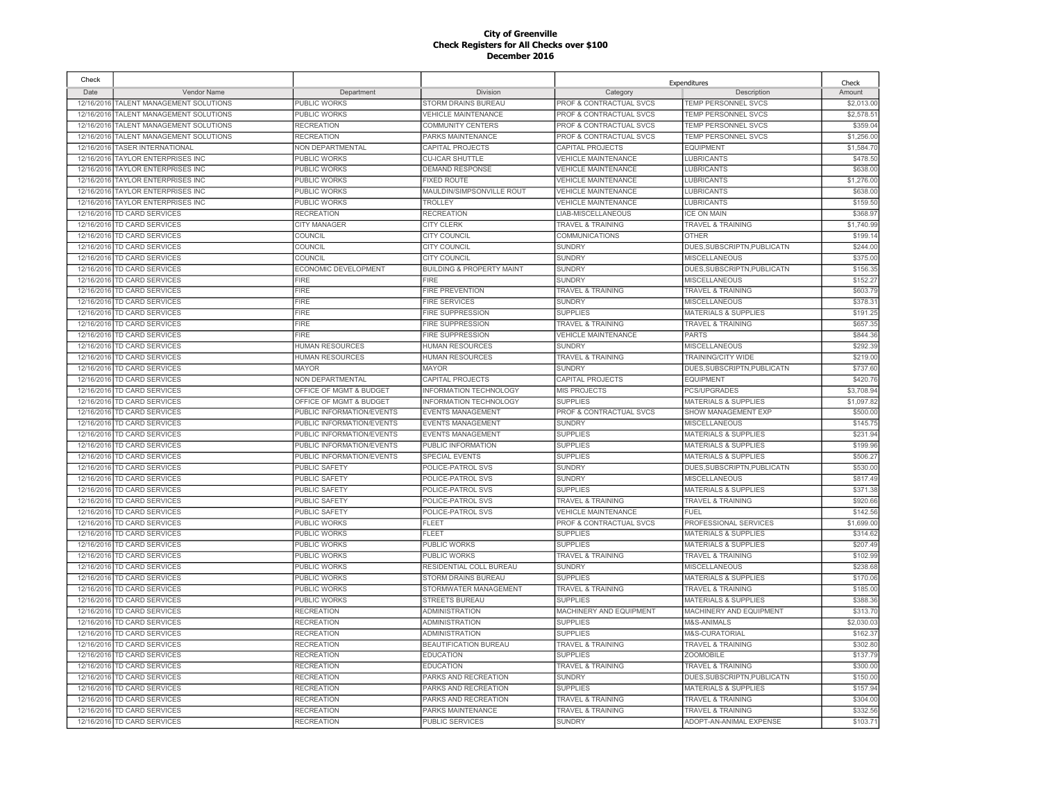**City of Greenville**
**Check Registers for All Checks over $100**
**December 2016**

| Check Date | Vendor Name | Department | Division | Expenditures Category | Description | Check Amount |
|---|---|---|---|---|---|---|
| 12/16/2016 | TALENT MANAGEMENT SOLUTIONS | PUBLIC WORKS | STORM DRAINS BUREAU | PROF & CONTRACTUAL SVCS | TEMP PERSONNEL SVCS | $2,013.00 |
| 12/16/2016 | TALENT MANAGEMENT SOLUTIONS | PUBLIC WORKS | VEHICLE MAINTENANCE | PROF & CONTRACTUAL SVCS | TEMP PERSONNEL SVCS | $2,578.51 |
| 12/16/2016 | TALENT MANAGEMENT SOLUTIONS | RECREATION | COMMUNITY CENTERS | PROF & CONTRACTUAL SVCS | TEMP PERSONNEL SVCS | $359.04 |
| 12/16/2016 | TALENT MANAGEMENT SOLUTIONS | RECREATION | PARKS MAINTENANCE | PROF & CONTRACTUAL SVCS | TEMP PERSONNEL SVCS | $1,256.00 |
| 12/16/2016 | TASER INTERNATIONAL | NON DEPARTMENTAL | CAPITAL PROJECTS | CAPITAL PROJECTS | EQUIPMENT | $1,584.70 |
| 12/16/2016 | TAYLOR ENTERPRISES INC | PUBLIC WORKS | CU-ICAR SHUTTLE | VEHICLE MAINTENANCE | LUBRICANTS | $478.50 |
| 12/16/2016 | TAYLOR ENTERPRISES INC | PUBLIC WORKS | DEMAND RESPONSE | VEHICLE MAINTENANCE | LUBRICANTS | $638.00 |
| 12/16/2016 | TAYLOR ENTERPRISES INC | PUBLIC WORKS | FIXED ROUTE | VEHICLE MAINTENANCE | LUBRICANTS | $1,276.00 |
| 12/16/2016 | TAYLOR ENTERPRISES INC | PUBLIC WORKS | MAULDIN/SIMPSONVILLE ROUT | VEHICLE MAINTENANCE | LUBRICANTS | $638.00 |
| 12/16/2016 | TAYLOR ENTERPRISES INC | PUBLIC WORKS | TROLLEY | VEHICLE MAINTENANCE | LUBRICANTS | $159.50 |
| 12/16/2016 | TD CARD SERVICES | RECREATION | RECREATION | LIAB-MISCELLANEOUS | ICE ON MAIN | $368.97 |
| 12/16/2016 | TD CARD SERVICES | CITY MANAGER | CITY CLERK | TRAVEL & TRAINING | TRAVEL & TRAINING | $1,740.99 |
| 12/16/2016 | TD CARD SERVICES | COUNCIL | CITY COUNCIL | COMMUNICATIONS | OTHER | $199.14 |
| 12/16/2016 | TD CARD SERVICES | COUNCIL | CITY COUNCIL | SUNDRY | DUES,SUBSCRIPTN,PUBLICATN | $244.00 |
| 12/16/2016 | TD CARD SERVICES | COUNCIL | CITY COUNCIL | SUNDRY | MISCELLANEOUS | $375.00 |
| 12/16/2016 | TD CARD SERVICES | ECONOMIC DEVELOPMENT | BUILDING & PROPERTY MAINT | SUNDRY | DUES,SUBSCRIPTN,PUBLICATN | $156.35 |
| 12/16/2016 | TD CARD SERVICES | FIRE | FIRE | SUNDRY | MISCELLANEOUS | $152.27 |
| 12/16/2016 | TD CARD SERVICES | FIRE | FIRE PREVENTION | TRAVEL & TRAINING | TRAVEL & TRAINING | $603.79 |
| 12/16/2016 | TD CARD SERVICES | FIRE | FIRE SERVICES | SUNDRY | MISCELLANEOUS | $378.31 |
| 12/16/2016 | TD CARD SERVICES | FIRE | FIRE SUPPRESSION | SUPPLIES | MATERIALS & SUPPLIES | $191.25 |
| 12/16/2016 | TD CARD SERVICES | FIRE | FIRE SUPPRESSION | TRAVEL & TRAINING | TRAVEL & TRAINING | $657.35 |
| 12/16/2016 | TD CARD SERVICES | FIRE | FIRE SUPPRESSION | VEHICLE MAINTENANCE | PARTS | $844.36 |
| 12/16/2016 | TD CARD SERVICES | HUMAN RESOURCES | HUMAN RESOURCES | SUNDRY | MISCELLANEOUS | $292.39 |
| 12/16/2016 | TD CARD SERVICES | HUMAN RESOURCES | HUMAN RESOURCES | TRAVEL & TRAINING | TRAINING/CITY WIDE | $219.00 |
| 12/16/2016 | TD CARD SERVICES | MAYOR | MAYOR | SUNDRY | DUES,SUBSCRIPTN,PUBLICATN | $737.60 |
| 12/16/2016 | TD CARD SERVICES | NON DEPARTMENTAL | CAPITAL PROJECTS | CAPITAL PROJECTS | EQUIPMENT | $420.76 |
| 12/16/2016 | TD CARD SERVICES | OFFICE OF MGMT & BUDGET | INFORMATION TECHNOLOGY | MIS PROJECTS | PCS/UPGRADES | $3,708.94 |
| 12/16/2016 | TD CARD SERVICES | OFFICE OF MGMT & BUDGET | INFORMATION TECHNOLOGY | SUPPLIES | MATERIALS & SUPPLIES | $1,097.82 |
| 12/16/2016 | TD CARD SERVICES | PUBLIC INFORMATION/EVENTS | EVENTS MANAGEMENT | PROF & CONTRACTUAL SVCS | SHOW MANAGEMENT EXP | $500.00 |
| 12/16/2016 | TD CARD SERVICES | PUBLIC INFORMATION/EVENTS | EVENTS MANAGEMENT | SUNDRY | MISCELLANEOUS | $145.75 |
| 12/16/2016 | TD CARD SERVICES | PUBLIC INFORMATION/EVENTS | EVENTS MANAGEMENT | SUPPLIES | MATERIALS & SUPPLIES | $231.94 |
| 12/16/2016 | TD CARD SERVICES | PUBLIC INFORMATION/EVENTS | PUBLIC INFORMATION | SUPPLIES | MATERIALS & SUPPLIES | $199.96 |
| 12/16/2016 | TD CARD SERVICES | PUBLIC INFORMATION/EVENTS | SPECIAL EVENTS | SUPPLIES | MATERIALS & SUPPLIES | $506.27 |
| 12/16/2016 | TD CARD SERVICES | PUBLIC SAFETY | POLICE-PATROL SVS | SUNDRY | DUES,SUBSCRIPTN,PUBLICATN | $530.00 |
| 12/16/2016 | TD CARD SERVICES | PUBLIC SAFETY | POLICE-PATROL SVS | SUNDRY | MISCELLANEOUS | $817.49 |
| 12/16/2016 | TD CARD SERVICES | PUBLIC SAFETY | POLICE-PATROL SVS | SUPPLIES | MATERIALS & SUPPLIES | $371.38 |
| 12/16/2016 | TD CARD SERVICES | PUBLIC SAFETY | POLICE-PATROL SVS | TRAVEL & TRAINING | TRAVEL & TRAINING | $920.66 |
| 12/16/2016 | TD CARD SERVICES | PUBLIC SAFETY | POLICE-PATROL SVS | VEHICLE MAINTENANCE | FUEL | $142.56 |
| 12/16/2016 | TD CARD SERVICES | PUBLIC WORKS | FLEET | PROF & CONTRACTUAL SVCS | PROFESSIONAL SERVICES | $1,699.00 |
| 12/16/2016 | TD CARD SERVICES | PUBLIC WORKS | FLEET | SUPPLIES | MATERIALS & SUPPLIES | $314.62 |
| 12/16/2016 | TD CARD SERVICES | PUBLIC WORKS | PUBLIC WORKS | SUPPLIES | MATERIALS & SUPPLIES | $207.49 |
| 12/16/2016 | TD CARD SERVICES | PUBLIC WORKS | PUBLIC WORKS | TRAVEL & TRAINING | TRAVEL & TRAINING | $102.99 |
| 12/16/2016 | TD CARD SERVICES | PUBLIC WORKS | RESIDENTIAL COLL BUREAU | SUNDRY | MISCELLANEOUS | $238.68 |
| 12/16/2016 | TD CARD SERVICES | PUBLIC WORKS | STORM DRAINS BUREAU | SUPPLIES | MATERIALS & SUPPLIES | $170.06 |
| 12/16/2016 | TD CARD SERVICES | PUBLIC WORKS | STORMWATER MANAGEMENT | TRAVEL & TRAINING | TRAVEL & TRAINING | $185.00 |
| 12/16/2016 | TD CARD SERVICES | PUBLIC WORKS | STREETS BUREAU | SUPPLIES | MATERIALS & SUPPLIES | $388.36 |
| 12/16/2016 | TD CARD SERVICES | RECREATION | ADMINISTRATION | MACHINERY AND EQUIPMENT | MACHINERY AND EQUIPMENT | $313.70 |
| 12/16/2016 | TD CARD SERVICES | RECREATION | ADMINISTRATION | SUPPLIES | M&S-ANIMALS | $2,030.03 |
| 12/16/2016 | TD CARD SERVICES | RECREATION | ADMINISTRATION | SUPPLIES | M&S-CURATORIAL | $162.37 |
| 12/16/2016 | TD CARD SERVICES | RECREATION | BEAUTIFICATION BUREAU | TRAVEL & TRAINING | TRAVEL & TRAINING | $302.80 |
| 12/16/2016 | TD CARD SERVICES | RECREATION | EDUCATION | SUPPLIES | ZOOMOBILE | $137.79 |
| 12/16/2016 | TD CARD SERVICES | RECREATION | EDUCATION | TRAVEL & TRAINING | TRAVEL & TRAINING | $300.00 |
| 12/16/2016 | TD CARD SERVICES | RECREATION | PARKS AND RECREATION | SUNDRY | DUES,SUBSCRIPTN,PUBLICATN | $150.00 |
| 12/16/2016 | TD CARD SERVICES | RECREATION | PARKS AND RECREATION | SUPPLIES | MATERIALS & SUPPLIES | $157.94 |
| 12/16/2016 | TD CARD SERVICES | RECREATION | PARKS AND RECREATION | TRAVEL & TRAINING | TRAVEL & TRAINING | $304.00 |
| 12/16/2016 | TD CARD SERVICES | RECREATION | PARKS MAINTENANCE | TRAVEL & TRAINING | TRAVEL & TRAINING | $332.56 |
| 12/16/2016 | TD CARD SERVICES | RECREATION | PUBLIC SERVICES | SUNDRY | ADOPT-AN-ANIMAL EXPENSE | $103.71 |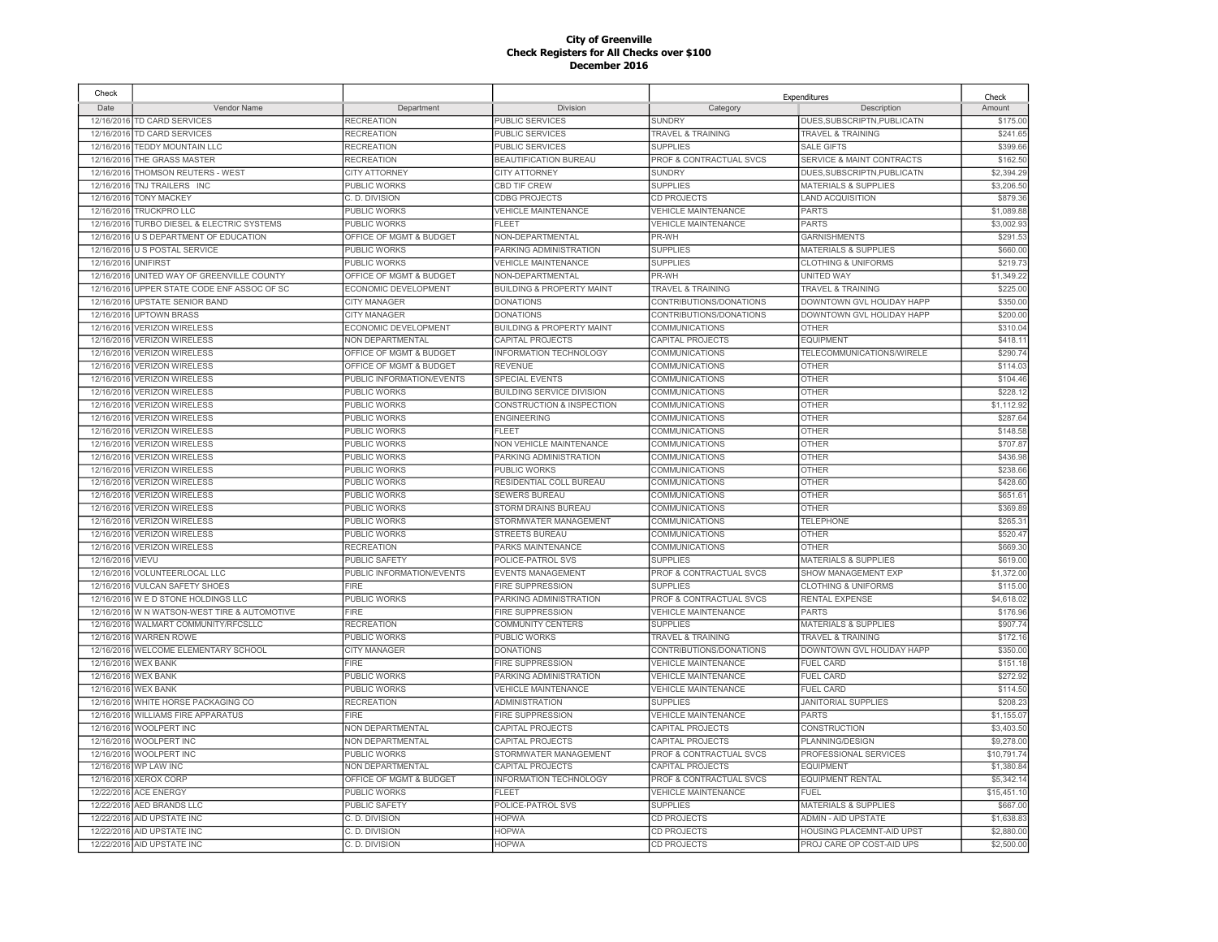**City of Greenville**
**Check Registers for All Checks over $100**
**December 2016**

| Check Date | Vendor Name | Department | Division | Expenditures Category | Description | Check Amount |
|---|---|---|---|---|---|---|
| 12/16/2016 | TD CARD SERVICES | RECREATION | PUBLIC SERVICES | SUNDRY | DUES,SUBSCRIPTN,PUBLICATN | $175.00 |
| 12/16/2016 | TD CARD SERVICES | RECREATION | PUBLIC SERVICES | TRAVEL & TRAINING | TRAVEL & TRAINING | $241.65 |
| 12/16/2016 | TEDDY MOUNTAIN LLC | RECREATION | PUBLIC SERVICES | SUPPLIES | SALE GIFTS | $399.66 |
| 12/16/2016 | THE GRASS MASTER | RECREATION | BEAUTIFICATION BUREAU | PROF & CONTRACTUAL SVCS | SERVICE & MAINT CONTRACTS | $162.50 |
| 12/16/2016 | THOMSON REUTERS - WEST | CITY ATTORNEY | CITY ATTORNEY | SUNDRY | DUES,SUBSCRIPTN,PUBLICATN | $2,394.29 |
| 12/16/2016 | TNJ TRAILERS INC | PUBLIC WORKS | CBD TIF CREW | SUPPLIES | MATERIALS & SUPPLIES | $3,206.50 |
| 12/16/2016 | TONY MACKEY | C. D. DIVISION | CDBG PROJECTS | CD PROJECTS | LAND ACQUISITION | $879.36 |
| 12/16/2016 | TRUCKPRO LLC | PUBLIC WORKS | VEHICLE MAINTENANCE | VEHICLE MAINTENANCE | PARTS | $1,089.88 |
| 12/16/2016 | TURBO DIESEL & ELECTRIC SYSTEMS | PUBLIC WORKS | FLEET | VEHICLE MAINTENANCE | PARTS | $3,002.93 |
| 12/16/2016 | U S DEPARTMENT OF EDUCATION | OFFICE OF MGMT & BUDGET | NON-DEPARTMENTAL | PR-WH | GARNISHMENTS | $291.53 |
| 12/16/2016 | U S POSTAL SERVICE | PUBLIC WORKS | PARKING ADMINISTRATION | SUPPLIES | MATERIALS & SUPPLIES | $660.00 |
| 12/16/2016 | UNIFIRST | PUBLIC WORKS | VEHICLE MAINTENANCE | SUPPLIES | CLOTHING & UNIFORMS | $219.73 |
| 12/16/2016 | UNITED WAY OF GREENVILLE COUNTY | OFFICE OF MGMT & BUDGET | NON-DEPARTMENTAL | PR-WH | UNITED WAY | $1,349.22 |
| 12/16/2016 | UPPER STATE CODE ENF ASSOC OF SC | ECONOMIC DEVELOPMENT | BUILDING & PROPERTY MAINT | TRAVEL & TRAINING | TRAVEL & TRAINING | $225.00 |
| 12/16/2016 | UPSTATE SENIOR BAND | CITY MANAGER | DONATIONS | CONTRIBUTIONS/DONATIONS | DOWNTOWN GVL HOLIDAY HAPP | $350.00 |
| 12/16/2016 | UPTOWN BRASS | CITY MANAGER | DONATIONS | CONTRIBUTIONS/DONATIONS | DOWNTOWN GVL HOLIDAY HAPP | $200.00 |
| 12/16/2016 | VERIZON WIRELESS | ECONOMIC DEVELOPMENT | BUILDING & PROPERTY MAINT | COMMUNICATIONS | OTHER | $310.04 |
| 12/16/2016 | VERIZON WIRELESS | NON DEPARTMENTAL | CAPITAL PROJECTS | CAPITAL PROJECTS | EQUIPMENT | $418.11 |
| 12/16/2016 | VERIZON WIRELESS | OFFICE OF MGMT & BUDGET | INFORMATION TECHNOLOGY | COMMUNICATIONS | TELECOMMUNICATIONS/WIRELE | $290.74 |
| 12/16/2016 | VERIZON WIRELESS | OFFICE OF MGMT & BUDGET | REVENUE | COMMUNICATIONS | OTHER | $114.03 |
| 12/16/2016 | VERIZON WIRELESS | PUBLIC INFORMATION/EVENTS | SPECIAL EVENTS | COMMUNICATIONS | OTHER | $104.46 |
| 12/16/2016 | VERIZON WIRELESS | PUBLIC WORKS | BUILDING SERVICE DIVISION | COMMUNICATIONS | OTHER | $228.12 |
| 12/16/2016 | VERIZON WIRELESS | PUBLIC WORKS | CONSTRUCTION & INSPECTION | COMMUNICATIONS | OTHER | $1,112.92 |
| 12/16/2016 | VERIZON WIRELESS | PUBLIC WORKS | ENGINEERING | COMMUNICATIONS | OTHER | $287.64 |
| 12/16/2016 | VERIZON WIRELESS | PUBLIC WORKS | FLEET | COMMUNICATIONS | OTHER | $148.58 |
| 12/16/2016 | VERIZON WIRELESS | PUBLIC WORKS | NON VEHICLE MAINTENANCE | COMMUNICATIONS | OTHER | $707.87 |
| 12/16/2016 | VERIZON WIRELESS | PUBLIC WORKS | PARKING ADMINISTRATION | COMMUNICATIONS | OTHER | $436.98 |
| 12/16/2016 | VERIZON WIRELESS | PUBLIC WORKS | PUBLIC WORKS | COMMUNICATIONS | OTHER | $238.66 |
| 12/16/2016 | VERIZON WIRELESS | PUBLIC WORKS | RESIDENTIAL COLL BUREAU | COMMUNICATIONS | OTHER | $428.60 |
| 12/16/2016 | VERIZON WIRELESS | PUBLIC WORKS | SEWERS BUREAU | COMMUNICATIONS | OTHER | $651.61 |
| 12/16/2016 | VERIZON WIRELESS | PUBLIC WORKS | STORM DRAINS BUREAU | COMMUNICATIONS | OTHER | $369.89 |
| 12/16/2016 | VERIZON WIRELESS | PUBLIC WORKS | STORMWATER MANAGEMENT | COMMUNICATIONS | TELEPHONE | $265.31 |
| 12/16/2016 | VERIZON WIRELESS | PUBLIC WORKS | STREETS BUREAU | COMMUNICATIONS | OTHER | $520.47 |
| 12/16/2016 | VERIZON WIRELESS | RECREATION | PARKS MAINTENANCE | COMMUNICATIONS | OTHER | $669.30 |
| 12/16/2016 | VIEVU | PUBLIC SAFETY | POLICE-PATROL SVS | SUPPLIES | MATERIALS & SUPPLIES | $619.00 |
| 12/16/2016 | VOLUNTEERLOCAL LLC | PUBLIC INFORMATION/EVENTS | EVENTS MANAGEMENT | PROF & CONTRACTUAL SVCS | SHOW MANAGEMENT EXP | $1,372.00 |
| 12/16/2016 | VULCAN SAFETY SHOES | FIRE | FIRE SUPPRESSION | SUPPLIES | CLOTHING & UNIFORMS | $115.00 |
| 12/16/2016 | W E D STONE HOLDINGS LLC | PUBLIC WORKS | PARKING ADMINISTRATION | PROF & CONTRACTUAL SVCS | RENTAL EXPENSE | $4,618.02 |
| 12/16/2016 | W N WATSON-WEST TIRE & AUTOMOTIVE | FIRE | FIRE SUPPRESSION | VEHICLE MAINTENANCE | PARTS | $176.96 |
| 12/16/2016 | WALMART COMMUNITY/RFCSLLC | RECREATION | COMMUNITY CENTERS | SUPPLIES | MATERIALS & SUPPLIES | $907.74 |
| 12/16/2016 | WARREN ROWE | PUBLIC WORKS | PUBLIC WORKS | TRAVEL & TRAINING | TRAVEL & TRAINING | $172.16 |
| 12/16/2016 | WELCOME ELEMENTARY SCHOOL | CITY MANAGER | DONATIONS | CONTRIBUTIONS/DONATIONS | DOWNTOWN GVL HOLIDAY HAPP | $350.00 |
| 12/16/2016 | WEX BANK | FIRE | FIRE SUPPRESSION | VEHICLE MAINTENANCE | FUEL CARD | $151.18 |
| 12/16/2016 | WEX BANK | PUBLIC WORKS | PARKING ADMINISTRATION | VEHICLE MAINTENANCE | FUEL CARD | $272.92 |
| 12/16/2016 | WEX BANK | PUBLIC WORKS | VEHICLE MAINTENANCE | VEHICLE MAINTENANCE | FUEL CARD | $114.50 |
| 12/16/2016 | WHITE HORSE PACKAGING CO | RECREATION | ADMINISTRATION | SUPPLIES | JANITORIAL SUPPLIES | $208.23 |
| 12/16/2016 | WILLIAMS FIRE APPARATUS | FIRE | FIRE SUPPRESSION | VEHICLE MAINTENANCE | PARTS | $1,155.07 |
| 12/16/2016 | WOOLPERT INC | NON DEPARTMENTAL | CAPITAL PROJECTS | CAPITAL PROJECTS | CONSTRUCTION | $3,403.50 |
| 12/16/2016 | WOOLPERT INC | NON DEPARTMENTAL | CAPITAL PROJECTS | CAPITAL PROJECTS | PLANNING/DESIGN | $9,278.00 |
| 12/16/2016 | WOOLPERT INC | PUBLIC WORKS | STORMWATER MANAGEMENT | PROF & CONTRACTUAL SVCS | PROFESSIONAL SERVICES | $10,791.74 |
| 12/16/2016 | WP LAW INC | NON DEPARTMENTAL | CAPITAL PROJECTS | CAPITAL PROJECTS | EQUIPMENT | $1,380.84 |
| 12/16/2016 | XEROX CORP | OFFICE OF MGMT & BUDGET | INFORMATION TECHNOLOGY | PROF & CONTRACTUAL SVCS | EQUIPMENT RENTAL | $5,342.14 |
| 12/22/2016 | ACE ENERGY | PUBLIC WORKS | FLEET | VEHICLE MAINTENANCE | FUEL | $15,451.10 |
| 12/22/2016 | AED BRANDS LLC | PUBLIC SAFETY | POLICE-PATROL SVS | SUPPLIES | MATERIALS & SUPPLIES | $667.00 |
| 12/22/2016 | AID UPSTATE INC | C. D. DIVISION | HOPWA | CD PROJECTS | ADMIN - AID UPSTATE | $1,638.83 |
| 12/22/2016 | AID UPSTATE INC | C. D. DIVISION | HOPWA | CD PROJECTS | HOUSING PLACEMNT-AID UPST | $2,880.00 |
| 12/22/2016 | AID UPSTATE INC | C. D. DIVISION | HOPWA | CD PROJECTS | PROJ CARE OP COST-AID UPS | $2,500.00 |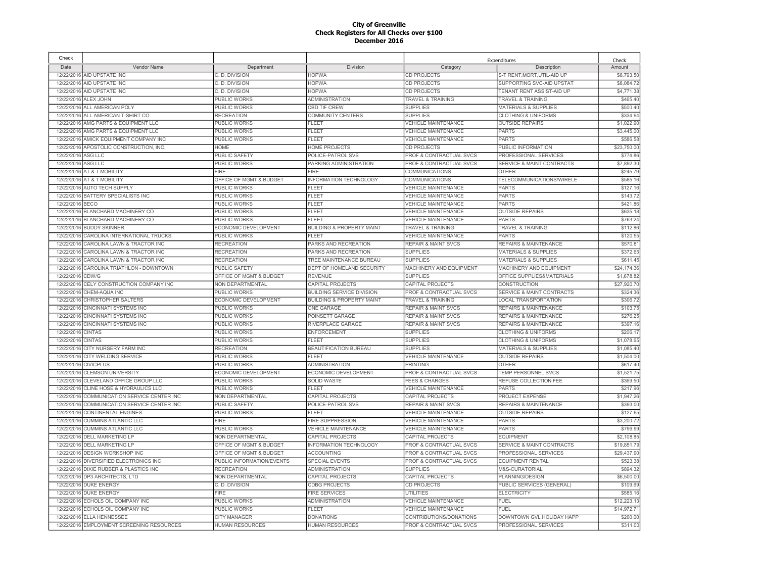# City of Greenville
## Check Registers for All Checks over $100
### December 2016

| Check Date | Vendor Name | Department | Division | Expenditures Category | Expenditures Description | Check Amount |
|---|---|---|---|---|---|---|
| 12/22/2016 | AID UPSTATE INC | C. D. DIVISION | HOPWA | CD PROJECTS | S-T RENT,MORT,UTIL-AID UP | $8,793.50 |
| 12/22/2016 | AID UPSTATE INC | C. D. DIVISION | HOPWA | CD PROJECTS | SUPPORTING SVC-AID UPSTAT | $8,084.72 |
| 12/22/2016 | AID UPSTATE INC | C. D. DIVISION | HOPWA | CD PROJECTS | TENANT RENT ASSIST-AID UP | $4,771.38 |
| 12/22/2016 | ALEX JOHN | PUBLIC WORKS | ADMINISTRATION | TRAVEL & TRAINING | TRAVEL & TRAINING | $465.40 |
| 12/22/2016 | ALL AMERICAN POLY | PUBLIC WORKS | CBD TIF CREW | SUPPLIES | MATERIALS & SUPPLIES | $500.40 |
| 12/22/2016 | ALL AMERICAN T-SHIRT CO | RECREATION | COMMUNITY CENTERS | SUPPLIES | CLOTHING & UNIFORMS | $334.94 |
| 12/22/2016 | AMG PARTS & EQUIPMENT LLC | PUBLIC WORKS | FLEET | VEHICLE MAINTENANCE | OUTSIDE REPAIRS | $1,022.90 |
| 12/22/2016 | AMG PARTS & EQUIPMENT LLC | PUBLIC WORKS | FLEET | VEHICLE MAINTENANCE | PARTS | $3,445.00 |
| 12/22/2016 | AMICK EQUIPMENT COMPANY INC | PUBLIC WORKS | FLEET | VEHICLE MAINTENANCE | PARTS | $586.58 |
| 12/22/2016 | APOSTOLIC CONSTRUCTION, INC. | HOME | HOME PROJECTS | CD PROJECTS | PUBLIC INFORMATION | $23,750.00 |
| 12/22/2016 | ASG LLC | PUBLIC SAFETY | POLICE-PATROL SVS | PROF & CONTRACTUAL SVCS | PROFESSIONAL SERVICES | $774.86 |
| 12/22/2016 | ASG LLC | PUBLIC WORKS | PARKING ADMINISTRATION | PROF & CONTRACTUAL SVCS | SERVICE & MAINT CONTRACTS | $7,892.30 |
| 12/22/2016 | AT & T MOBILITY | FIRE | FIRE | COMMUNICATIONS | OTHER | $245.79 |
| 12/22/2016 | AT & T MOBILITY | OFFICE OF MGMT & BUDGET | INFORMATION TECHNOLOGY | COMMUNICATIONS | TELECOMMUNICATIONS/WIRELE | $585.16 |
| 12/22/2016 | AUTO TECH SUPPLY | PUBLIC WORKS | FLEET | VEHICLE MAINTENANCE | PARTS | $127.16 |
| 12/22/2016 | BATTERY SPECIALISTS INC | PUBLIC WORKS | FLEET | VEHICLE MAINTENANCE | PARTS | $143.72 |
| 12/22/2016 | BECO | PUBLIC WORKS | FLEET | VEHICLE MAINTENANCE | PARTS | $421.86 |
| 12/22/2016 | BLANCHARD MACHINERY CO | PUBLIC WORKS | FLEET | VEHICLE MAINTENANCE | OUTSIDE REPAIRS | $635.18 |
| 12/22/2016 | BLANCHARD MACHINERY CO | PUBLIC WORKS | FLEET | VEHICLE MAINTENANCE | PARTS | $763.24 |
| 12/22/2016 | BUDDY SKINNER | ECONOMIC DEVELOPMENT | BUILDING & PROPERTY MAINT | TRAVEL & TRAINING | TRAVEL & TRAINING | $112.86 |
| 12/22/2016 | CAROLINA INTERNATIONAL TRUCKS | PUBLIC WORKS | FLEET | VEHICLE MAINTENANCE | PARTS | $120.55 |
| 12/22/2016 | CAROLINA LAWN & TRACTOR INC | RECREATION | PARKS AND RECREATION | REPAIR & MAINT SVCS | REPAIRS & MAINTENANCE | $570.81 |
| 12/22/2016 | CAROLINA LAWN & TRACTOR INC | RECREATION | PARKS AND RECREATION | SUPPLIES | MATERIALS & SUPPLIES | $372.65 |
| 12/22/2016 | CAROLINA LAWN & TRACTOR INC | RECREATION | TREE MAINTENANCE BUREAU | SUPPLIES | MATERIALS & SUPPLIES | $611.45 |
| 12/22/2016 | CAROLINA TRIATHLON - DOWNTOWN | PUBLIC SAFETY | DEPT OF HOMELAND SECURITY | MACHINERY AND EQUIPMENT | MACHINERY AND EQUIPMENT | $24,174.36 |
| 12/22/2016 | CDW/G | OFFICE OF MGMT & BUDGET | REVENUE | SUPPLIES | OFFICE SUPPLIES&MATERIALS | $1,678.82 |
| 12/22/2016 | CELY CONSTRUCTION COMPANY INC | NON DEPARTMENTAL | CAPITAL PROJECTS | CAPITAL PROJECTS | CONSTRUCTION | $27,920.70 |
| 12/22/2016 | CHEM-AQUA INC | PUBLIC WORKS | BUILDING SERVICE DIVISION | PROF & CONTRACTUAL SVCS | SERVICE & MAINT CONTRACTS | $324.36 |
| 12/22/2016 | CHRISTOPHER SALTERS | ECONOMIC DEVELOPMENT | BUILDING & PROPERTY MAINT | TRAVEL & TRAINING | LOCAL TRANSPORTATION | $306.72 |
| 12/22/2016 | CINCINNATI SYSTEMS INC | PUBLIC WORKS | ONE GARAGE | REPAIR & MAINT SVCS | REPAIRS & MAINTENANCE | $103.75 |
| 12/22/2016 | CINCINNATI SYSTEMS INC | PUBLIC WORKS | POINSETT GARAGE | REPAIR & MAINT SVCS | REPAIRS & MAINTENANCE | $276.25 |
| 12/22/2016 | CINCINNATI SYSTEMS INC | PUBLIC WORKS | RIVERPLACE GARAGE | REPAIR & MAINT SVCS | REPAIRS & MAINTENANCE | $397.16 |
| 12/22/2016 | CINTAS | PUBLIC WORKS | ENFORCEMENT | SUPPLIES | CLOTHING & UNIFORMS | $206.17 |
| 12/22/2016 | CINTAS | PUBLIC WORKS | FLEET | SUPPLIES | CLOTHING & UNIFORMS | $1,078.65 |
| 12/22/2016 | CITY NURSERY FARM INC | RECREATION | BEAUTIFICATION BUREAU | SUPPLIES | MATERIALS & SUPPLIES | $1,085.40 |
| 12/22/2016 | CITY WELDING SERVICE | PUBLIC WORKS | FLEET | VEHICLE MAINTENANCE | OUTSIDE REPAIRS | $1,504.00 |
| 12/22/2016 | CIVICPLUS | PUBLIC WORKS | ADMINISTRATION | PRINTING | OTHER | $617.40 |
| 12/22/2016 | CLEMSON UNIVERSITY | ECONOMIC DEVELOPMENT | ECONOMIC DEVELOPMENT | PROF & CONTRACTUAL SVCS | TEMP PERSONNEL SVCS | $1,521.75 |
| 12/22/2016 | CLEVELAND OFFICE GROUP LLC | PUBLIC WORKS | SOLID WASTE | FEES & CHARGES | REFUSE COLLECTION FEE | $369.50 |
| 12/22/2016 | CLINE HOSE & HYDRAULICS LLC | PUBLIC WORKS | FLEET | VEHICLE MAINTENANCE | PARTS | $217.96 |
| 12/22/2016 | COMMUNICATION SERVICE CENTER INC | NON DEPARTMENTAL | CAPITAL PROJECTS | CAPITAL PROJECTS | PROJECT EXPENSE | $1,947.26 |
| 12/22/2016 | COMMUNICATION SERVICE CENTER INC | PUBLIC SAFETY | POLICE-PATROL SVS | REPAIR & MAINT SVCS | REPAIRS & MAINTENANCE | $393.00 |
| 12/22/2016 | CONTINENTAL ENGINES | PUBLIC WORKS | FLEET | VEHICLE MAINTENANCE | OUTSIDE REPAIRS | $127.65 |
| 12/22/2016 | CUMMINS ATLANTIC LLC | FIRE | FIRE SUPPRESSION | VEHICLE MAINTENANCE | PARTS | $3,200.72 |
| 12/22/2016 | CUMMINS ATLANTIC LLC | PUBLIC WORKS | VEHICLE MAINTENANCE | VEHICLE MAINTENANCE | PARTS | $799.99 |
| 12/22/2016 | DELL MARKETING LP | NON DEPARTMENTAL | CAPITAL PROJECTS | CAPITAL PROJECTS | EQUIPMENT | $2,108.85 |
| 12/22/2016 | DELL MARKETING LP | OFFICE OF MGMT & BUDGET | INFORMATION TECHNOLOGY | PROF & CONTRACTUAL SVCS | SERVICE & MAINT CONTRACTS | $19,851.79 |
| 12/22/2016 | DESIGN WORKSHOP INC | OFFICE OF MGMT & BUDGET | ACCOUNTING | PROF & CONTRACTUAL SVCS | PROFESSIONAL SERVICES | $29,437.90 |
| 12/22/2016 | DIVERSIFIED ELECTRONICS INC | PUBLIC INFORMATION/EVENTS | SPECIAL EVENTS | PROF & CONTRACTUAL SVCS | EQUIPMENT RENTAL | $523.38 |
| 12/22/2016 | DIXIE RUBBER & PLASTICS INC | RECREATION | ADMINISTRATION | SUPPLIES | M&S-CURATORIAL | $894.32 |
| 12/22/2016 | DP3 ARCHITECTS, LTD | NON DEPARTMENTAL | CAPITAL PROJECTS | CAPITAL PROJECTS | PLANNING/DESIGN | $6,500.00 |
| 12/22/2016 | DUKE ENERGY | C. D. DIVISION | CDBG PROJECTS | CD PROJECTS | PUBLIC SERVICES (GENERAL) | $109.69 |
| 12/22/2016 | DUKE ENERGY | FIRE | FIRE SERVICES | UTILITIES | ELECTRICITY | $585.16 |
| 12/22/2016 | ECHOLS OIL COMPANY INC | PUBLIC WORKS | ADMINISTRATION | VEHICLE MAINTENANCE | FUEL | $12,223.13 |
| 12/22/2016 | ECHOLS OIL COMPANY INC | PUBLIC WORKS | FLEET | VEHICLE MAINTENANCE | FUEL | $14,972.71 |
| 12/22/2016 | ELLA HENNESSEE | CITY MANAGER | DONATIONS | CONTRIBUTIONS/DONATIONS | DOWNTOWN GVL HOLIDAY HAPP | $200.00 |
| 12/22/2016 | EMPLOYMENT SCREENING RESOURCES | HUMAN RESOURCES | HUMAN RESOURCES | PROF & CONTRACTUAL SVCS | PROFESSIONAL SERVICES | $311.00 |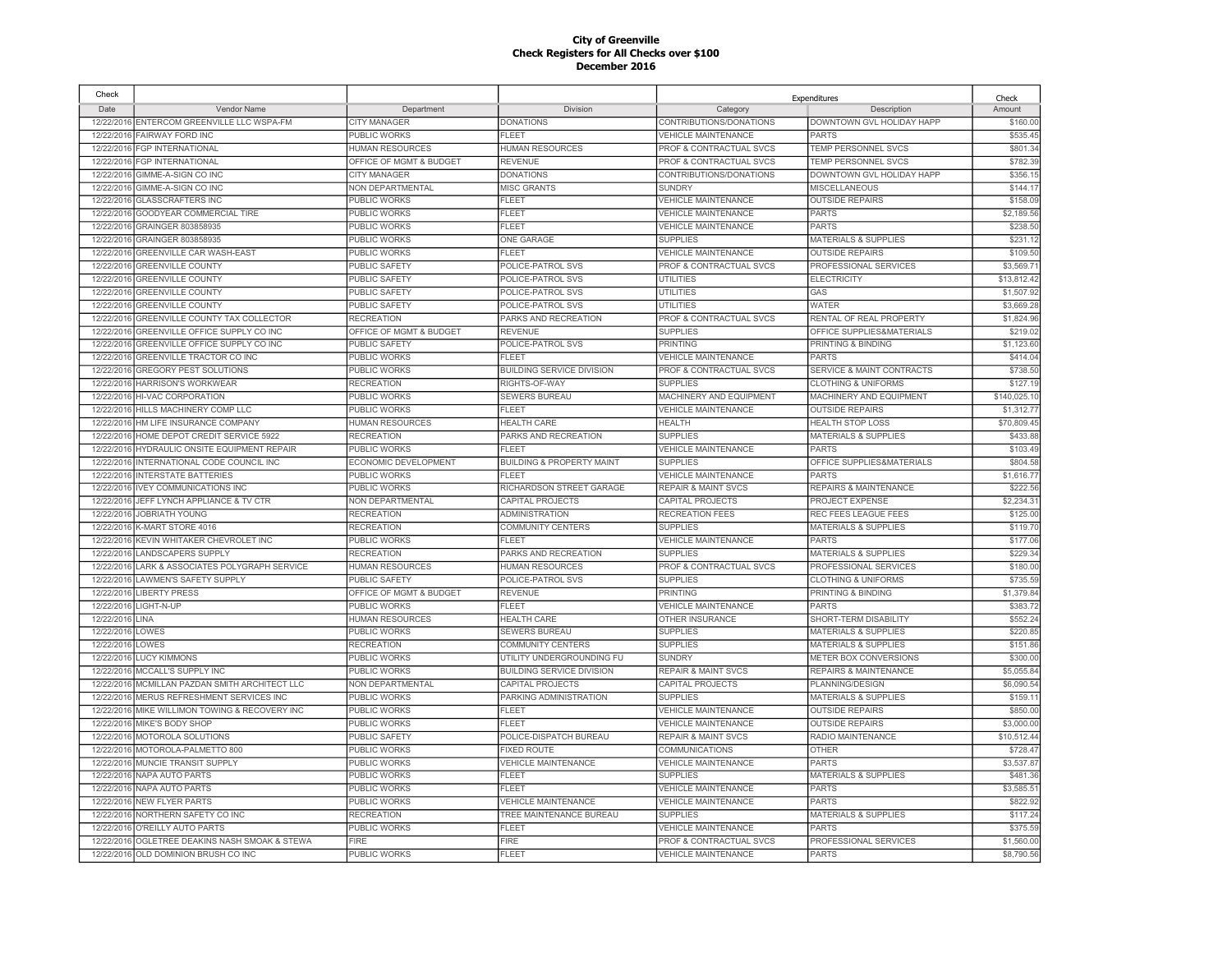**City of Greenville**
**Check Registers for All Checks over $100**
**December 2016**

| Check | | | | Expenditures | | Check |
|---|---|---|---|---|---|---|
| Date | Vendor Name | Department | Division | Category | Description | Amount |
| 12/22/2016 | ENTERCOM GREENVILLE LLC WSPA-FM | CITY MANAGER | DONATIONS | CONTRIBUTIONS/DONATIONS | DOWNTOWN GVL HOLIDAY HAPP | $160.00 |
| 12/22/2016 | FAIRWAY FORD INC | PUBLIC WORKS | FLEET | VEHICLE MAINTENANCE | PARTS | $535.45 |
| 12/22/2016 | FGP INTERNATIONAL | HUMAN RESOURCES | HUMAN RESOURCES | PROF & CONTRACTUAL SVCS | TEMP PERSONNEL SVCS | $801.34 |
| 12/22/2016 | FGP INTERNATIONAL | OFFICE OF MGMT & BUDGET | REVENUE | PROF & CONTRACTUAL SVCS | TEMP PERSONNEL SVCS | $782.39 |
| 12/22/2016 | GIMME-A-SIGN CO INC | CITY MANAGER | DONATIONS | CONTRIBUTIONS/DONATIONS | DOWNTOWN GVL HOLIDAY HAPP | $356.15 |
| 12/22/2016 | GIMME-A-SIGN CO INC | NON DEPARTMENTAL | MISC GRANTS | SUNDRY | MISCELLANEOUS | $144.17 |
| 12/22/2016 | GLASSCRAFTERS INC | PUBLIC WORKS | FLEET | VEHICLE MAINTENANCE | OUTSIDE REPAIRS | $158.09 |
| 12/22/2016 | GOODYEAR COMMERCIAL TIRE | PUBLIC WORKS | FLEET | VEHICLE MAINTENANCE | PARTS | $2,189.56 |
| 12/22/2016 | GRAINGER 803858935 | PUBLIC WORKS | FLEET | VEHICLE MAINTENANCE | PARTS | $238.50 |
| 12/22/2016 | GRAINGER 803858935 | PUBLIC WORKS | ONE GARAGE | SUPPLIES | MATERIALS & SUPPLIES | $231.12 |
| 12/22/2016 | GREENVILLE CAR WASH-EAST | PUBLIC WORKS | FLEET | VEHICLE MAINTENANCE | OUTSIDE REPAIRS | $109.50 |
| 12/22/2016 | GREENVILLE COUNTY | PUBLIC SAFETY | POLICE-PATROL SVS | PROF & CONTRACTUAL SVCS | PROFESSIONAL SERVICES | $3,569.71 |
| 12/22/2016 | GREENVILLE COUNTY | PUBLIC SAFETY | POLICE-PATROL SVS | UTILITIES | ELECTRICITY | $13,812.42 |
| 12/22/2016 | GREENVILLE COUNTY | PUBLIC SAFETY | POLICE-PATROL SVS | UTILITIES | GAS | $1,507.92 |
| 12/22/2016 | GREENVILLE COUNTY | PUBLIC SAFETY | POLICE-PATROL SVS | UTILITIES | WATER | $3,669.28 |
| 12/22/2016 | GREENVILLE COUNTY TAX COLLECTOR | RECREATION | PARKS AND RECREATION | PROF & CONTRACTUAL SVCS | RENTAL OF REAL PROPERTY | $1,824.96 |
| 12/22/2016 | GREENVILLE OFFICE SUPPLY CO INC | OFFICE OF MGMT & BUDGET | REVENUE | SUPPLIES | OFFICE SUPPLIES&MATERIALS | $219.02 |
| 12/22/2016 | GREENVILLE OFFICE SUPPLY CO INC | PUBLIC SAFETY | POLICE-PATROL SVS | PRINTING | PRINTING & BINDING | $1,123.60 |
| 12/22/2016 | GREENVILLE TRACTOR CO INC | PUBLIC WORKS | FLEET | VEHICLE MAINTENANCE | PARTS | $414.04 |
| 12/22/2016 | GREGORY PEST SOLUTIONS | PUBLIC WORKS | BUILDING SERVICE DIVISION | PROF & CONTRACTUAL SVCS | SERVICE & MAINT CONTRACTS | $738.50 |
| 12/22/2016 | HARRISON'S WORKWEAR | RECREATION | RIGHTS-OF-WAY | SUPPLIES | CLOTHING & UNIFORMS | $127.19 |
| 12/22/2016 | HI-VAC CORPORATION | PUBLIC WORKS | SEWERS BUREAU | MACHINERY AND EQUIPMENT | MACHINERY AND EQUIPMENT | $140,025.10 |
| 12/22/2016 | HILLS MACHINERY COMP LLC | PUBLIC WORKS | FLEET | VEHICLE MAINTENANCE | OUTSIDE REPAIRS | $1,312.77 |
| 12/22/2016 | HM LIFE INSURANCE COMPANY | HUMAN RESOURCES | HEALTH CARE | HEALTH | HEALTH STOP LOSS | $70,809.45 |
| 12/22/2016 | HOME DEPOT CREDIT SERVICE 5922 | RECREATION | PARKS AND RECREATION | SUPPLIES | MATERIALS & SUPPLIES | $433.88 |
| 12/22/2016 | HYDRAULIC ONSITE EQUIPMENT REPAIR | PUBLIC WORKS | FLEET | VEHICLE MAINTENANCE | PARTS | $103.49 |
| 12/22/2016 | INTERNATIONAL CODE COUNCIL INC | ECONOMIC DEVELOPMENT | BUILDING & PROPERTY MAINT | SUPPLIES | OFFICE SUPPLIES&MATERIALS | $804.58 |
| 12/22/2016 | INTERSTATE BATTERIES | PUBLIC WORKS | FLEET | VEHICLE MAINTENANCE | PARTS | $1,616.77 |
| 12/22/2016 | IVEY COMMUNICATIONS INC | PUBLIC WORKS | RICHARDSON STREET GARAGE | REPAIR & MAINT SVCS | REPAIRS & MAINTENANCE | $222.56 |
| 12/22/2016 | JEFF LYNCH APPLIANCE & TV CTR | NON DEPARTMENTAL | CAPITAL PROJECTS | CAPITAL PROJECTS | PROJECT EXPENSE | $2,234.31 |
| 12/22/2016 | JOBRIATH YOUNG | RECREATION | ADMINISTRATION | RECREATION FEES | REC FEES LEAGUE FEES | $125.00 |
| 12/22/2016 | K-MART STORE 4016 | RECREATION | COMMUNITY CENTERS | SUPPLIES | MATERIALS & SUPPLIES | $119.70 |
| 12/22/2016 | KEVIN WHITAKER CHEVROLET INC | PUBLIC WORKS | FLEET | VEHICLE MAINTENANCE | PARTS | $177.06 |
| 12/22/2016 | LANDSCAPERS SUPPLY | RECREATION | PARKS AND RECREATION | SUPPLIES | MATERIALS & SUPPLIES | $229.34 |
| 12/22/2016 | LARK & ASSOCIATES POLYGRAPH SERVICE | HUMAN RESOURCES | HUMAN RESOURCES | PROF & CONTRACTUAL SVCS | PROFESSIONAL SERVICES | $180.00 |
| 12/22/2016 | LAWMEN'S SAFETY SUPPLY | PUBLIC SAFETY | POLICE-PATROL SVS | SUPPLIES | CLOTHING & UNIFORMS | $735.59 |
| 12/22/2016 | LIBERTY PRESS | OFFICE OF MGMT & BUDGET | REVENUE | PRINTING | PRINTING & BINDING | $1,379.84 |
| 12/22/2016 | LIGHT-N-UP | PUBLIC WORKS | FLEET | VEHICLE MAINTENANCE | PARTS | $383.72 |
| 12/22/2016 | LINA | HUMAN RESOURCES | HEALTH CARE | OTHER INSURANCE | SHORT-TERM DISABILITY | $552.24 |
| 12/22/2016 | LOWES | PUBLIC WORKS | SEWERS BUREAU | SUPPLIES | MATERIALS & SUPPLIES | $220.85 |
| 12/22/2016 | LOWES | RECREATION | COMMUNITY CENTERS | SUPPLIES | MATERIALS & SUPPLIES | $151.86 |
| 12/22/2016 | LUCY KIMMONS | PUBLIC WORKS | UTILITY UNDERGROUNDING FU | SUNDRY | METER BOX CONVERSIONS | $300.00 |
| 12/22/2016 | MCCALL'S SUPPLY INC | PUBLIC WORKS | BUILDING SERVICE DIVISION | REPAIR & MAINT SVCS | REPAIRS & MAINTENANCE | $5,055.84 |
| 12/22/2016 | MCMILLAN PAZDAN SMITH ARCHITECT LLC | NON DEPARTMENTAL | CAPITAL PROJECTS | CAPITAL PROJECTS | PLANNING/DESIGN | $6,090.54 |
| 12/22/2016 | MERUS REFRESHMENT SERVICES INC | PUBLIC WORKS | PARKING ADMINISTRATION | SUPPLIES | MATERIALS & SUPPLIES | $159.11 |
| 12/22/2016 | MIKE WILLIMON TOWING & RECOVERY INC | PUBLIC WORKS | FLEET | VEHICLE MAINTENANCE | OUTSIDE REPAIRS | $850.00 |
| 12/22/2016 | MIKE'S BODY SHOP | PUBLIC WORKS | FLEET | VEHICLE MAINTENANCE | OUTSIDE REPAIRS | $3,000.00 |
| 12/22/2016 | MOTOROLA SOLUTIONS | PUBLIC SAFETY | POLICE-DISPATCH BUREAU | REPAIR & MAINT SVCS | RADIO MAINTENANCE | $10,512.44 |
| 12/22/2016 | MOTOROLA-PALMETTO 800 | PUBLIC WORKS | FIXED ROUTE | COMMUNICATIONS | OTHER | $728.47 |
| 12/22/2016 | MUNCIE TRANSIT SUPPLY | PUBLIC WORKS | VEHICLE MAINTENANCE | VEHICLE MAINTENANCE | PARTS | $3,537.87 |
| 12/22/2016 | NAPA AUTO PARTS | PUBLIC WORKS | FLEET | SUPPLIES | MATERIALS & SUPPLIES | $481.36 |
| 12/22/2016 | NAPA AUTO PARTS | PUBLIC WORKS | FLEET | VEHICLE MAINTENANCE | PARTS | $3,585.51 |
| 12/22/2016 | NEW FLYER PARTS | PUBLIC WORKS | VEHICLE MAINTENANCE | VEHICLE MAINTENANCE | PARTS | $822.92 |
| 12/22/2016 | NORTHERN SAFETY CO INC | RECREATION | TREE MAINTENANCE BUREAU | SUPPLIES | MATERIALS & SUPPLIES | $117.24 |
| 12/22/2016 | O'REILLY AUTO PARTS | PUBLIC WORKS | FLEET | VEHICLE MAINTENANCE | PARTS | $375.59 |
| 12/22/2016 | OGLETREE DEAKINS NASH SMOAK & STEWA | FIRE | FIRE | PROF & CONTRACTUAL SVCS | PROFESSIONAL SERVICES | $1,560.00 |
| 12/22/2016 | OLD DOMINION BRUSH CO INC | PUBLIC WORKS | FLEET | VEHICLE MAINTENANCE | PARTS | $8,790.56 |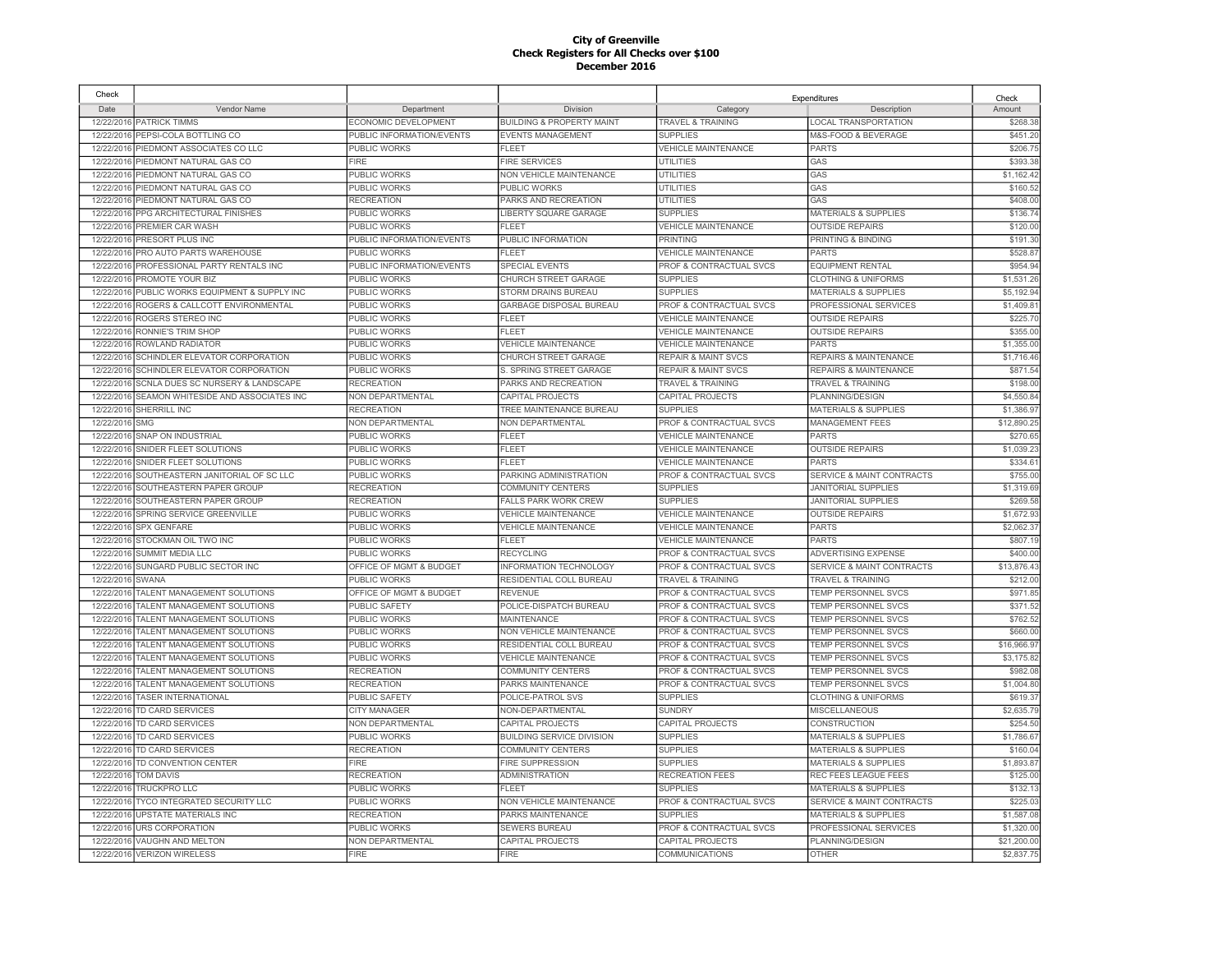**City of Greenville**
**Check Registers for All Checks over $100**
**December 2016**

| Check | | | | Expenditures | | Check |
|---|---|---|---|---|---|---|
| Date | Vendor Name | Department | Division | Category | Description | Amount |
| 12/22/2016 | PATRICK TIMMS | ECONOMIC DEVELOPMENT | BUILDING & PROPERTY MAINT | TRAVEL & TRAINING | LOCAL TRANSPORTATION | $268.38 |
| 12/22/2016 | PEPSI-COLA BOTTLING CO | PUBLIC INFORMATION/EVENTS | EVENTS MANAGEMENT | SUPPLIES | M&S-FOOD & BEVERAGE | $451.20 |
| 12/22/2016 | PIEDMONT ASSOCIATES CO LLC | PUBLIC WORKS | FLEET | VEHICLE MAINTENANCE | PARTS | $206.75 |
| 12/22/2016 | PIEDMONT NATURAL GAS CO | FIRE | FIRE SERVICES | UTILITIES | GAS | $393.38 |
| 12/22/2016 | PIEDMONT NATURAL GAS CO | PUBLIC WORKS | NON VEHICLE MAINTENANCE | UTILITIES | GAS | $1,162.42 |
| 12/22/2016 | PIEDMONT NATURAL GAS CO | PUBLIC WORKS | PUBLIC WORKS | UTILITIES | GAS | $160.52 |
| 12/22/2016 | PIEDMONT NATURAL GAS CO | RECREATION | PARKS AND RECREATION | UTILITIES | GAS | $408.00 |
| 12/22/2016 | PPG ARCHITECTURAL FINISHES | PUBLIC WORKS | LIBERTY SQUARE GARAGE | SUPPLIES | MATERIALS & SUPPLIES | $136.74 |
| 12/22/2016 | PREMIER CAR WASH | PUBLIC WORKS | FLEET | VEHICLE MAINTENANCE | OUTSIDE REPAIRS | $120.00 |
| 12/22/2016 | PRESORT PLUS INC | PUBLIC INFORMATION/EVENTS | PUBLIC INFORMATION | PRINTING | PRINTING & BINDING | $191.30 |
| 12/22/2016 | PRO AUTO PARTS WAREHOUSE | PUBLIC WORKS | FLEET | VEHICLE MAINTENANCE | PARTS | $528.87 |
| 12/22/2016 | PROFESSIONAL PARTY RENTALS INC | PUBLIC INFORMATION/EVENTS | SPECIAL EVENTS | PROF & CONTRACTUAL SVCS | EQUIPMENT RENTAL | $954.94 |
| 12/22/2016 | PROMOTE YOUR BIZ | PUBLIC WORKS | CHURCH STREET GARAGE | SUPPLIES | CLOTHING & UNIFORMS | $1,531.26 |
| 12/22/2016 | PUBLIC WORKS EQUIPMENT & SUPPLY INC | PUBLIC WORKS | STORM DRAINS BUREAU | SUPPLIES | MATERIALS & SUPPLIES | $5,192.94 |
| 12/22/2016 | ROGERS & CALLCOTT ENVIRONMENTAL | PUBLIC WORKS | GARBAGE DISPOSAL BUREAU | PROF & CONTRACTUAL SVCS | PROFESSIONAL SERVICES | $1,409.81 |
| 12/22/2016 | ROGERS STEREO INC | PUBLIC WORKS | FLEET | VEHICLE MAINTENANCE | OUTSIDE REPAIRS | $225.70 |
| 12/22/2016 | RONNIE'S TRIM SHOP | PUBLIC WORKS | FLEET | VEHICLE MAINTENANCE | OUTSIDE REPAIRS | $355.00 |
| 12/22/2016 | ROWLAND RADIATOR | PUBLIC WORKS | VEHICLE MAINTENANCE | VEHICLE MAINTENANCE | PARTS | $1,355.00 |
| 12/22/2016 | SCHINDLER ELEVATOR CORPORATION | PUBLIC WORKS | CHURCH STREET GARAGE | REPAIR & MAINT SVCS | REPAIRS & MAINTENANCE | $1,716.46 |
| 12/22/2016 | SCHINDLER ELEVATOR CORPORATION | PUBLIC WORKS | S. SPRING STREET GARAGE | REPAIR & MAINT SVCS | REPAIRS & MAINTENANCE | $871.54 |
| 12/22/2016 | SCNLA DUES SC NURSERY & LANDSCAPE | RECREATION | PARKS AND RECREATION | TRAVEL & TRAINING | TRAVEL & TRAINING | $198.00 |
| 12/22/2016 | SEAMON WHITESIDE AND ASSOCIATES INC | NON DEPARTMENTAL | CAPITAL PROJECTS | CAPITAL PROJECTS | PLANNING/DESIGN | $4,550.84 |
| 12/22/2016 | SHERRILL INC | RECREATION | TREE MAINTENANCE BUREAU | SUPPLIES | MATERIALS & SUPPLIES | $1,386.97 |
| 12/22/2016 | SMG | NON DEPARTMENTAL | NON DEPARTMENTAL | PROF & CONTRACTUAL SVCS | MANAGEMENT FEES | $12,890.25 |
| 12/22/2016 | SNAP ON INDUSTRIAL | PUBLIC WORKS | FLEET | VEHICLE MAINTENANCE | PARTS | $270.65 |
| 12/22/2016 | SNIDER FLEET SOLUTIONS | PUBLIC WORKS | FLEET | VEHICLE MAINTENANCE | OUTSIDE REPAIRS | $1,039.23 |
| 12/22/2016 | SNIDER FLEET SOLUTIONS | PUBLIC WORKS | FLEET | VEHICLE MAINTENANCE | PARTS | $334.61 |
| 12/22/2016 | SOUTHEASTERN JANITORIAL OF SC LLC | PUBLIC WORKS | PARKING ADMINISTRATION | PROF & CONTRACTUAL SVCS | SERVICE & MAINT CONTRACTS | $755.00 |
| 12/22/2016 | SOUTHEASTERN PAPER GROUP | RECREATION | COMMUNITY CENTERS | SUPPLIES | JANITORIAL SUPPLIES | $1,319.69 |
| 12/22/2016 | SOUTHEASTERN PAPER GROUP | RECREATION | FALLS PARK WORK CREW | SUPPLIES | JANITORIAL SUPPLIES | $269.58 |
| 12/22/2016 | SPRING SERVICE GREENVILLE | PUBLIC WORKS | VEHICLE MAINTENANCE | VEHICLE MAINTENANCE | OUTSIDE REPAIRS | $1,672.93 |
| 12/22/2016 | SPX GENFARE | PUBLIC WORKS | VEHICLE MAINTENANCE | VEHICLE MAINTENANCE | PARTS | $2,062.37 |
| 12/22/2016 | STOCKMAN OIL TWO INC | PUBLIC WORKS | FLEET | VEHICLE MAINTENANCE | PARTS | $807.19 |
| 12/22/2016 | SUMMIT MEDIA LLC | PUBLIC WORKS | RECYCLING | PROF & CONTRACTUAL SVCS | ADVERTISING EXPENSE | $400.00 |
| 12/22/2016 | SUNGARD PUBLIC SECTOR INC | OFFICE OF MGMT & BUDGET | INFORMATION TECHNOLOGY | PROF & CONTRACTUAL SVCS | SERVICE & MAINT CONTRACTS | $13,876.43 |
| 12/22/2016 | SWANA | PUBLIC WORKS | RESIDENTIAL COLL BUREAU | TRAVEL & TRAINING | TRAVEL & TRAINING | $212.00 |
| 12/22/2016 | TALENT MANAGEMENT SOLUTIONS | OFFICE OF MGMT & BUDGET | REVENUE | PROF & CONTRACTUAL SVCS | TEMP PERSONNEL SVCS | $971.85 |
| 12/22/2016 | TALENT MANAGEMENT SOLUTIONS | PUBLIC SAFETY | POLICE-DISPATCH BUREAU | PROF & CONTRACTUAL SVCS | TEMP PERSONNEL SVCS | $371.52 |
| 12/22/2016 | TALENT MANAGEMENT SOLUTIONS | PUBLIC WORKS | MAINTENANCE | PROF & CONTRACTUAL SVCS | TEMP PERSONNEL SVCS | $762.52 |
| 12/22/2016 | TALENT MANAGEMENT SOLUTIONS | PUBLIC WORKS | NON VEHICLE MAINTENANCE | PROF & CONTRACTUAL SVCS | TEMP PERSONNEL SVCS | $660.00 |
| 12/22/2016 | TALENT MANAGEMENT SOLUTIONS | PUBLIC WORKS | RESIDENTIAL COLL BUREAU | PROF & CONTRACTUAL SVCS | TEMP PERSONNEL SVCS | $16,966.97 |
| 12/22/2016 | TALENT MANAGEMENT SOLUTIONS | PUBLIC WORKS | VEHICLE MAINTENANCE | PROF & CONTRACTUAL SVCS | TEMP PERSONNEL SVCS | $3,175.82 |
| 12/22/2016 | TALENT MANAGEMENT SOLUTIONS | RECREATION | COMMUNITY CENTERS | PROF & CONTRACTUAL SVCS | TEMP PERSONNEL SVCS | $982.08 |
| 12/22/2016 | TALENT MANAGEMENT SOLUTIONS | RECREATION | PARKS MAINTENANCE | PROF & CONTRACTUAL SVCS | TEMP PERSONNEL SVCS | $1,004.80 |
| 12/22/2016 | TASER INTERNATIONAL | PUBLIC SAFETY | POLICE-PATROL SVS | SUPPLIES | CLOTHING & UNIFORMS | $619.37 |
| 12/22/2016 | TD CARD SERVICES | CITY MANAGER | NON-DEPARTMENTAL | SUNDRY | MISCELLANEOUS | $2,635.79 |
| 12/22/2016 | TD CARD SERVICES | NON DEPARTMENTAL | CAPITAL PROJECTS | CAPITAL PROJECTS | CONSTRUCTION | $254.50 |
| 12/22/2016 | TD CARD SERVICES | PUBLIC WORKS | BUILDING SERVICE DIVISION | SUPPLIES | MATERIALS & SUPPLIES | $1,786.67 |
| 12/22/2016 | TD CARD SERVICES | RECREATION | COMMUNITY CENTERS | SUPPLIES | MATERIALS & SUPPLIES | $160.04 |
| 12/22/2016 | TD CONVENTION CENTER | FIRE | FIRE SUPPRESSION | SUPPLIES | MATERIALS & SUPPLIES | $1,893.87 |
| 12/22/2016 | TOM DAVIS | RECREATION | ADMINISTRATION | RECREATION FEES | REC FEES LEAGUE FEES | $125.00 |
| 12/22/2016 | TRUCKPRO LLC | PUBLIC WORKS | FLEET | SUPPLIES | MATERIALS & SUPPLIES | $132.13 |
| 12/22/2016 | TYCO INTEGRATED SECURITY LLC | PUBLIC WORKS | NON VEHICLE MAINTENANCE | PROF & CONTRACTUAL SVCS | SERVICE & MAINT CONTRACTS | $225.03 |
| 12/22/2016 | UPSTATE MATERIALS INC | RECREATION | PARKS MAINTENANCE | SUPPLIES | MATERIALS & SUPPLIES | $1,587.08 |
| 12/22/2016 | URS CORPORATION | PUBLIC WORKS | SEWERS BUREAU | PROF & CONTRACTUAL SVCS | PROFESSIONAL SERVICES | $1,320.00 |
| 12/22/2016 | VAUGHN AND MELTON | NON DEPARTMENTAL | CAPITAL PROJECTS | CAPITAL PROJECTS | PLANNING/DESIGN | $21,200.00 |
| 12/22/2016 | VERIZON WIRELESS | FIRE | FIRE | COMMUNICATIONS | OTHER | $2,837.75 |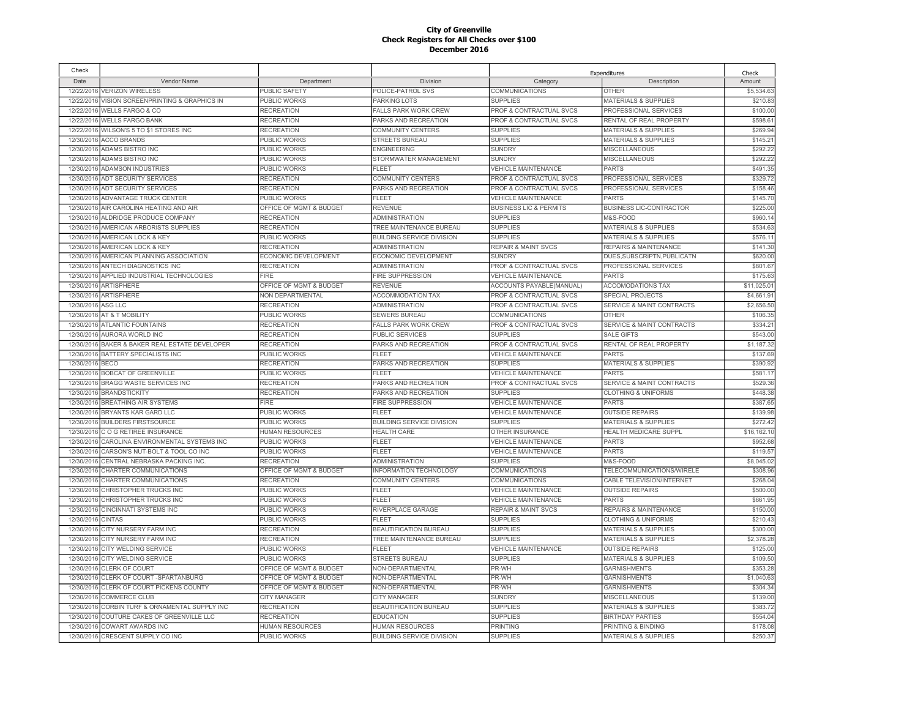**City of Greenville**
**Check Registers for All Checks over $100**
**December 2016**

| Check | | | | Expenditures | | Check |
|---|---|---|---|---|---|---|
| Date | Vendor Name | Department | Division | Category | Description | Amount |
| 12/22/2016 | VERIZON WIRELESS | PUBLIC SAFETY | POLICE-PATROL SVS | COMMUNICATIONS | OTHER | $5,534.63 |
| 12/22/2016 | VISION SCREENPRINTING & GRAPHICS IN | PUBLIC WORKS | PARKING LOTS | SUPPLIES | MATERIALS & SUPPLIES | $210.83 |
| 12/22/2016 | WELLS FARGO & CO | RECREATION | FALLS PARK WORK CREW | PROF & CONTRACTUAL SVCS | PROFESSIONAL SERVICES | $100.00 |
| 12/22/2016 | WELLS FARGO BANK | RECREATION | PARKS AND RECREATION | PROF & CONTRACTUAL SVCS | RENTAL OF REAL PROPERTY | $598.61 |
| 12/22/2016 | WILSON'S 5 TO $1 STORES INC | RECREATION | COMMUNITY CENTERS | SUPPLIES | MATERIALS & SUPPLIES | $269.94 |
| 12/30/2016 | ACCO BRANDS | PUBLIC WORKS | STREETS BUREAU | SUPPLIES | MATERIALS & SUPPLIES | $145.21 |
| 12/30/2016 | ADAMS BISTRO INC | PUBLIC WORKS | ENGINEERING | SUNDRY | MISCELLANEOUS | $292.22 |
| 12/30/2016 | ADAMS BISTRO INC | PUBLIC WORKS | STORMWATER MANAGEMENT | SUNDRY | MISCELLANEOUS | $292.22 |
| 12/30/2016 | ADAMSON INDUSTRIES | PUBLIC WORKS | FLEET | VEHICLE MAINTENANCE | PARTS | $491.35 |
| 12/30/2016 | ADT SECURITY SERVICES | RECREATION | COMMUNITY CENTERS | PROF & CONTRACTUAL SVCS | PROFESSIONAL SERVICES | $329.72 |
| 12/30/2016 | ADT SECURITY SERVICES | RECREATION | PARKS AND RECREATION | PROF & CONTRACTUAL SVCS | PROFESSIONAL SERVICES | $158.46 |
| 12/30/2016 | ADVANTAGE TRUCK CENTER | PUBLIC WORKS | FLEET | VEHICLE MAINTENANCE | PARTS | $145.70 |
| 12/30/2016 | AIR CAROLINA HEATING AND AIR | OFFICE OF MGMT & BUDGET | REVENUE | BUSINESS LIC & PERMITS | BUSINESS LIC-CONTRACTOR | $225.00 |
| 12/30/2016 | ALDRIDGE PRODUCE COMPANY | RECREATION | ADMINISTRATION | SUPPLIES | M&S-FOOD | $960.14 |
| 12/30/2016 | AMERICAN ARBORISTS SUPPLIES | RECREATION | TREE MAINTENANCE BUREAU | SUPPLIES | MATERIALS & SUPPLIES | $534.63 |
| 12/30/2016 | AMERICAN LOCK & KEY | PUBLIC WORKS | BUILDING SERVICE DIVISION | SUPPLIES | MATERIALS & SUPPLIES | $576.11 |
| 12/30/2016 | AMERICAN LOCK & KEY | RECREATION | ADMINISTRATION | REPAIR & MAINT SVCS | REPAIRS & MAINTENANCE | $141.30 |
| 12/30/2016 | AMERICAN PLANNING ASSOCIATION | ECONOMIC DEVELOPMENT | ECONOMIC DEVELOPMENT | SUNDRY | DUES,SUBSCRIPTN,PUBLICATN | $620.00 |
| 12/30/2016 | ANTECH DIAGNOSTICS INC | RECREATION | ADMINISTRATION | PROF & CONTRACTUAL SVCS | PROFESSIONAL SERVICES | $801.67 |
| 12/30/2016 | APPLIED INDUSTRIAL TECHNOLOGIES | FIRE | FIRE SUPPRESSION | VEHICLE MAINTENANCE | PARTS | $175.63 |
| 12/30/2016 | ARTISPHERE | OFFICE OF MGMT & BUDGET | REVENUE | ACCOUNTS PAYABLE(MANUAL) | ACCOMODATIONS TAX | $11,025.01 |
| 12/30/2016 | ARTISPHERE | NON DEPARTMENTAL | ACCOMMODATION TAX | PROF & CONTRACTUAL SVCS | SPECIAL PROJECTS | $4,661.91 |
| 12/30/2016 | ASG LLC | RECREATION | ADMINISTRATION | PROF & CONTRACTUAL SVCS | SERVICE & MAINT CONTRACTS | $2,656.50 |
| 12/30/2016 | AT & T MOBILITY | PUBLIC WORKS | SEWERS BUREAU | COMMUNICATIONS | OTHER | $106.35 |
| 12/30/2016 | ATLANTIC FOUNTAINS | RECREATION | FALLS PARK WORK CREW | PROF & CONTRACTUAL SVCS | SERVICE & MAINT CONTRACTS | $334.21 |
| 12/30/2016 | AURORA WORLD INC | RECREATION | PUBLIC SERVICES | SUPPLIES | SALE GIFTS | $543.00 |
| 12/30/2016 | BAKER & BAKER REAL ESTATE DEVELOPER | RECREATION | PARKS AND RECREATION | PROF & CONTRACTUAL SVCS | RENTAL OF REAL PROPERTY | $1,187.32 |
| 12/30/2016 | BATTERY SPECIALISTS INC | PUBLIC WORKS | FLEET | VEHICLE MAINTENANCE | PARTS | $137.69 |
| 12/30/2016 | BECO | RECREATION | PARKS AND RECREATION | SUPPLIES | MATERIALS & SUPPLIES | $390.92 |
| 12/30/2016 | BOBCAT OF GREENVILLE | PUBLIC WORKS | FLEET | VEHICLE MAINTENANCE | PARTS | $581.17 |
| 12/30/2016 | BRAGG WASTE SERVICES INC | RECREATION | PARKS AND RECREATION | PROF & CONTRACTUAL SVCS | SERVICE & MAINT CONTRACTS | $529.36 |
| 12/30/2016 | BRANDSTICKITY | RECREATION | PARKS AND RECREATION | SUPPLIES | CLOTHING & UNIFORMS | $448.38 |
| 12/30/2016 | BREATHING AIR SYSTEMS | FIRE | FIRE SUPPRESSION | VEHICLE MAINTENANCE | PARTS | $387.65 |
| 12/30/2016 | BRYANTS KAR GARD LLC | PUBLIC WORKS | FLEET | VEHICLE MAINTENANCE | OUTSIDE REPAIRS | $139.98 |
| 12/30/2016 | BUILDERS FIRSTSOURCE | PUBLIC WORKS | BUILDING SERVICE DIVISION | SUPPLIES | MATERIALS & SUPPLIES | $272.42 |
| 12/30/2016 | C O G RETIREE INSURANCE | HUMAN RESOURCES | HEALTH CARE | OTHER INSURANCE | HEALTH MEDICARE SUPPL | $16,162.10 |
| 12/30/2016 | CAROLINA ENVIRONMENTAL SYSTEMS INC | PUBLIC WORKS | FLEET | VEHICLE MAINTENANCE | PARTS | $952.68 |
| 12/30/2016 | CARSON'S NUT-BOLT & TOOL CO INC | PUBLIC WORKS | FLEET | VEHICLE MAINTENANCE | PARTS | $119.57 |
| 12/30/2016 | CENTRAL NEBRASKA PACKING INC. | RECREATION | ADMINISTRATION | SUPPLIES | M&S-FOOD | $8,045.02 |
| 12/30/2016 | CHARTER COMMUNICATIONS | OFFICE OF MGMT & BUDGET | INFORMATION TECHNOLOGY | COMMUNICATIONS | TELECOMMUNICATIONS/WIRELE | $308.96 |
| 12/30/2016 | CHARTER COMMUNICATIONS | RECREATION | COMMUNITY CENTERS | COMMUNICATIONS | CABLE TELEVISION/INTERNET | $268.04 |
| 12/30/2016 | CHRISTOPHER TRUCKS INC | PUBLIC WORKS | FLEET | VEHICLE MAINTENANCE | OUTSIDE REPAIRS | $500.00 |
| 12/30/2016 | CHRISTOPHER TRUCKS INC | PUBLIC WORKS | FLEET | VEHICLE MAINTENANCE | PARTS | $661.95 |
| 12/30/2016 | CINCINNATI SYSTEMS INC | PUBLIC WORKS | RIVERPLACE GARAGE | REPAIR & MAINT SVCS | REPAIRS & MAINTENANCE | $150.00 |
| 12/30/2016 | CINTAS | PUBLIC WORKS | FLEET | SUPPLIES | CLOTHING & UNIFORMS | $210.43 |
| 12/30/2016 | CITY NURSERY FARM INC | RECREATION | BEAUTIFICATION BUREAU | SUPPLIES | MATERIALS & SUPPLIES | $300.00 |
| 12/30/2016 | CITY NURSERY FARM INC | RECREATION | TREE MAINTENANCE BUREAU | SUPPLIES | MATERIALS & SUPPLIES | $2,378.28 |
| 12/30/2016 | CITY WELDING SERVICE | PUBLIC WORKS | FLEET | VEHICLE MAINTENANCE | OUTSIDE REPAIRS | $125.00 |
| 12/30/2016 | CITY WELDING SERVICE | PUBLIC WORKS | STREETS BUREAU | SUPPLIES | MATERIALS & SUPPLIES | $109.50 |
| 12/30/2016 | CLERK OF COURT | OFFICE OF MGMT & BUDGET | NON-DEPARTMENTAL | PR-WH | GARNISHMENTS | $353.28 |
| 12/30/2016 | CLERK OF COURT -SPARTANBURG | OFFICE OF MGMT & BUDGET | NON-DEPARTMENTAL | PR-WH | GARNISHMENTS | $1,040.63 |
| 12/30/2016 | CLERK OF COURT PICKENS COUNTY | OFFICE OF MGMT & BUDGET | NON-DEPARTMENTAL | PR-WH | GARNISHMENTS | $304.34 |
| 12/30/2016 | COMMERCE CLUB | CITY MANAGER | CITY MANAGER | SUNDRY | MISCELLANEOUS | $139.00 |
| 12/30/2016 | CORBIN TURF & ORNAMENTAL SUPPLY INC | RECREATION | BEAUTIFICATION BUREAU | SUPPLIES | MATERIALS & SUPPLIES | $383.72 |
| 12/30/2016 | COUTURE CAKES OF GREENVILLE LLC | RECREATION | EDUCATION | SUPPLIES | BIRTHDAY PARTIES | $554.04 |
| 12/30/2016 | COWART AWARDS INC | HUMAN RESOURCES | HUMAN RESOURCES | PRINTING | PRINTING & BINDING | $178.08 |
| 12/30/2016 | CRESCENT SUPPLY CO INC | PUBLIC WORKS | BUILDING SERVICE DIVISION | SUPPLIES | MATERIALS & SUPPLIES | $250.37 |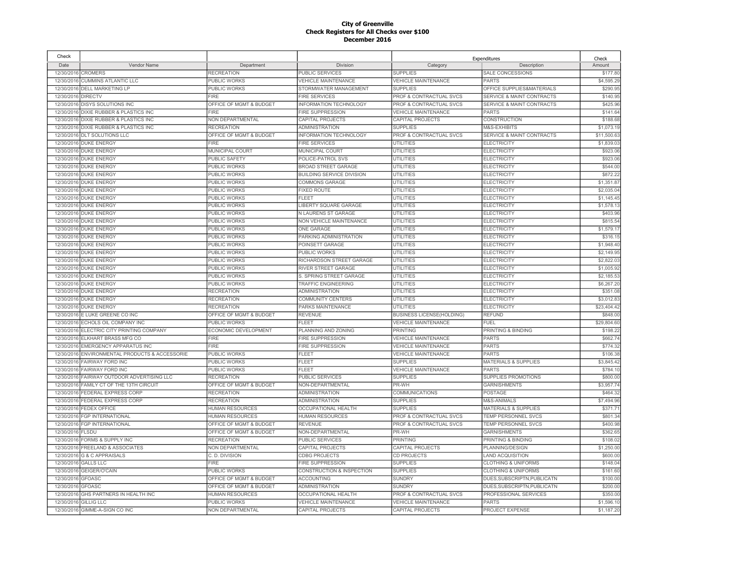**City of Greenville**
**Check Registers for All Checks over $100**
**December 2016**

| Check | | | | Expenditures | | Check |
|---|---|---|---|---|---|---|
| Date | Vendor Name | Department | Division | Category | Description | Amount |
| 12/30/2016 | CROMERS | RECREATION | PUBLIC SERVICES | SUPPLIES | SALE CONCESSIONS | $177.80 |
| 12/30/2016 | CUMMINS ATLANTIC LLC | PUBLIC WORKS | VEHICLE MAINTENANCE | VEHICLE MAINTENANCE | PARTS | $4,595.29 |
| 12/30/2016 | DELL MARKETING LP | PUBLIC WORKS | STORMWATER MANAGEMENT | SUPPLIES | OFFICE SUPPLIES&MATERIALS | $290.95 |
| 12/30/2016 | DIRECTV | FIRE | FIRE SERVICES | PROF & CONTRACTUAL SVCS | SERVICE & MAINT CONTRACTS | $140.95 |
| 12/30/2016 | DISYS SOLUTIONS INC | OFFICE OF MGMT & BUDGET | INFORMATION TECHNOLOGY | PROF & CONTRACTUAL SVCS | SERVICE & MAINT CONTRACTS | $425.96 |
| 12/30/2016 | DIXIE RUBBER & PLASTICS INC | FIRE | FIRE SUPPRESSION | VEHICLE MAINTENANCE | PARTS | $141.64 |
| 12/30/2016 | DIXIE RUBBER & PLASTICS INC | NON DEPARTMENTAL | CAPITAL PROJECTS | CAPITAL PROJECTS | CONSTRUCTION | $188.68 |
| 12/30/2016 | DIXIE RUBBER & PLASTICS INC | RECREATION | ADMINISTRATION | SUPPLIES | M&S-EXHIBITS | $1,073.19 |
| 12/30/2016 | DLT SOLUTIONS LLC | OFFICE OF MGMT & BUDGET | INFORMATION TECHNOLOGY | PROF & CONTRACTUAL SVCS | SERVICE & MAINT CONTRACTS | $11,500.63 |
| 12/30/2016 | DUKE ENERGY | FIRE | FIRE SERVICES | UTILITIES | ELECTRICITY | $1,839.03 |
| 12/30/2016 | DUKE ENERGY | MUNICIPAL COURT | MUNICIPAL COURT | UTILITIES | ELECTRICITY | $923.06 |
| 12/30/2016 | DUKE ENERGY | PUBLIC SAFETY | POLICE-PATROL SVS | UTILITIES | ELECTRICITY | $923.06 |
| 12/30/2016 | DUKE ENERGY | PUBLIC WORKS | BROAD STREET GARAGE | UTILITIES | ELECTRICITY | $544.00 |
| 12/30/2016 | DUKE ENERGY | PUBLIC WORKS | BUILDING SERVICE DIVISION | UTILITIES | ELECTRICITY | $872.22 |
| 12/30/2016 | DUKE ENERGY | PUBLIC WORKS | COMMONS GARAGE | UTILITIES | ELECTRICITY | $1,351.87 |
| 12/30/2016 | DUKE ENERGY | PUBLIC WORKS | FIXED ROUTE | UTILITIES | ELECTRICITY | $2,035.04 |
| 12/30/2016 | DUKE ENERGY | PUBLIC WORKS | FLEET | UTILITIES | ELECTRICITY | $1,145.45 |
| 12/30/2016 | DUKE ENERGY | PUBLIC WORKS | LIBERTY SQUARE GARAGE | UTILITIES | ELECTRICITY | $1,578.13 |
| 12/30/2016 | DUKE ENERGY | PUBLIC WORKS | N LAURENS ST GARAGE | UTILITIES | ELECTRICITY | $403.96 |
| 12/30/2016 | DUKE ENERGY | PUBLIC WORKS | NON VEHICLE MAINTENANCE | UTILITIES | ELECTRICITY | $815.54 |
| 12/30/2016 | DUKE ENERGY | PUBLIC WORKS | ONE GARAGE | UTILITIES | ELECTRICITY | $1,579.17 |
| 12/30/2016 | DUKE ENERGY | PUBLIC WORKS | PARKING ADMINISTRATION | UTILITIES | ELECTRICITY | $316.15 |
| 12/30/2016 | DUKE ENERGY | PUBLIC WORKS | POINSETT GARAGE | UTILITIES | ELECTRICITY | $1,948.40 |
| 12/30/2016 | DUKE ENERGY | PUBLIC WORKS | PUBLIC WORKS | UTILITIES | ELECTRICITY | $2,149.95 |
| 12/30/2016 | DUKE ENERGY | PUBLIC WORKS | RICHARDSON STREET GARAGE | UTILITIES | ELECTRICITY | $2,822.03 |
| 12/30/2016 | DUKE ENERGY | PUBLIC WORKS | RIVER STREET GARAGE | UTILITIES | ELECTRICITY | $1,005.92 |
| 12/30/2016 | DUKE ENERGY | PUBLIC WORKS | S. SPRING STREET GARAGE | UTILITIES | ELECTRICITY | $2,185.53 |
| 12/30/2016 | DUKE ENERGY | PUBLIC WORKS | TRAFFIC ENGINEERING | UTILITIES | ELECTRICITY | $6,267.20 |
| 12/30/2016 | DUKE ENERGY | RECREATION | ADMINISTRATION | UTILITIES | ELECTRICITY | $351.08 |
| 12/30/2016 | DUKE ENERGY | RECREATION | COMMUNITY CENTERS | UTILITIES | ELECTRICITY | $3,012.83 |
| 12/30/2016 | DUKE ENERGY | RECREATION | PARKS MAINTENANCE | UTILITIES | ELECTRICITY | $23,404.42 |
| 12/30/2016 | E LUKE GREENE CO INC | OFFICE OF MGMT & BUDGET | REVENUE | BUSINESS LICENSE(HOLDING) | REFUND | $848.00 |
| 12/30/2016 | ECHOLS OIL COMPANY INC | PUBLIC WORKS | FLEET | VEHICLE MAINTENANCE | FUEL | $29,804.60 |
| 12/30/2016 | ELECTRIC CITY PRINTING COMPANY | ECONOMIC DEVELOPMENT | PLANNING AND ZONING | PRINTING | PRINTING & BINDING | $198.22 |
| 12/30/2016 | ELKHART BRASS MFG CO | FIRE | FIRE SUPPRESSION | VEHICLE MAINTENANCE | PARTS | $662.74 |
| 12/30/2016 | EMERGENCY APPARATUS INC | FIRE | FIRE SUPPRESSION | VEHICLE MAINTENANCE | PARTS | $774.32 |
| 12/30/2016 | ENVIRONMENTAL PRODUCTS & ACCESSORIE | PUBLIC WORKS | FLEET | VEHICLE MAINTENANCE | PARTS | $106.38 |
| 12/30/2016 | FAIRWAY FORD INC | PUBLIC WORKS | FLEET | SUPPLIES | MATERIALS & SUPPLIES | $3,845.42 |
| 12/30/2016 | FAIRWAY FORD INC | PUBLIC WORKS | FLEET | VEHICLE MAINTENANCE | PARTS | $784.10 |
| 12/30/2016 | FAIRWAY OUTDOOR ADVERTISING LLC | RECREATION | PUBLIC SERVICES | SUPPLIES | SUPPLIES PROMOTIONS | $800.00 |
| 12/30/2016 | FAMILY CT OF THE 13TH CIRCUIT | OFFICE OF MGMT & BUDGET | NON-DEPARTMENTAL | PR-WH | GARNISHMENTS | $3,957.74 |
| 12/30/2016 | FEDERAL EXPRESS CORP | RECREATION | ADMINISTRATION | COMMUNICATIONS | POSTAGE | $464.32 |
| 12/30/2016 | FEDERAL EXPRESS CORP | RECREATION | ADMINISTRATION | SUPPLIES | M&S-ANIMALS | $7,494.96 |
| 12/30/2016 | FEDEX OFFICE | HUMAN RESOURCES | OCCUPATIONAL HEALTH | SUPPLIES | MATERIALS & SUPPLIES | $371.71 |
| 12/30/2016 | FGP INTERNATIONAL | HUMAN RESOURCES | HUMAN RESOURCES | PROF & CONTRACTUAL SVCS | TEMP PERSONNEL SVCS | $801.34 |
| 12/30/2016 | FGP INTERNATIONAL | OFFICE OF MGMT & BUDGET | REVENUE | PROF & CONTRACTUAL SVCS | TEMP PERSONNEL SVCS | $400.98 |
| 12/30/2016 | FLSDU | OFFICE OF MGMT & BUDGET | NON-DEPARTMENTAL | PR-WH | GARNISHMENTS | $362.65 |
| 12/30/2016 | FORMS & SUPPLY INC | RECREATION | PUBLIC SERVICES | PRINTING | PRINTING & BINDING | $108.02 |
| 12/30/2016 | FREELAND & ASSOCIATES | NON DEPARTMENTAL | CAPITAL PROJECTS | CAPITAL PROJECTS | PLANNING/DESIGN | $1,250.00 |
| 12/30/2016 | G & C APPRAISALS | C. D. DIVISION | CDBG PROJECTS | CD PROJECTS | LAND ACQUISITION | $600.00 |
| 12/30/2016 | GALLS LLC | FIRE | FIRE SUPPRESSION | SUPPLIES | CLOTHING & UNIFORMS | $148.04 |
| 12/30/2016 | GEIGER/O'CAIN | PUBLIC WORKS | CONSTRUCTION & INSPECTION | SUPPLIES | CLOTHING & UNIFORMS | $161.60 |
| 12/30/2016 | GFOASC | OFFICE OF MGMT & BUDGET | ACCOUNTING | SUNDRY | DUES,SUBSCRIPTN,PUBLICATN | $100.00 |
| 12/30/2016 | GFOASC | OFFICE OF MGMT & BUDGET | ADMINISTRATION | SUNDRY | DUES,SUBSCRIPTN,PUBLICATN | $200.00 |
| 12/30/2016 | GHS PARTNERS IN HEALTH INC | HUMAN RESOURCES | OCCUPATIONAL HEALTH | PROF & CONTRACTUAL SVCS | PROFESSIONAL SERVICES | $350.00 |
| 12/30/2016 | GILLIG LLC | PUBLIC WORKS | VEHICLE MAINTENANCE | VEHICLE MAINTENANCE | PARTS | $1,596.10 |
| 12/30/2016 | GIMME-A-SIGN CO INC | NON DEPARTMENTAL | CAPITAL PROJECTS | CAPITAL PROJECTS | PROJECT EXPENSE | $1,187.20 |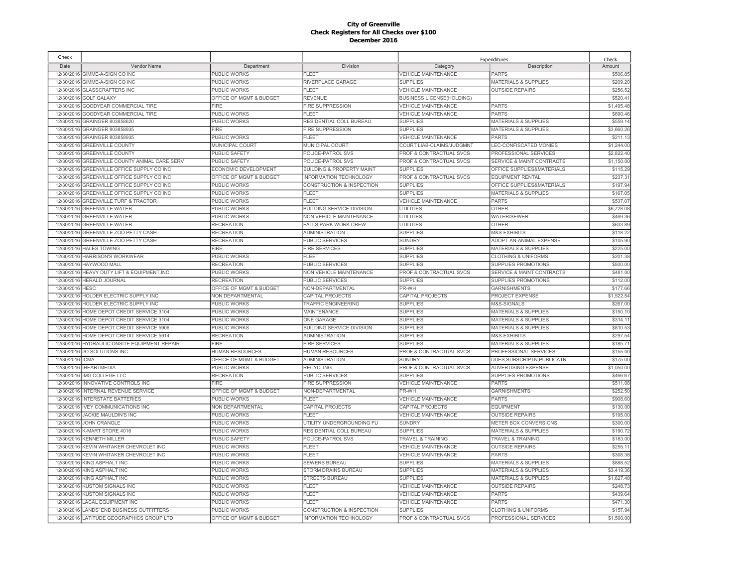# City of Greenville
## Check Registers for All Checks over $100
### December 2016

| Check | | | | Expenditures | | Check |
|---|---|---|---|---|---|---|
| Date | Vendor Name | Department | Division | Category | Description | Amount |
| 12/30/2016 | GIMME-A-SIGN CO INC | PUBLIC WORKS | FLEET | VEHICLE MAINTENANCE | PARTS | $506.85 |
| 12/30/2016 | GIMME-A-SIGN CO INC | PUBLIC WORKS | RIVERPLACE GARAGE | SUPPLIES | MATERIALS & SUPPLIES | $209.20 |
| 12/30/2016 | GLASSCRAFTERS INC | PUBLIC WORKS | FLEET | VEHICLE MAINTENANCE | OUTSIDE REPAIRS | $256.52 |
| 12/30/2016 | GOLF GALAXY | OFFICE OF MGMT & BUDGET | REVENUE | BUSINESS LICENSE(HOLDING) | | $520.41 |
| 12/30/2016 | GOODYEAR COMMERCIAL TIRE | FIRE | FIRE SUPPRESSION | VEHICLE MAINTENANCE | PARTS | $1,495.48 |
| 12/30/2016 | GOODYEAR COMMERCIAL TIRE | PUBLIC WORKS | FLEET | VEHICLE MAINTENANCE | PARTS | $690.46 |
| 12/30/2016 | GRAINGER 803858620 | PUBLIC WORKS | RESIDENTIAL COLL BUREAU | SUPPLIES | MATERIALS & SUPPLIES | $559.14 |
| 12/30/2016 | GRAINGER 803858935 | FIRE | FIRE SUPPRESSION | SUPPLIES | MATERIALS & SUPPLIES | $3,660.26 |
| 12/30/2016 | GRAINGER 803858935 | PUBLIC WORKS | FLEET | VEHICLE MAINTENANCE | PARTS | $211.13 |
| 12/30/2016 | GREENVILLE COUNTY | MUNICIPAL COURT | MUNICIPAL COURT | COURT LIAB-CLAIMS/JUDGMNT | LEC-CONFISCATED MONIES | $1,244.00 |
| 12/30/2016 | GREENVILLE COUNTY | PUBLIC SAFETY | POLICE-PATROL SVS | PROF & CONTRACTUAL SVCS | PROFESSIONAL SERVICES | $2,822.40 |
| 12/30/2016 | GREENVILLE COUNTY ANIMAL CARE SERV | PUBLIC SAFETY | POLICE-PATROL SVS | PROF & CONTRACTUAL SVCS | SERVICE & MAINT CONTRACTS | $1,150.00 |
| 12/30/2016 | GREENVILLE OFFICE SUPPLY CO INC | ECONOMIC DEVELOPMENT | BUILDING & PROPERTY MAINT | SUPPLIES | OFFICE SUPPLIES&MATERIALS | $115.29 |
| 12/30/2016 | GREENVILLE OFFICE SUPPLY CO INC | OFFICE OF MGMT & BUDGET | INFORMATION TECHNOLOGY | PROF & CONTRACTUAL SVCS | EQUIPMENT RENTAL | $237.31 |
| 12/30/2016 | GREENVILLE OFFICE SUPPLY CO INC | PUBLIC WORKS | CONSTRUCTION & INSPECTION | SUPPLIES | OFFICE SUPPLIES&MATERIALS | $197.94 |
| 12/30/2016 | GREENVILLE OFFICE SUPPLY CO INC | PUBLIC WORKS | FLEET | SUPPLIES | MATERIALS & SUPPLIES | $167.05 |
| 12/30/2016 | GREENVILLE TURF & TRACTOR | PUBLIC WORKS | FLEET | VEHICLE MAINTENANCE | PARTS | $537.07 |
| 12/30/2016 | GREENVILLE WATER | PUBLIC WORKS | BUILDING SERVICE DIVISION | UTILITIES | OTHER | $6,728.08 |
| 12/30/2016 | GREENVILLE WATER | PUBLIC WORKS | NON VEHICLE MAINTENANCE | UTILITIES | WATER/SEWER | $469.36 |
| 12/30/2016 | GREENVILLE WATER | RECREATION | FALLS PARK WORK CREW | UTILITIES | OTHER | $633.89 |
| 12/30/2016 | GREENVILLE ZOO PETTY CASH | RECREATION | ADMINISTRATION | SUPPLIES | M&S-EXHIBITS | $118.22 |
| 12/30/2016 | GREENVILLE ZOO PETTY CASH | RECREATION | PUBLIC SERVICES | SUNDRY | ADOPT-AN-ANIMAL EXPENSE | $105.90 |
| 12/30/2016 | HALES TOWING | FIRE | FIRE SERVICES | SUPPLIES | MATERIALS & SUPPLIES | $225.00 |
| 12/30/2016 | HARRISON'S WORKWEAR | PUBLIC WORKS | FLEET | SUPPLIES | CLOTHING & UNIFORMS | $201.38 |
| 12/30/2016 | HAYWOOD MALL | RECREATION | PUBLIC SERVICES | SUPPLIES | SUPPLIES PROMOTIONS | $500.00 |
| 12/30/2016 | HEAVY DUTY LIFT & EQUIPMENT INC | PUBLIC WORKS | NON VEHICLE MAINTENANCE | PROF & CONTRACTUAL SVCS | SERVICE & MAINT CONTRACTS | $481.00 |
| 12/30/2016 | HERALD JOURNAL | RECREATION | PUBLIC SERVICES | SUPPLIES | SUPPLIES PROMOTIONS | $112.00 |
| 12/30/2016 | HESC | OFFICE OF MGMT & BUDGET | NON-DEPARTMENTAL | PR-WH | GARNISHMENTS | $177.66 |
| 12/30/2016 | HOLDER ELECTRIC SUPPLY INC | NON DEPARTMENTAL | CAPITAL PROJECTS | CAPITAL PROJECTS | PROJECT EXPENSE | $1,522.54 |
| 12/30/2016 | HOLDER ELECTRIC SUPPLY INC | PUBLIC WORKS | TRAFFIC ENGINEERING | SUPPLIES | M&S-SIGNALS | $267.00 |
| 12/30/2016 | HOME DEPOT CREDIT SERVICE 3104 | PUBLIC WORKS | MAINTENANCE | SUPPLIES | MATERIALS & SUPPLIES | $150.10 |
| 12/30/2016 | HOME DEPOT CREDIT SERVICE 3104 | PUBLIC WORKS | ONE GARAGE | SUPPLIES | MATERIALS & SUPPLIES | $314.11 |
| 12/30/2016 | HOME DEPOT CREDIT SERVICE 5906 | PUBLIC WORKS | BUILDING SERVICE DIVISION | SUPPLIES | MATERIALS & SUPPLIES | $810.53 |
| 12/30/2016 | HOME DEPOT CREDIT SERVICE 5914 | RECREATION | ADMINISTRATION | SUPPLIES | M&S-EXHIBITS | $297.54 |
| 12/30/2016 | HYDRAULIC ONSITE EQUIPMENT REPAIR | FIRE | FIRE SERVICES | SUPPLIES | MATERIALS & SUPPLIES | $185.71 |
| 12/30/2016 | I/O SOLUTIONS INC | HUMAN RESOURCES | HUMAN RESOURCES | PROF & CONTRACTUAL SVCS | PROFESSIONAL SERVICES | $155.00 |
| 12/30/2016 | ICMA | OFFICE OF MGMT & BUDGET | ADMINISTRATION | SUNDRY | DUES,SUBSCRIPTN,PUBLICATN | $175.00 |
| 12/30/2016 | IHEARTMEDIA | PUBLIC WORKS | RECYCLING | PROF & CONTRACTUAL SVCS | ADVERTISING EXPENSE | $1,050.00 |
| 12/30/2016 | IMG COLLEGE LLC | RECREATION | PUBLIC SERVICES | SUPPLIES | SUPPLIES PROMOTIONS | $466.67 |
| 12/30/2016 | INNOVATIVE CONTROLS INC | FIRE | FIRE SUPPRESSION | VEHICLE MAINTENANCE | PARTS | $511.08 |
| 12/30/2016 | INTERNAL REVENUE SERVICE | OFFICE OF MGMT & BUDGET | NON-DEPARTMENTAL | PR-WH | GARNISHMENTS | $252.50 |
| 12/30/2016 | INTERSTATE BATTERIES | PUBLIC WORKS | FLEET | VEHICLE MAINTENANCE | PARTS | $908.60 |
| 12/30/2016 | IVEY COMMUNICATIONS INC | NON DEPARTMENTAL | CAPITAL PROJECTS | CAPITAL PROJECTS | EQUIPMENT | $130.00 |
| 12/30/2016 | JACKIE MAULDIN'S INC | PUBLIC WORKS | FLEET | VEHICLE MAINTENANCE | OUTSIDE REPAIRS | $195.00 |
| 12/30/2016 | JOHN CRANGLE | PUBLIC WORKS | UTILITY UNDERGROUNDING FU | SUNDRY | METER BOX CONVERSIONS | $300.00 |
| 12/30/2016 | K-MART STORE 4016 | PUBLIC WORKS | RESIDENTIAL COLL BUREAU | SUPPLIES | MATERIALS & SUPPLIES | $190.72 |
| 12/30/2016 | KENNETH MILLER | PUBLIC SAFETY | POLICE-PATROL SVS | TRAVEL & TRAINING | TRAVEL & TRAINING | $183.00 |
| 12/30/2016 | KEVIN WHITAKER CHEVROLET INC | PUBLIC WORKS | FLEET | VEHICLE MAINTENANCE | OUTSIDE REPAIRS | $255.11 |
| 12/30/2016 | KEVIN WHITAKER CHEVROLET INC | PUBLIC WORKS | FLEET | VEHICLE MAINTENANCE | PARTS | $308.38 |
| 12/30/2016 | KING ASPHALT INC | PUBLIC WORKS | SEWERS BUREAU | SUPPLIES | MATERIALS & SUPPLIES | $888.52 |
| 12/30/2016 | KING ASPHALT INC | PUBLIC WORKS | STORM DRAINS BUREAU | SUPPLIES | MATERIALS & SUPPLIES | $3,419.36 |
| 12/30/2016 | KING ASPHALT INC | PUBLIC WORKS | STREETS BUREAU | SUPPLIES | MATERIALS & SUPPLIES | $1,627.48 |
| 12/30/2016 | KUSTOM SIGNALS INC | PUBLIC WORKS | FLEET | VEHICLE MAINTENANCE | OUTSIDE REPAIRS | $248.73 |
| 12/30/2016 | KUSTOM SIGNALS INC | PUBLIC WORKS | FLEET | VEHICLE MAINTENANCE | PARTS | $439.64 |
| 12/30/2016 | LACAL EQUIPMENT INC | PUBLIC WORKS | FLEET | VEHICLE MAINTENANCE | PARTS | $471.30 |
| 12/30/2016 | LANDS' END BUSINESS OUTFITTERS | PUBLIC WORKS | CONSTRUCTION & INSPECTION | SUPPLIES | CLOTHING & UNIFORMS | $157.94 |
| 12/30/2016 | LATITUDE GEOGRAPHICS GROUP LTD | OFFICE OF MGMT & BUDGET | INFORMATION TECHNOLOGY | PROF & CONTRACTUAL SVCS | PROFESSIONAL SERVICES | $1,500.00 |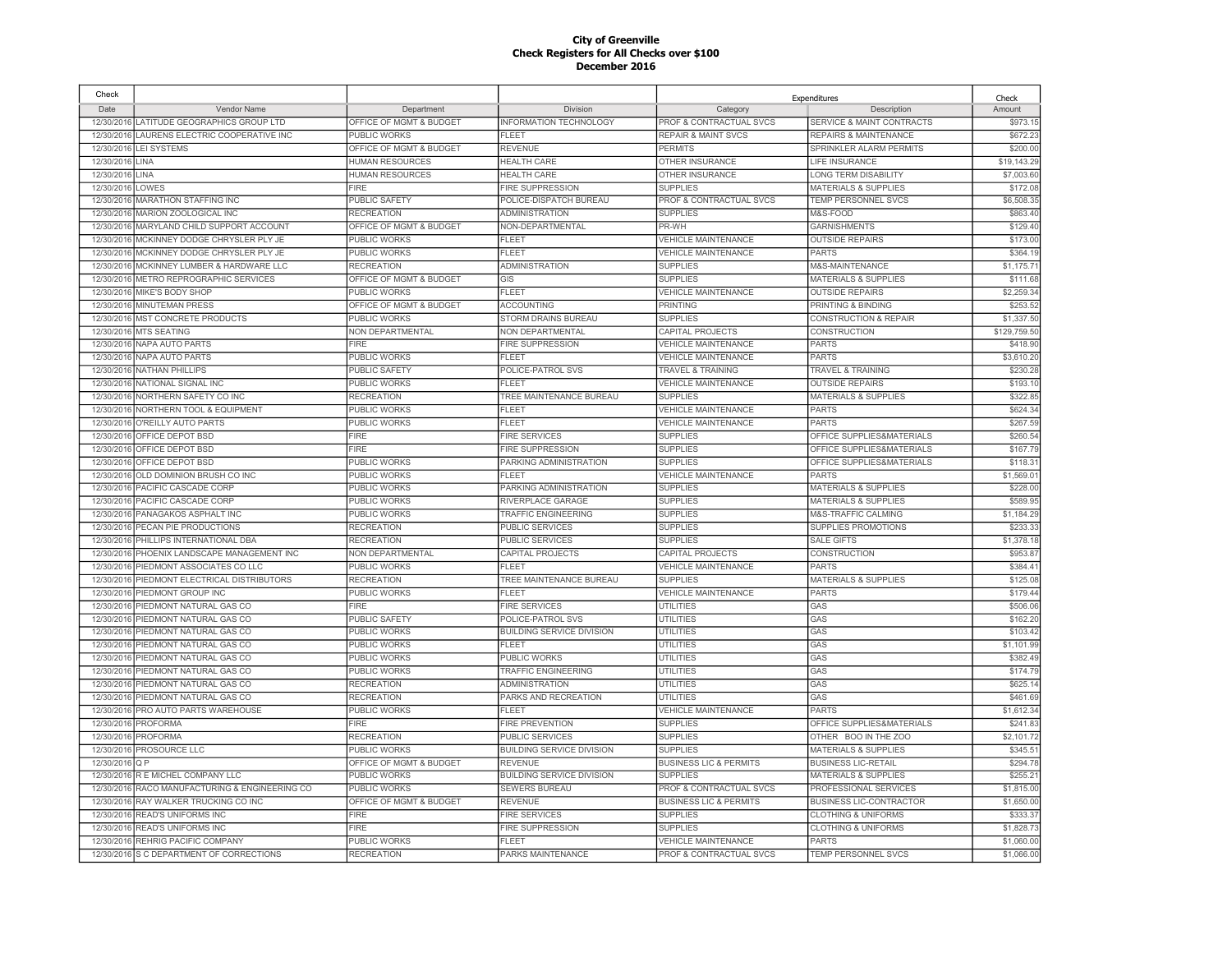**City of Greenville**
**Check Registers for All Checks over $100**
**December 2016**

| Check | | | | Expenditures | | Check |
|---|---|---|---|---|---|---|
| Date | Vendor Name | Department | Division | Category | Description | Amount |
| 12/30/2016 | LATITUDE GEOGRAPHICS GROUP LTD | OFFICE OF MGMT & BUDGET | INFORMATION TECHNOLOGY | PROF & CONTRACTUAL SVCS | SERVICE & MAINT CONTRACTS | $973.15 |
| 12/30/2016 | LAURENS ELECTRIC COOPERATIVE INC | PUBLIC WORKS | FLEET | REPAIR & MAINT SVCS | REPAIRS & MAINTENANCE | $672.23 |
| 12/30/2016 | LEI SYSTEMS | OFFICE OF MGMT & BUDGET | REVENUE | PERMITS | SPRINKLER ALARM PERMITS | $200.00 |
| 12/30/2016 | LINA | HUMAN RESOURCES | HEALTH CARE | OTHER INSURANCE | LIFE INSURANCE | $19,143.29 |
| 12/30/2016 | LINA | HUMAN RESOURCES | HEALTH CARE | OTHER INSURANCE | LONG TERM DISABILITY | $7,003.60 |
| 12/30/2016 | LOWES | FIRE | FIRE SUPPRESSION | SUPPLIES | MATERIALS & SUPPLIES | $172.08 |
| 12/30/2016 | MARATHON STAFFING INC | PUBLIC SAFETY | POLICE-DISPATCH BUREAU | PROF & CONTRACTUAL SVCS | TEMP PERSONNEL SVCS | $6,508.35 |
| 12/30/2016 | MARION ZOOLOGICAL INC | RECREATION | ADMINISTRATION | SUPPLIES | M&S-FOOD | $863.40 |
| 12/30/2016 | MARYLAND CHILD SUPPORT ACCOUNT | OFFICE OF MGMT & BUDGET | NON-DEPARTMENTAL | PR-WH | GARNISHMENTS | $129.40 |
| 12/30/2016 | MCKINNEY DODGE CHRYSLER PLY JE | PUBLIC WORKS | FLEET | VEHICLE MAINTENANCE | OUTSIDE REPAIRS | $173.00 |
| 12/30/2016 | MCKINNEY DODGE CHRYSLER PLY JE | PUBLIC WORKS | FLEET | VEHICLE MAINTENANCE | PARTS | $364.19 |
| 12/30/2016 | MCKINNEY LUMBER & HARDWARE LLC | RECREATION | ADMINISTRATION | SUPPLIES | M&S-MAINTENANCE | $1,175.71 |
| 12/30/2016 | METRO REPROGRAPHIC SERVICES | OFFICE OF MGMT & BUDGET | GIS | SUPPLIES | MATERIALS & SUPPLIES | $111.68 |
| 12/30/2016 | MIKE'S BODY SHOP | PUBLIC WORKS | FLEET | VEHICLE MAINTENANCE | OUTSIDE REPAIRS | $2,259.34 |
| 12/30/2016 | MINUTEMAN PRESS | OFFICE OF MGMT & BUDGET | ACCOUNTING | PRINTING | PRINTING & BINDING | $253.52 |
| 12/30/2016 | MST CONCRETE PRODUCTS | PUBLIC WORKS | STORM DRAINS BUREAU | SUPPLIES | CONSTRUCTION & REPAIR | $1,337.50 |
| 12/30/2016 | MTS SEATING | NON DEPARTMENTAL | NON DEPARTMENTAL | CAPITAL PROJECTS | CONSTRUCTION | $129,759.50 |
| 12/30/2016 | NAPA AUTO PARTS | FIRE | FIRE SUPPRESSION | VEHICLE MAINTENANCE | PARTS | $418.90 |
| 12/30/2016 | NAPA AUTO PARTS | PUBLIC WORKS | FLEET | VEHICLE MAINTENANCE | PARTS | $3,610.20 |
| 12/30/2016 | NATHAN PHILLIPS | PUBLIC SAFETY | POLICE-PATROL SVS | TRAVEL & TRAINING | TRAVEL & TRAINING | $230.28 |
| 12/30/2016 | NATIONAL SIGNAL INC | PUBLIC WORKS | FLEET | VEHICLE MAINTENANCE | OUTSIDE REPAIRS | $193.10 |
| 12/30/2016 | NORTHERN SAFETY CO INC | RECREATION | TREE MAINTENANCE BUREAU | SUPPLIES | MATERIALS & SUPPLIES | $322.85 |
| 12/30/2016 | NORTHERN TOOL & EQUIPMENT | PUBLIC WORKS | FLEET | VEHICLE MAINTENANCE | PARTS | $624.34 |
| 12/30/2016 | O'REILLY AUTO PARTS | PUBLIC WORKS | FLEET | VEHICLE MAINTENANCE | PARTS | $267.59 |
| 12/30/2016 | OFFICE DEPOT BSD | FIRE | FIRE SERVICES | SUPPLIES | OFFICE SUPPLIES&MATERIALS | $260.54 |
| 12/30/2016 | OFFICE DEPOT BSD | FIRE | FIRE SUPPRESSION | SUPPLIES | OFFICE SUPPLIES&MATERIALS | $167.79 |
| 12/30/2016 | OFFICE DEPOT BSD | PUBLIC WORKS | PARKING ADMINISTRATION | SUPPLIES | OFFICE SUPPLIES&MATERIALS | $118.31 |
| 12/30/2016 | OLD DOMINION BRUSH CO INC | PUBLIC WORKS | FLEET | VEHICLE MAINTENANCE | PARTS | $1,569.01 |
| 12/30/2016 | PACIFIC CASCADE CORP | PUBLIC WORKS | PARKING ADMINISTRATION | SUPPLIES | MATERIALS & SUPPLIES | $228.00 |
| 12/30/2016 | PACIFIC CASCADE CORP | PUBLIC WORKS | RIVERPLACE GARAGE | SUPPLIES | MATERIALS & SUPPLIES | $589.95 |
| 12/30/2016 | PANAGAKOS ASPHALT INC | PUBLIC WORKS | TRAFFIC ENGINEERING | SUPPLIES | M&S-TRAFFIC CALMING | $1,184.29 |
| 12/30/2016 | PECAN PIE PRODUCTIONS | RECREATION | PUBLIC SERVICES | SUPPLIES | SUPPLIES PROMOTIONS | $233.33 |
| 12/30/2016 | PHILLIPS INTERNATIONAL DBA | RECREATION | PUBLIC SERVICES | SUPPLIES | SALE GIFTS | $1,378.18 |
| 12/30/2016 | PHOENIX LANDSCAPE MANAGEMENT INC | NON DEPARTMENTAL | CAPITAL PROJECTS | CAPITAL PROJECTS | CONSTRUCTION | $953.87 |
| 12/30/2016 | PIEDMONT ASSOCIATES CO LLC | PUBLIC WORKS | FLEET | VEHICLE MAINTENANCE | PARTS | $384.41 |
| 12/30/2016 | PIEDMONT ELECTRICAL DISTRIBUTORS | RECREATION | TREE MAINTENANCE BUREAU | SUPPLIES | MATERIALS & SUPPLIES | $125.08 |
| 12/30/2016 | PIEDMONT GROUP INC | PUBLIC WORKS | FLEET | VEHICLE MAINTENANCE | PARTS | $179.44 |
| 12/30/2016 | PIEDMONT NATURAL GAS CO | FIRE | FIRE SERVICES | UTILITIES | GAS | $506.06 |
| 12/30/2016 | PIEDMONT NATURAL GAS CO | PUBLIC SAFETY | POLICE-PATROL SVS | UTILITIES | GAS | $162.20 |
| 12/30/2016 | PIEDMONT NATURAL GAS CO | PUBLIC WORKS | BUILDING SERVICE DIVISION | UTILITIES | GAS | $103.42 |
| 12/30/2016 | PIEDMONT NATURAL GAS CO | PUBLIC WORKS | FLEET | UTILITIES | GAS | $1,101.99 |
| 12/30/2016 | PIEDMONT NATURAL GAS CO | PUBLIC WORKS | PUBLIC WORKS | UTILITIES | GAS | $382.49 |
| 12/30/2016 | PIEDMONT NATURAL GAS CO | PUBLIC WORKS | TRAFFIC ENGINEERING | UTILITIES | GAS | $174.79 |
| 12/30/2016 | PIEDMONT NATURAL GAS CO | RECREATION | ADMINISTRATION | UTILITIES | GAS | $625.14 |
| 12/30/2016 | PIEDMONT NATURAL GAS CO | RECREATION | PARKS AND RECREATION | UTILITIES | GAS | $461.69 |
| 12/30/2016 | PRO AUTO PARTS WAREHOUSE | PUBLIC WORKS | FLEET | VEHICLE MAINTENANCE | PARTS | $1,612.34 |
| 12/30/2016 | PROFORMA | FIRE | FIRE PREVENTION | SUPPLIES | OFFICE SUPPLIES&MATERIALS | $241.83 |
| 12/30/2016 | PROFORMA | RECREATION | PUBLIC SERVICES | SUPPLIES | OTHER BOO IN THE ZOO | $2,101.72 |
| 12/30/2016 | PROSOURCE LLC | PUBLIC WORKS | BUILDING SERVICE DIVISION | SUPPLIES | MATERIALS & SUPPLIES | $345.51 |
| 12/30/2016 | Q P | OFFICE OF MGMT & BUDGET | REVENUE | BUSINESS LIC & PERMITS | BUSINESS LIC-RETAIL | $294.78 |
| 12/30/2016 | R E MICHEL COMPANY LLC | PUBLIC WORKS | BUILDING SERVICE DIVISION | SUPPLIES | MATERIALS & SUPPLIES | $255.21 |
| 12/30/2016 | RACO MANUFACTURING & ENGINEERING CO | PUBLIC WORKS | SEWERS BUREAU | PROF & CONTRACTUAL SVCS | PROFESSIONAL SERVICES | $1,815.00 |
| 12/30/2016 | RAY WALKER TRUCKING CO INC | OFFICE OF MGMT & BUDGET | REVENUE | BUSINESS LIC & PERMITS | BUSINESS LIC-CONTRACTOR | $1,650.00 |
| 12/30/2016 | READ'S UNIFORMS INC | FIRE | FIRE SERVICES | SUPPLIES | CLOTHING & UNIFORMS | $333.37 |
| 12/30/2016 | READ'S UNIFORMS INC | FIRE | FIRE SUPPRESSION | SUPPLIES | CLOTHING & UNIFORMS | $1,828.73 |
| 12/30/2016 | REHRIG PACIFIC COMPANY | PUBLIC WORKS | FLEET | VEHICLE MAINTENANCE | PARTS | $1,060.00 |
| 12/30/2016 | S C DEPARTMENT OF CORRECTIONS | RECREATION | PARKS MAINTENANCE | PROF & CONTRACTUAL SVCS | TEMP PERSONNEL SVCS | $1,066.00 |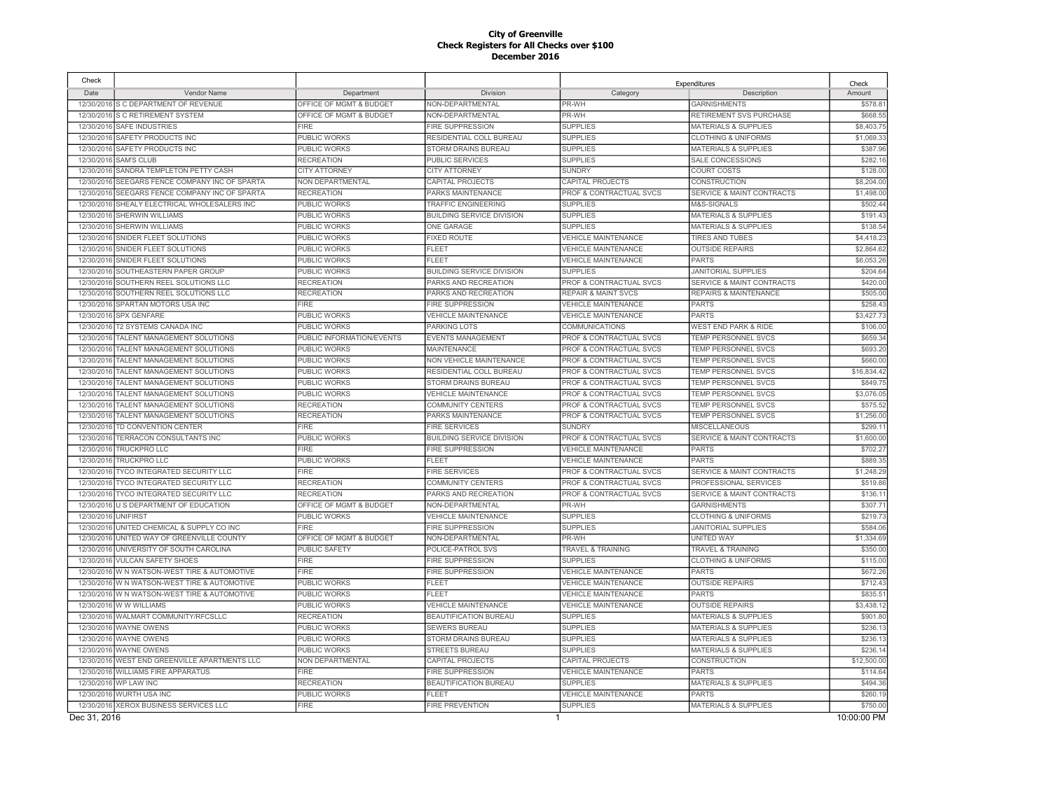# City of Greenville
## Check Registers for All Checks over $100
### December 2016

| Check | | | | Expenditures | | Check |
|---|---|---|---|---|---|---|
| Date | Vendor Name | Department | Division | Category | Description | Amount |
| 12/30/2016 | S C DEPARTMENT OF REVENUE | OFFICE OF MGMT & BUDGET | NON-DEPARTMENTAL | PR-WH | GARNISHMENTS | $578.81 |
| 12/30/2016 | S C RETIREMENT SYSTEM | OFFICE OF MGMT & BUDGET | NON-DEPARTMENTAL | PR-WH | RETIREMENT SVS PURCHASE | $668.55 |
| 12/30/2016 | SAFE INDUSTRIES | FIRE | FIRE SUPPRESSION | SUPPLIES | MATERIALS & SUPPLIES | $8,403.75 |
| 12/30/2016 | SAFETY PRODUCTS INC | PUBLIC WORKS | RESIDENTIAL COLL BUREAU | SUPPLIES | CLOTHING & UNIFORMS | $1,069.33 |
| 12/30/2016 | SAFETY PRODUCTS INC | PUBLIC WORKS | STORM DRAINS BUREAU | SUPPLIES | MATERIALS & SUPPLIES | $387.96 |
| 12/30/2016 | SAM'S CLUB | RECREATION | PUBLIC SERVICES | SUPPLIES | SALE CONCESSIONS | $282.16 |
| 12/30/2016 | SANDRA TEMPLETON PETTY CASH | CITY ATTORNEY | CITY ATTORNEY | SUNDRY | COURT COSTS | $128.00 |
| 12/30/2016 | SEEGARS FENCE COMPANY INC OF SPARTA | NON DEPARTMENTAL | CAPITAL PROJECTS | CAPITAL PROJECTS | CONSTRUCTION | $8,204.00 |
| 12/30/2016 | SEEGARS FENCE COMPANY INC OF SPARTA | RECREATION | PARKS MAINTENANCE | PROF & CONTRACTUAL SVCS | SERVICE & MAINT CONTRACTS | $1,498.00 |
| 12/30/2016 | SHEALY ELECTRICAL WHOLESALERS INC | PUBLIC WORKS | TRAFFIC ENGINEERING | SUPPLIES | M&S-SIGNALS | $502.44 |
| 12/30/2016 | SHERWIN WILLIAMS | PUBLIC WORKS | BUILDING SERVICE DIVISION | SUPPLIES | MATERIALS & SUPPLIES | $191.43 |
| 12/30/2016 | SHERWIN WILLIAMS | PUBLIC WORKS | ONE GARAGE | SUPPLIES | MATERIALS & SUPPLIES | $138.54 |
| 12/30/2016 | SNIDER FLEET SOLUTIONS | PUBLIC WORKS | FIXED ROUTE | VEHICLE MAINTENANCE | TIRES AND TUBES | $4,418.23 |
| 12/30/2016 | SNIDER FLEET SOLUTIONS | PUBLIC WORKS | FLEET | VEHICLE MAINTENANCE | OUTSIDE REPAIRS | $2,864.62 |
| 12/30/2016 | SNIDER FLEET SOLUTIONS | PUBLIC WORKS | FLEET | VEHICLE MAINTENANCE | PARTS | $6,053.26 |
| 12/30/2016 | SOUTHEASTERN PAPER GROUP | PUBLIC WORKS | BUILDING SERVICE DIVISION | SUPPLIES | JANITORIAL SUPPLIES | $204.64 |
| 12/30/2016 | SOUTHERN REEL SOLUTIONS LLC | RECREATION | PARKS AND RECREATION | PROF & CONTRACTUAL SVCS | SERVICE & MAINT CONTRACTS | $420.00 |
| 12/30/2016 | SOUTHERN REEL SOLUTIONS LLC | RECREATION | PARKS AND RECREATION | REPAIR & MAINT SVCS | REPAIRS & MAINTENANCE | $505.00 |
| 12/30/2016 | SPARTAN MOTORS USA INC | FIRE | FIRE SUPPRESSION | VEHICLE MAINTENANCE | PARTS | $258.43 |
| 12/30/2016 | SPX GENFARE | PUBLIC WORKS | VEHICLE MAINTENANCE | VEHICLE MAINTENANCE | PARTS | $3,427.73 |
| 12/30/2016 | T2 SYSTEMS CANADA INC | PUBLIC WORKS | PARKING LOTS | COMMUNICATIONS | WEST END PARK & RIDE | $106.00 |
| 12/30/2016 | TALENT MANAGEMENT SOLUTIONS | PUBLIC INFORMATION/EVENTS | EVENTS MANAGEMENT | PROF & CONTRACTUAL SVCS | TEMP PERSONNEL SVCS | $659.34 |
| 12/30/2016 | TALENT MANAGEMENT SOLUTIONS | PUBLIC WORKS | MAINTENANCE | PROF & CONTRACTUAL SVCS | TEMP PERSONNEL SVCS | $693.20 |
| 12/30/2016 | TALENT MANAGEMENT SOLUTIONS | PUBLIC WORKS | NON VEHICLE MAINTENANCE | PROF & CONTRACTUAL SVCS | TEMP PERSONNEL SVCS | $660.00 |
| 12/30/2016 | TALENT MANAGEMENT SOLUTIONS | PUBLIC WORKS | RESIDENTIAL COLL BUREAU | PROF & CONTRACTUAL SVCS | TEMP PERSONNEL SVCS | $16,834.42 |
| 12/30/2016 | TALENT MANAGEMENT SOLUTIONS | PUBLIC WORKS | STORM DRAINS BUREAU | PROF & CONTRACTUAL SVCS | TEMP PERSONNEL SVCS | $849.75 |
| 12/30/2016 | TALENT MANAGEMENT SOLUTIONS | PUBLIC WORKS | VEHICLE MAINTENANCE | PROF & CONTRACTUAL SVCS | TEMP PERSONNEL SVCS | $3,076.05 |
| 12/30/2016 | TALENT MANAGEMENT SOLUTIONS | RECREATION | COMMUNITY CENTERS | PROF & CONTRACTUAL SVCS | TEMP PERSONNEL SVCS | $575.52 |
| 12/30/2016 | TALENT MANAGEMENT SOLUTIONS | RECREATION | PARKS MAINTENANCE | PROF & CONTRACTUAL SVCS | TEMP PERSONNEL SVCS | $1,256.00 |
| 12/30/2016 | TD CONVENTION CENTER | FIRE | FIRE SERVICES | SUNDRY | MISCELLANEOUS | $299.11 |
| 12/30/2016 | TERRACON CONSULTANTS INC | PUBLIC WORKS | BUILDING SERVICE DIVISION | PROF & CONTRACTUAL SVCS | SERVICE & MAINT CONTRACTS | $1,600.00 |
| 12/30/2016 | TRUCKPRO LLC | FIRE | FIRE SUPPRESSION | VEHICLE MAINTENANCE | PARTS | $702.27 |
| 12/30/2016 | TRUCKPRO LLC | PUBLIC WORKS | FLEET | VEHICLE MAINTENANCE | PARTS | $889.35 |
| 12/30/2016 | TYCO INTEGRATED SECURITY LLC | FIRE | FIRE SERVICES | PROF & CONTRACTUAL SVCS | SERVICE & MAINT CONTRACTS | $1,248.29 |
| 12/30/2016 | TYCO INTEGRATED SECURITY LLC | RECREATION | COMMUNITY CENTERS | PROF & CONTRACTUAL SVCS | PROFESSIONAL SERVICES | $519.86 |
| 12/30/2016 | TYCO INTEGRATED SECURITY LLC | RECREATION | PARKS AND RECREATION | PROF & CONTRACTUAL SVCS | SERVICE & MAINT CONTRACTS | $136.11 |
| 12/30/2016 | U S DEPARTMENT OF EDUCATION | OFFICE OF MGMT & BUDGET | NON-DEPARTMENTAL | PR-WH | GARNISHMENTS | $307.71 |
| 12/30/2016 | UNIFIRST | PUBLIC WORKS | VEHICLE MAINTENANCE | SUPPLIES | CLOTHING & UNIFORMS | $219.73 |
| 12/30/2016 | UNITED CHEMICAL & SUPPLY CO INC | FIRE | FIRE SUPPRESSION | SUPPLIES | JANITORIAL SUPPLIES | $584.06 |
| 12/30/2016 | UNITED WAY OF GREENVILLE COUNTY | OFFICE OF MGMT & BUDGET | NON-DEPARTMENTAL | PR-WH | UNITED WAY | $1,334.69 |
| 12/30/2016 | UNIVERSITY OF SOUTH CAROLINA | PUBLIC SAFETY | POLICE-PATROL SVS | TRAVEL & TRAINING | TRAVEL & TRAINING | $350.00 |
| 12/30/2016 | VULCAN SAFETY SHOES | FIRE | FIRE SUPPRESSION | SUPPLIES | CLOTHING & UNIFORMS | $115.00 |
| 12/30/2016 | W N WATSON-WEST TIRE & AUTOMOTIVE | FIRE | FIRE SUPPRESSION | VEHICLE MAINTENANCE | PARTS | $672.26 |
| 12/30/2016 | W N WATSON-WEST TIRE & AUTOMOTIVE | PUBLIC WORKS | FLEET | VEHICLE MAINTENANCE | OUTSIDE REPAIRS | $712.43 |
| 12/30/2016 | W N WATSON-WEST TIRE & AUTOMOTIVE | PUBLIC WORKS | FLEET | VEHICLE MAINTENANCE | PARTS | $835.51 |
| 12/30/2016 | W W WILLIAMS | PUBLIC WORKS | VEHICLE MAINTENANCE | VEHICLE MAINTENANCE | OUTSIDE REPAIRS | $3,438.12 |
| 12/30/2016 | WALMART COMMUNITY/RFCSLLC | RECREATION | BEAUTIFICATION BUREAU | SUPPLIES | MATERIALS & SUPPLIES | $901.80 |
| 12/30/2016 | WAYNE OWENS | PUBLIC WORKS | SEWERS BUREAU | SUPPLIES | MATERIALS & SUPPLIES | $236.13 |
| 12/30/2016 | WAYNE OWENS | PUBLIC WORKS | STORM DRAINS BUREAU | SUPPLIES | MATERIALS & SUPPLIES | $236.13 |
| 12/30/2016 | WAYNE OWENS | PUBLIC WORKS | STREETS BUREAU | SUPPLIES | MATERIALS & SUPPLIES | $236.14 |
| 12/30/2016 | WEST END GREENVILLE APARTMENTS LLC | NON DEPARTMENTAL | CAPITAL PROJECTS | CAPITAL PROJECTS | CONSTRUCTION | $12,500.00 |
| 12/30/2016 | WILLIAMS FIRE APPARATUS | FIRE | FIRE SUPPRESSION | VEHICLE MAINTENANCE | PARTS | $114.64 |
| 12/30/2016 | WP LAW INC | RECREATION | BEAUTIFICATION BUREAU | SUPPLIES | MATERIALS & SUPPLIES | $494.36 |
| 12/30/2016 | WURTH USA INC | PUBLIC WORKS | FLEET | VEHICLE MAINTENANCE | PARTS | $260.19 |
| 12/30/2016 | XEROX BUSINESS SERVICES LLC | FIRE | FIRE PREVENTION | SUPPLIES | MATERIALS & SUPPLIES | $750.00 |

Dec 31, 2016 10:00:00 PM